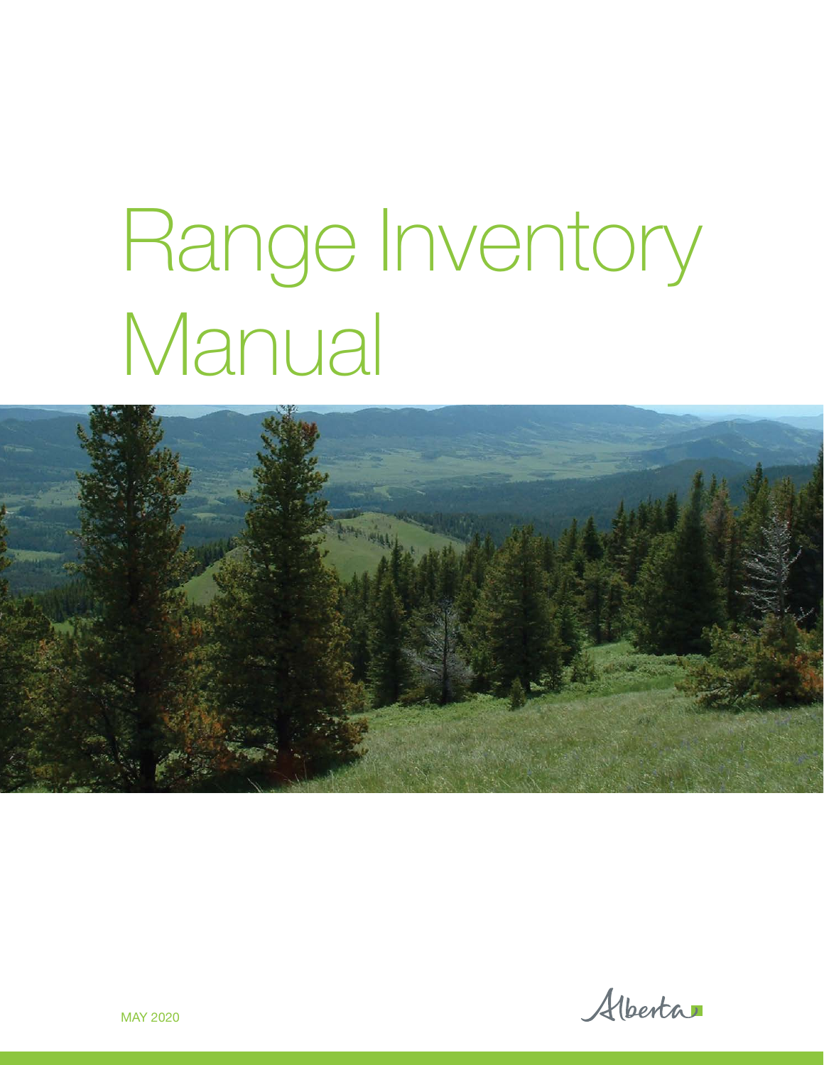# Range Inventory Manual

MAY 2020

Alberta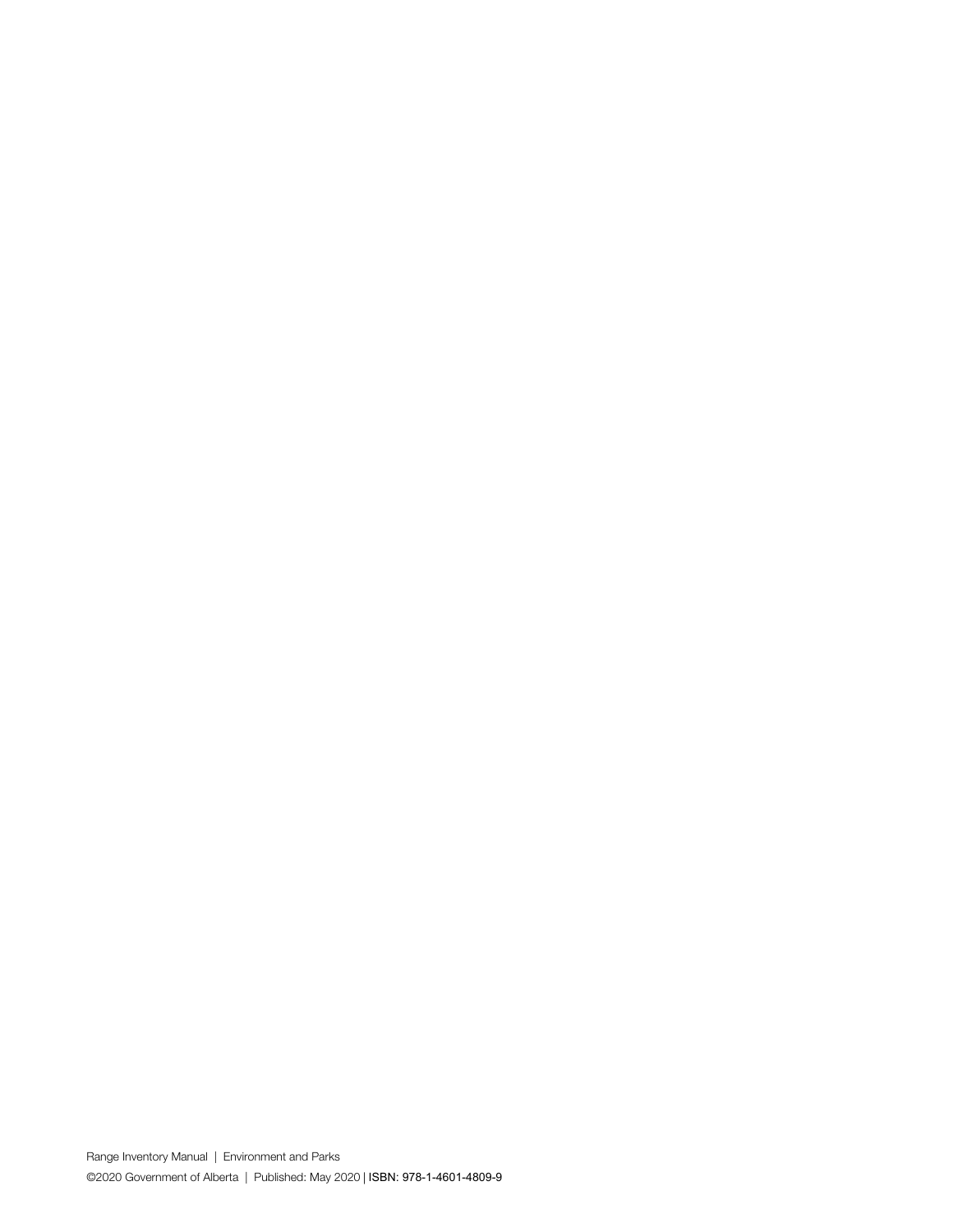Range Inventory Manual | Environment and Parks

©2020 Government of Alberta | Published: May 2020 | ISBN: 978-1-4601-4809-9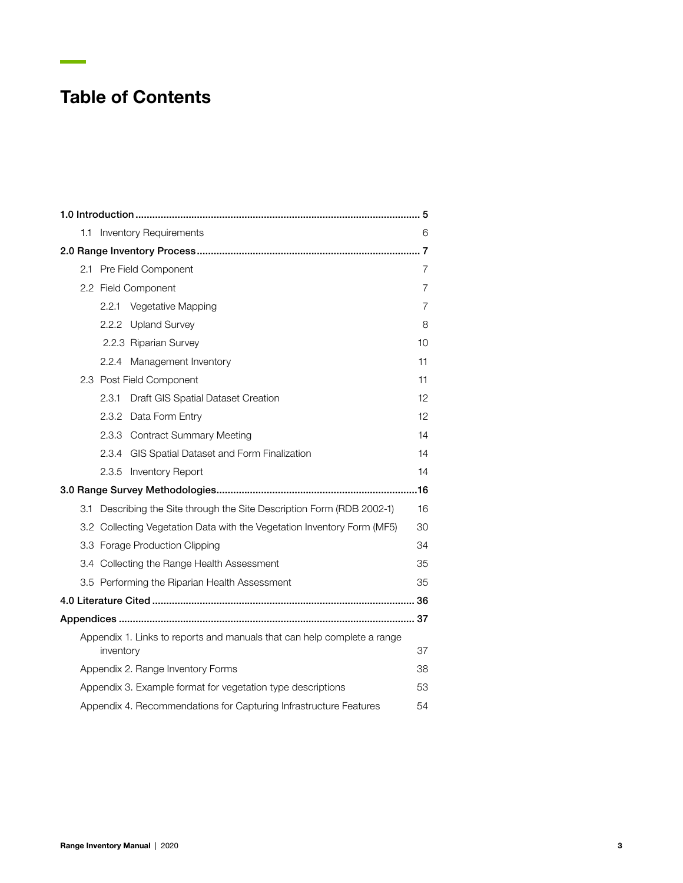# Table of Contents

| | |
|---|---|
| **1.0 Introduction** | **5** |
| 1.1 Inventory Requirements | 6 |
| **2.0 Range Inventory Process** | **7** |
| 2.1 Pre Field Component | 7 |
| 2.2 Field Component | 7 |
| 2.2.1 Vegetative Mapping | 7 |
| 2.2.2 Upland Survey | 8 |
| 2.2.3 Riparian Survey | 10 |
| 2.2.4 Management Inventory | 11 |
| 2.3 Post Field Component | 11 |
| 2.3.1 Draft GIS Spatial Dataset Creation | 12 |
| 2.3.2 Data Form Entry | 12 |
| 2.3.3 Contract Summary Meeting | 14 |
| 2.3.4 GIS Spatial Dataset and Form Finalization | 14 |
| 2.3.5 Inventory Report | 14 |
| **3.0 Range Survey Methodologies** | **16** |
| 3.1 Describing the Site through the Site Description Form (RDB 2002-1) | 16 |
| 3.2 Collecting Vegetation Data with the Vegetation Inventory Form (MF5) | 30 |
| 3.3 Forage Production Clipping | 34 |
| 3.4 Collecting the Range Health Assessment | 35 |
| 3.5 Performing the Riparian Health Assessment | 35 |
| **4.0 Literature Cited** | **36** |
| **Appendices** | **37** |
| Appendix 1. Links to reports and manuals that can help complete a range inventory | 37 |
| Appendix 2. Range Inventory Forms | 38 |
| Appendix 3. Example format for vegetation type descriptions | 53 |
| Appendix 4. Recommendations for Capturing Infrastructure Features | 54 |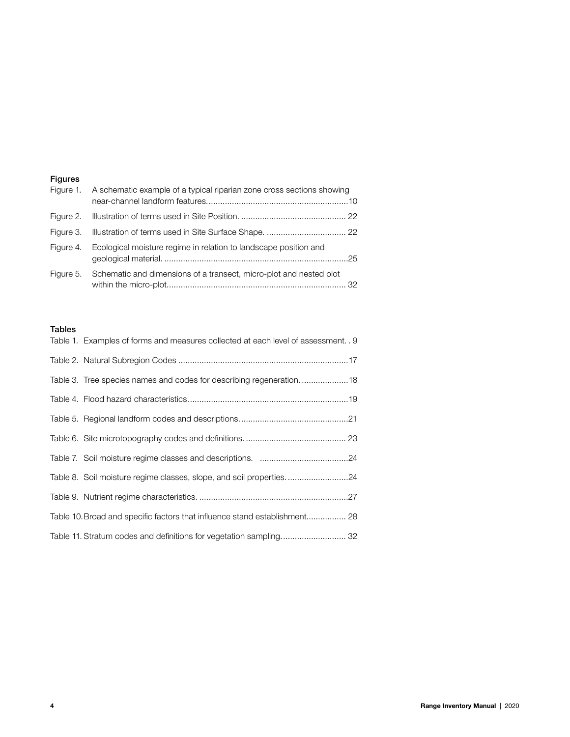## Figures

Figure 1. A schematic example of a typical riparian zone cross sections showing near-channel landform features............................................................10

Figure 2. Illustration of terms used in Site Position. ............................................. 22

Figure 3. Illustration of terms used in Site Surface Shape. .................................. 22

Figure 4. Ecological moisture regime in relation to landscape position and geological material. ..............................................................................25

Figure 5. Schematic and dimensions of a transect, micro-plot and nested plot within the micro-plot............................................................................ 32

## Tables

Table 1. Examples of forms and measures collected at each level of assessment. . 9

Table 2. Natural Subregion Codes .........................................................................17

Table 3. Tree species names and codes for describing regeneration. ....................18

Table 4. Flood hazard characteristics.....................................................................19

Table 5. Regional landform codes and descriptions..............................................21

Table 6. Site microtopography codes and definitions. ........................................... 23

Table 7. Soil moisture regime classes and descriptions. ......................................24

Table 8. Soil moisture regime classes, slope, and soil properties. ..........................24

Table 9. Nutrient regime characteristics. ................................................................27

Table 10. Broad and specific factors that influence stand establishment................. 28

Table 11. Stratum codes and definitions for vegetation sampling. ........................... 32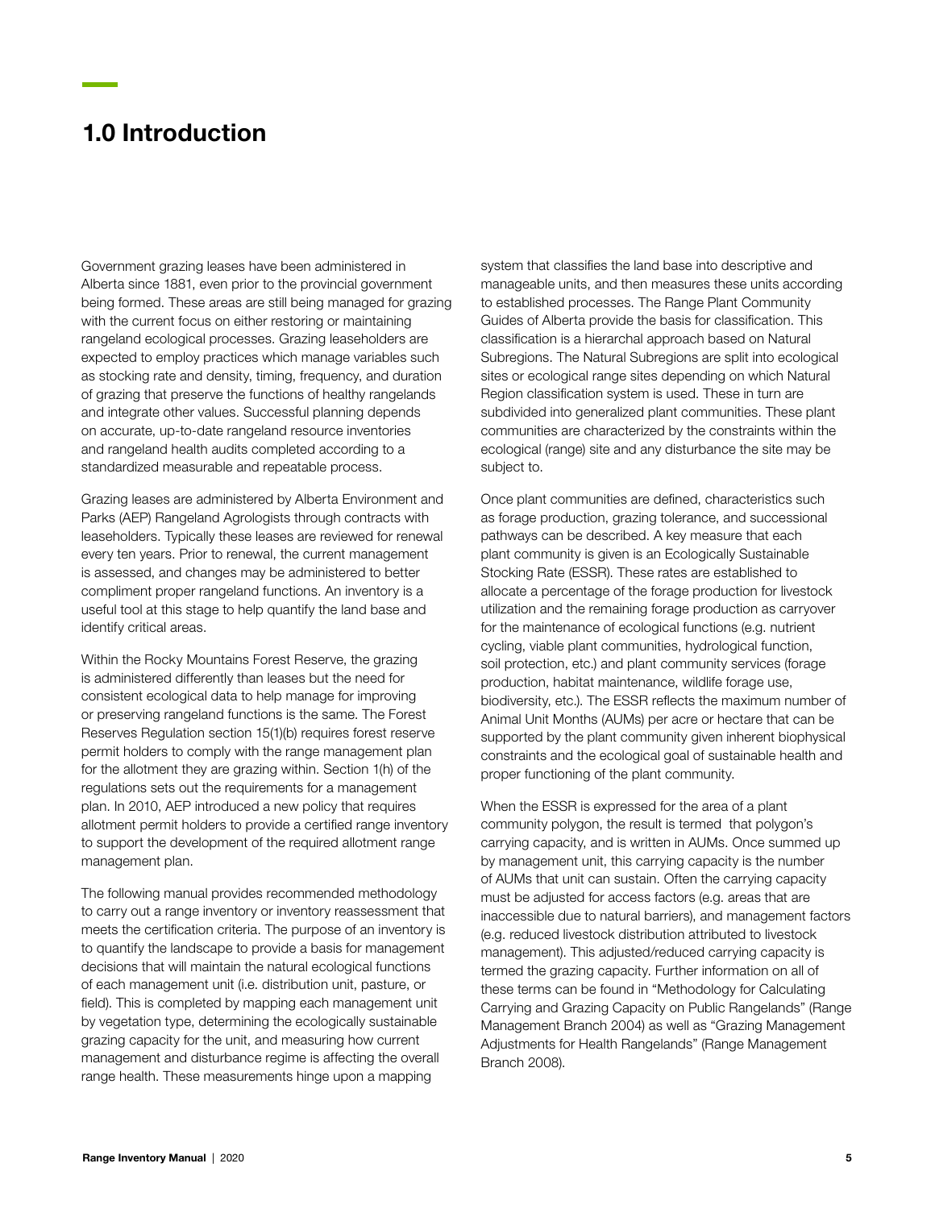# 1.0 Introduction

Government grazing leases have been administered in Alberta since 1881, even prior to the provincial government being formed. These areas are still being managed for grazing with the current focus on either restoring or maintaining rangeland ecological processes. Grazing leaseholders are expected to employ practices which manage variables such as stocking rate and density, timing, frequency, and duration of grazing that preserve the functions of healthy rangelands and integrate other values. Successful planning depends on accurate, up-to-date rangeland resource inventories and rangeland health audits completed according to a standardized measurable and repeatable process.

Grazing leases are administered by Alberta Environment and Parks (AEP) Rangeland Agrologists through contracts with leaseholders. Typically these leases are reviewed for renewal every ten years. Prior to renewal, the current management is assessed, and changes may be administered to better compliment proper rangeland functions. An inventory is a useful tool at this stage to help quantify the land base and identify critical areas.

Within the Rocky Mountains Forest Reserve, the grazing is administered differently than leases but the need for consistent ecological data to help manage for improving or preserving rangeland functions is the same. The Forest Reserves Regulation section 15(1)(b) requires forest reserve permit holders to comply with the range management plan for the allotment they are grazing within. Section 1(h) of the regulations sets out the requirements for a management plan. In 2010, AEP introduced a new policy that requires allotment permit holders to provide a certified range inventory to support the development of the required allotment range management plan.

The following manual provides recommended methodology to carry out a range inventory or inventory reassessment that meets the certification criteria. The purpose of an inventory is to quantify the landscape to provide a basis for management decisions that will maintain the natural ecological functions of each management unit (i.e. distribution unit, pasture, or field). This is completed by mapping each management unit by vegetation type, determining the ecologically sustainable grazing capacity for the unit, and measuring how current management and disturbance regime is affecting the overall range health. These measurements hinge upon a mapping system that classifies the land base into descriptive and manageable units, and then measures these units according to established processes. The Range Plant Community Guides of Alberta provide the basis for classification. This classification is a hierarchal approach based on Natural Subregions. The Natural Subregions are split into ecological sites or ecological range sites depending on which Natural Region classification system is used. These in turn are subdivided into generalized plant communities. These plant communities are characterized by the constraints within the ecological (range) site and any disturbance the site may be subject to.

Once plant communities are defined, characteristics such as forage production, grazing tolerance, and successional pathways can be described. A key measure that each plant community is given is an Ecologically Sustainable Stocking Rate (ESSR). These rates are established to allocate a percentage of the forage production for livestock utilization and the remaining forage production as carryover for the maintenance of ecological functions (e.g. nutrient cycling, viable plant communities, hydrological function, soil protection, etc.) and plant community services (forage production, habitat maintenance, wildlife forage use, biodiversity, etc.). The ESSR reflects the maximum number of Animal Unit Months (AUMs) per acre or hectare that can be supported by the plant community given inherent biophysical constraints and the ecological goal of sustainable health and proper functioning of the plant community.

When the ESSR is expressed for the area of a plant community polygon, the result is termed that polygon's carrying capacity, and is written in AUMs. Once summed up by management unit, this carrying capacity is the number of AUMs that unit can sustain. Often the carrying capacity must be adjusted for access factors (e.g. areas that are inaccessible due to natural barriers), and management factors (e.g. reduced livestock distribution attributed to livestock management). This adjusted/reduced carrying capacity is termed the grazing capacity. Further information on all of these terms can be found in "Methodology for Calculating Carrying and Grazing Capacity on Public Rangelands" (Range Management Branch 2004) as well as "Grazing Management Adjustments for Health Rangelands" (Range Management Branch 2008).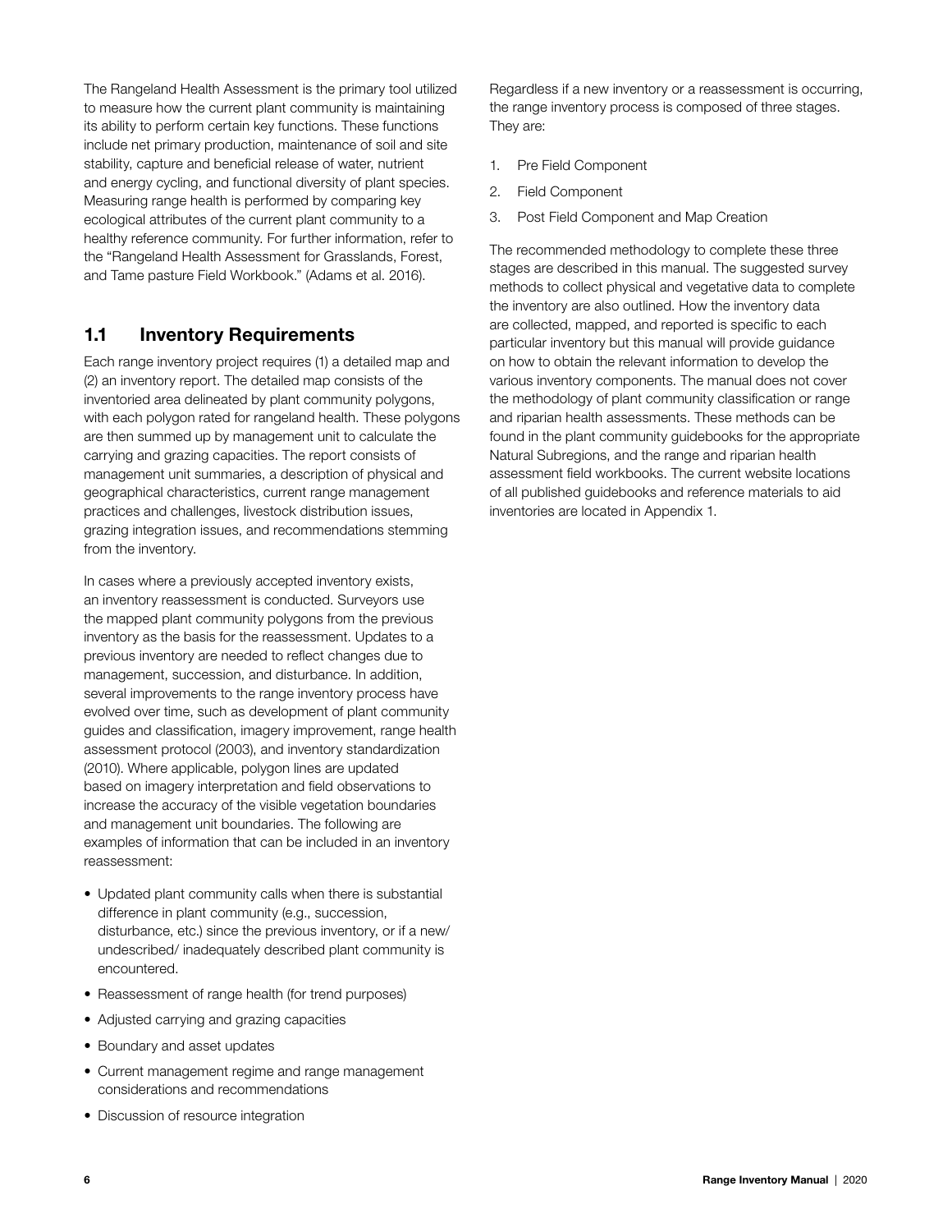The Rangeland Health Assessment is the primary tool utilized to measure how the current plant community is maintaining its ability to perform certain key functions. These functions include net primary production, maintenance of soil and site stability, capture and beneficial release of water, nutrient and energy cycling, and functional diversity of plant species. Measuring range health is performed by comparing key ecological attributes of the current plant community to a healthy reference community. For further information, refer to the "Rangeland Health Assessment for Grasslands, Forest, and Tame pasture Field Workbook." (Adams et al. 2016).

## 1.1 Inventory Requirements

Each range inventory project requires (1) a detailed map and (2) an inventory report. The detailed map consists of the inventoried area delineated by plant community polygons, with each polygon rated for rangeland health. These polygons are then summed up by management unit to calculate the carrying and grazing capacities. The report consists of management unit summaries, a description of physical and geographical characteristics, current range management practices and challenges, livestock distribution issues, grazing integration issues, and recommendations stemming from the inventory.

In cases where a previously accepted inventory exists, an inventory reassessment is conducted. Surveyors use the mapped plant community polygons from the previous inventory as the basis for the reassessment. Updates to a previous inventory are needed to reflect changes due to management, succession, and disturbance. In addition, several improvements to the range inventory process have evolved over time, such as development of plant community guides and classification, imagery improvement, range health assessment protocol (2003), and inventory standardization (2010). Where applicable, polygon lines are updated based on imagery interpretation and field observations to increase the accuracy of the visible vegetation boundaries and management unit boundaries. The following are examples of information that can be included in an inventory reassessment:

- Updated plant community calls when there is substantial difference in plant community (e.g., succession, disturbance, etc.) since the previous inventory, or if a new/ undescribed/ inadequately described plant community is encountered.
- Reassessment of range health (for trend purposes)
- Adjusted carrying and grazing capacities
- Boundary and asset updates
- Current management regime and range management considerations and recommendations
- Discussion of resource integration

Regardless if a new inventory or a reassessment is occurring, the range inventory process is composed of three stages. They are:

1. Pre Field Component
2. Field Component
3. Post Field Component and Map Creation

The recommended methodology to complete these three stages are described in this manual. The suggested survey methods to collect physical and vegetative data to complete the inventory are also outlined. How the inventory data are collected, mapped, and reported is specific to each particular inventory but this manual will provide guidance on how to obtain the relevant information to develop the various inventory components. The manual does not cover the methodology of plant community classification or range and riparian health assessments. These methods can be found in the plant community guidebooks for the appropriate Natural Subregions, and the range and riparian health assessment field workbooks. The current website locations of all published guidebooks and reference materials to aid inventories are located in Appendix 1.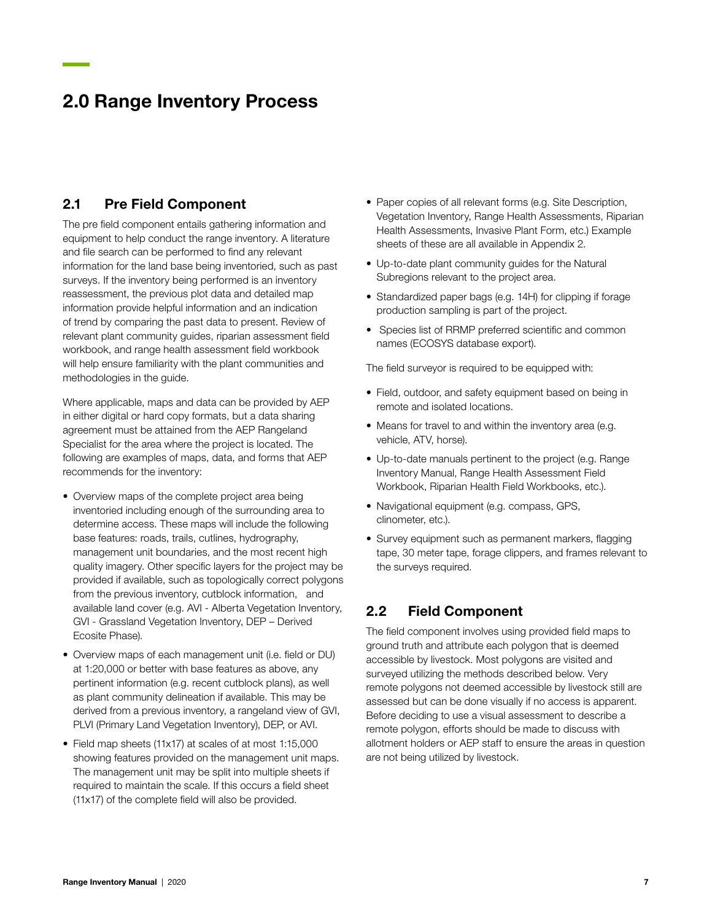# 2.0 Range Inventory Process

## 2.1 Pre Field Component

The pre field component entails gathering information and equipment to help conduct the range inventory. A literature and file search can be performed to find any relevant information for the land base being inventoried, such as past surveys. If the inventory being performed is an inventory reassessment, the previous plot data and detailed map information provide helpful information and an indication of trend by comparing the past data to present. Review of relevant plant community guides, riparian assessment field workbook, and range health assessment field workbook will help ensure familiarity with the plant communities and methodologies in the guide.

Where applicable, maps and data can be provided by AEP in either digital or hard copy formats, but a data sharing agreement must be attained from the AEP Rangeland Specialist for the area where the project is located. The following are examples of maps, data, and forms that AEP recommends for the inventory:

- Overview maps of the complete project area being inventoried including enough of the surrounding area to determine access. These maps will include the following base features: roads, trails, cutlines, hydrography, management unit boundaries, and the most recent high quality imagery. Other specific layers for the project may be provided if available, such as topologically correct polygons from the previous inventory, cutblock information, and available land cover (e.g. AVI - Alberta Vegetation Inventory, GVI - Grassland Vegetation Inventory, DEP – Derived Ecosite Phase).
- Overview maps of each management unit (i.e. field or DU) at 1:20,000 or better with base features as above, any pertinent information (e.g. recent cutblock plans), as well as plant community delineation if available. This may be derived from a previous inventory, a rangeland view of GVI, PLVI (Primary Land Vegetation Inventory), DEP, or AVI.
- Field map sheets (11x17) at scales of at most 1:15,000 showing features provided on the management unit maps. The management unit may be split into multiple sheets if required to maintain the scale. If this occurs a field sheet (11x17) of the complete field will also be provided.
- Paper copies of all relevant forms (e.g. Site Description, Vegetation Inventory, Range Health Assessments, Riparian Health Assessments, Invasive Plant Form, etc.) Example sheets of these are all available in Appendix 2.
- Up-to-date plant community guides for the Natural Subregions relevant to the project area.
- Standardized paper bags (e.g. 14H) for clipping if forage production sampling is part of the project.
- Species list of RRMP preferred scientific and common names (ECOSYS database export).

The field surveyor is required to be equipped with:

- Field, outdoor, and safety equipment based on being in remote and isolated locations.
- Means for travel to and within the inventory area (e.g. vehicle, ATV, horse).
- Up-to-date manuals pertinent to the project (e.g. Range Inventory Manual, Range Health Assessment Field Workbook, Riparian Health Field Workbooks, etc.).
- Navigational equipment (e.g. compass, GPS, clinometer, etc.).
- Survey equipment such as permanent markers, flagging tape, 30 meter tape, forage clippers, and frames relevant to the surveys required.

## 2.2 Field Component

The field component involves using provided field maps to ground truth and attribute each polygon that is deemed accessible by livestock. Most polygons are visited and surveyed utilizing the methods described below. Very remote polygons not deemed accessible by livestock still are assessed but can be done visually if no access is apparent. Before deciding to use a visual assessment to describe a remote polygon, efforts should be made to discuss with allotment holders or AEP staff to ensure the areas in question are not being utilized by livestock.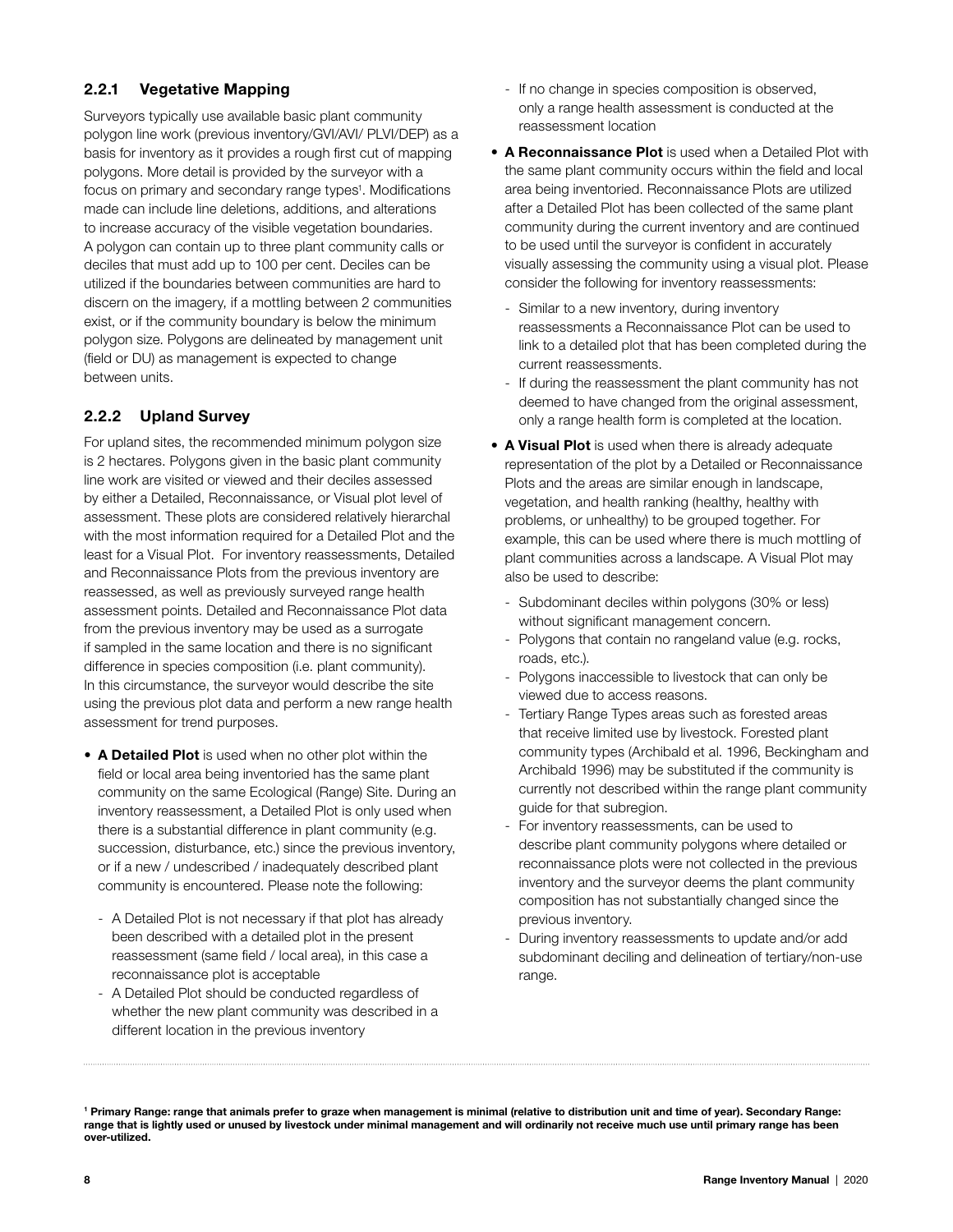### 2.2.1 Vegetative Mapping

Surveyors typically use available basic plant community polygon line work (previous inventory/GVI/AVI/ PLVI/DEP) as a basis for inventory as it provides a rough first cut of mapping polygons. More detail is provided by the surveyor with a focus on primary and secondary range types[1]. Modifications made can include line deletions, additions, and alterations to increase accuracy of the visible vegetation boundaries. A polygon can contain up to three plant community calls or deciles that must add up to 100 per cent. Deciles can be utilized if the boundaries between communities are hard to discern on the imagery, if a mottling between 2 communities exist, or if the community boundary is below the minimum polygon size. Polygons are delineated by management unit (field or DU) as management is expected to change between units.

### 2.2.2 Upland Survey

For upland sites, the recommended minimum polygon size is 2 hectares. Polygons given in the basic plant community line work are visited or viewed and their deciles assessed by either a Detailed, Reconnaissance, or Visual plot level of assessment. These plots are considered relatively hierarchal with the most information required for a Detailed Plot and the least for a Visual Plot. For inventory reassessments, Detailed and Reconnaissance Plots from the previous inventory are reassessed, as well as previously surveyed range health assessment points. Detailed and Reconnaissance Plot data from the previous inventory may be used as a surrogate if sampled in the same location and there is no significant difference in species composition (i.e. plant community). In this circumstance, the surveyor would describe the site using the previous plot data and perform a new range health assessment for trend purposes.

- **A Detailed Plot** is used when no other plot within the field or local area being inventoried has the same plant community on the same Ecological (Range) Site. During an inventory reassessment, a Detailed Plot is only used when there is a substantial difference in plant community (e.g. succession, disturbance, etc.) since the previous inventory, or if a new / undescribed / inadequately described plant community is encountered. Please note the following:
  - A Detailed Plot is not necessary if that plot has already been described with a detailed plot in the present reassessment (same field / local area), in this case a reconnaissance plot is acceptable
  - A Detailed Plot should be conducted regardless of whether the new plant community was described in a different location in the previous inventory
  - If no change in species composition is observed, only a range health assessment is conducted at the reassessment location
- **A Reconnaissance Plot** is used when a Detailed Plot with the same plant community occurs within the field and local area being inventoried. Reconnaissance Plots are utilized after a Detailed Plot has been collected of the same plant community during the current inventory and are continued to be used until the surveyor is confident in accurately visually assessing the community using a visual plot. Please consider the following for inventory reassessments:
  - Similar to a new inventory, during inventory reassessments a Reconnaissance Plot can be used to link to a detailed plot that has been completed during the current reassessments.
  - If during the reassessment the plant community has not deemed to have changed from the original assessment, only a range health form is completed at the location.
- **A Visual Plot** is used when there is already adequate representation of the plot by a Detailed or Reconnaissance Plots and the areas are similar enough in landscape, vegetation, and health ranking (healthy, healthy with problems, or unhealthy) to be grouped together. For example, this can be used where there is much mottling of plant communities across a landscape. A Visual Plot may also be used to describe:
  - Subdominant deciles within polygons (30% or less) without significant management concern.
  - Polygons that contain no rangeland value (e.g. rocks, roads, etc.).
  - Polygons inaccessible to livestock that can only be viewed due to access reasons.
  - Tertiary Range Types areas such as forested areas that receive limited use by livestock. Forested plant community types (Archibald et al. 1996, Beckingham and Archibald 1996) may be substituted if the community is currently not described within the range plant community guide for that subregion.
  - For inventory reassessments, can be used to describe plant community polygons where detailed or reconnaissance plots were not collected in the previous inventory and the surveyor deems the plant community composition has not substantially changed since the previous inventory.
  - During inventory reassessments to update and/or add subdominant deciling and delineation of tertiary/non-use range.

---

**[1] Primary Range: range that animals prefer to graze when management is minimal (relative to distribution unit and time of year). Secondary Range: range that is lightly used or unused by livestock under minimal management and will ordinarily not receive much use until primary range has been over-utilized.**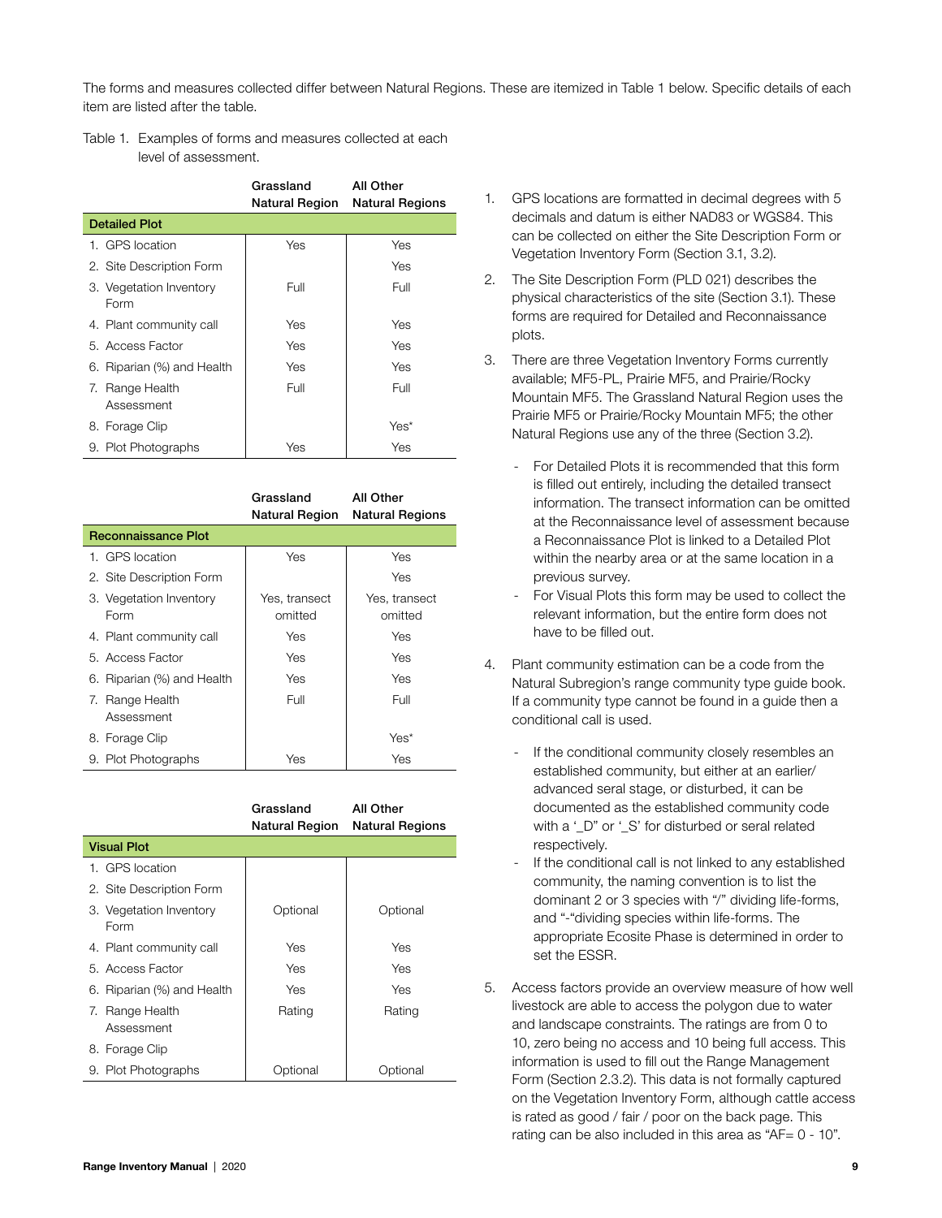The forms and measures collected differ between Natural Regions. These are itemized in Table 1 below. Specific details of each item are listed after the table.

Table 1. Examples of forms and measures collected at each level of assessment.

| | Grassland Natural Region | All Other Natural Regions |
|---|---|---|
| **Detailed Plot** | | |
| 1. GPS location | Yes | Yes |
| 2. Site Description Form | | Yes |
| 3. Vegetation Inventory Form | Full | Full |
| 4. Plant community call | Yes | Yes |
| 5. Access Factor | Yes | Yes |
| 6. Riparian (%) and Health | Yes | Yes |
| 7. Range Health Assessment | Full | Full |
| 8. Forage Clip | | Yes* |
| 9. Plot Photographs | Yes | Yes |

| | Grassland Natural Region | All Other Natural Regions |
|---|---|---|
| **Reconnaissance Plot** | | |
| 1. GPS location | Yes | Yes |
| 2. Site Description Form | | Yes |
| 3. Vegetation Inventory Form | Yes, transect omitted | Yes, transect omitted |
| 4. Plant community call | Yes | Yes |
| 5. Access Factor | Yes | Yes |
| 6. Riparian (%) and Health | Yes | Yes |
| 7. Range Health Assessment | Full | Full |
| 8. Forage Clip | | Yes* |
| 9. Plot Photographs | Yes | Yes |

| | Grassland Natural Region | All Other Natural Regions |
|---|---|---|
| **Visual Plot** | | |
| 1. GPS location | | |
| 2. Site Description Form | | |
| 3. Vegetation Inventory Form | Optional | Optional |
| 4. Plant community call | Yes | Yes |
| 5. Access Factor | Yes | Yes |
| 6. Riparian (%) and Health | Yes | Yes |
| 7. Range Health Assessment | Rating | Rating |
| 8. Forage Clip | | |
| 9. Plot Photographs | Optional | Optional |

1. GPS locations are formatted in decimal degrees with 5 decimals and datum is either NAD83 or WGS84. This can be collected on either the Site Description Form or Vegetation Inventory Form (Section 3.1, 3.2).

2. The Site Description Form (PLD 021) describes the physical characteristics of the site (Section 3.1). These forms are required for Detailed and Reconnaissance plots.

3. There are three Vegetation Inventory Forms currently available; MF5-PL, Prairie MF5, and Prairie/Rocky Mountain MF5. The Grassland Natural Region uses the Prairie MF5 or Prairie/Rocky Mountain MF5; the other Natural Regions use any of the three (Section 3.2).

   - For Detailed Plots it is recommended that this form is filled out entirely, including the detailed transect information. The transect information can be omitted at the Reconnaissance level of assessment because a Reconnaissance Plot is linked to a Detailed Plot within the nearby area or at the same location in a previous survey.
   - For Visual Plots this form may be used to collect the relevant information, but the entire form does not have to be filled out.

4. Plant community estimation can be a code from the Natural Subregion's range community type guide book. If a community type cannot be found in a guide then a conditional call is used.

   - If the conditional community closely resembles an established community, but either at an earlier/ advanced seral stage, or disturbed, it can be documented as the established community code with a '_D" or '_S' for disturbed or seral related respectively.
   - If the conditional call is not linked to any established community, the naming convention is to list the dominant 2 or 3 species with "/" dividing life-forms, and "-"dividing species within life-forms. The appropriate Ecosite Phase is determined in order to set the ESSR.

5. Access factors provide an overview measure of how well livestock are able to access the polygon due to water and landscape constraints. The ratings are from 0 to 10, zero being no access and 10 being full access. This information is used to fill out the Range Management Form (Section 2.3.2). This data is not formally captured on the Vegetation Inventory Form, although cattle access is rated as good / fair / poor on the back page. This rating can be also included in this area as "AF= 0 - 10".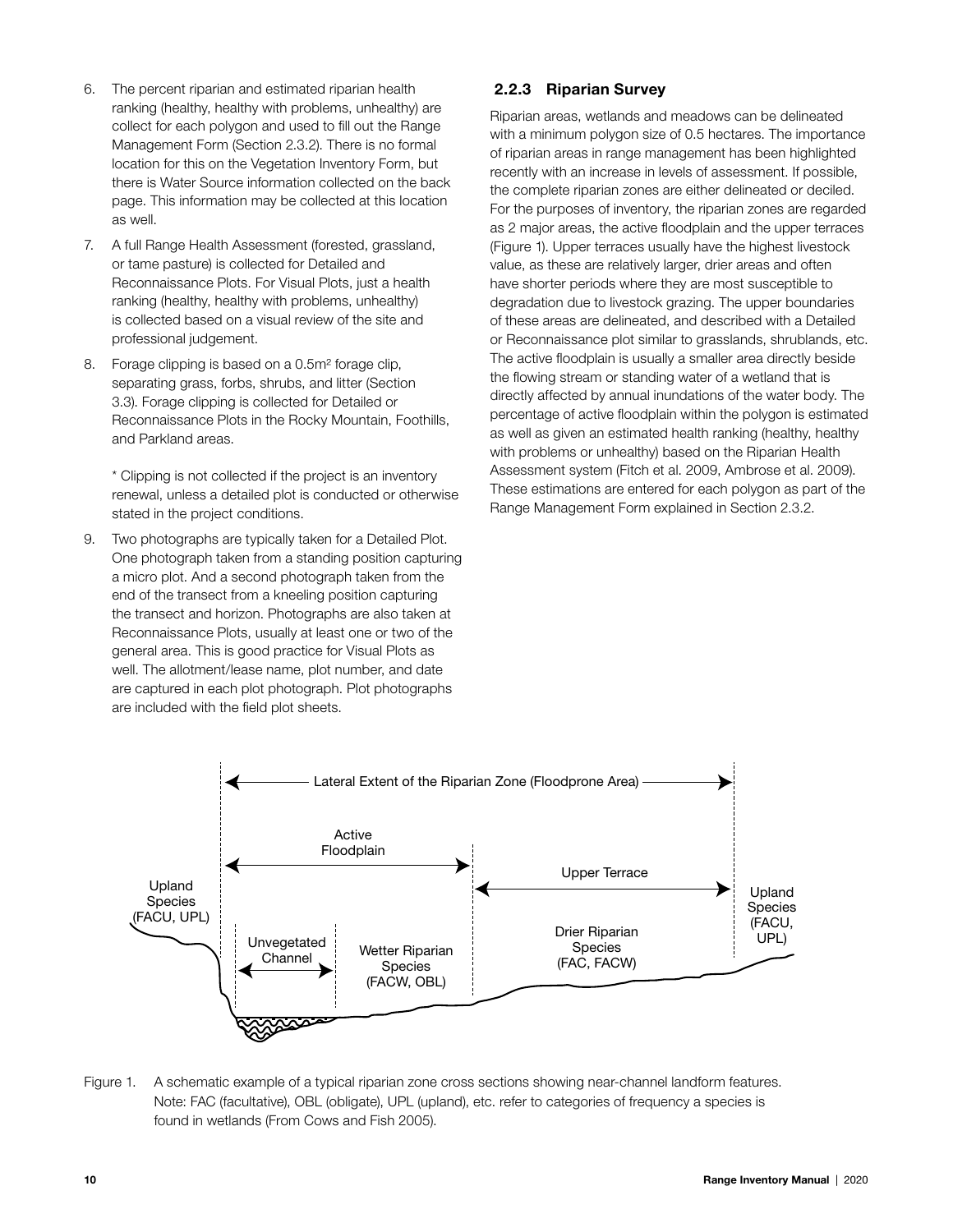6. The percent riparian and estimated riparian health ranking (healthy, healthy with problems, unhealthy) are collect for each polygon and used to fill out the Range Management Form (Section 2.3.2). There is no formal location for this on the Vegetation Inventory Form, but there is Water Source information collected on the back page. This information may be collected at this location as well.
7. A full Range Health Assessment (forested, grassland, or tame pasture) is collected for Detailed and Reconnaissance Plots. For Visual Plots, just a health ranking (healthy, healthy with problems, unhealthy) is collected based on a visual review of the site and professional judgement.
8. Forage clipping is based on a 0.5m² forage clip, separating grass, forbs, shrubs, and litter (Section 3.3). Forage clipping is collected for Detailed or Reconnaissance Plots in the Rocky Mountain, Foothills, and Parkland areas.

   * Clipping is not collected if the project is an inventory renewal, unless a detailed plot is conducted or otherwise stated in the project conditions.
9. Two photographs are typically taken for a Detailed Plot. One photograph taken from a standing position capturing a micro plot. And a second photograph taken from the end of the transect from a kneeling position capturing the transect and horizon. Photographs are also taken at Reconnaissance Plots, usually at least one or two of the general area. This is good practice for Visual Plots as well. The allotment/lease name, plot number, and date are captured in each plot photograph. Plot photographs are included with the field plot sheets.

### 2.2.3 Riparian Survey

Riparian areas, wetlands and meadows can be delineated with a minimum polygon size of 0.5 hectares. The importance of riparian areas in range management has been highlighted recently with an increase in levels of assessment. If possible, the complete riparian zones are either delineated or deciled. For the purposes of inventory, the riparian zones are regarded as 2 major areas, the active floodplain and the upper terraces (Figure 1). Upper terraces usually have the highest livestock value, as these are relatively larger, drier areas and often have shorter periods where they are most susceptible to degradation due to livestock grazing. The upper boundaries of these areas are delineated, and described with a Detailed or Reconnaissance plot similar to grasslands, shrublands, etc. The active floodplain is usually a smaller area directly beside the flowing stream or standing water of a wetland that is directly affected by annual inundations of the water body. The percentage of active floodplain within the polygon is estimated as well as given an estimated health ranking (healthy, healthy with problems or unhealthy) based on the Riparian Health Assessment system (Fitch et al. 2009, Ambrose et al. 2009). These estimations are entered for each polygon as part of the Range Management Form explained in Section 2.3.2.

Figure 1. A schematic example of a typical riparian zone cross sections showing near-channel landform features. Note: FAC (facultative), OBL (obligate), UPL (upland), etc. refer to categories of frequency a species is found in wetlands (From Cows and Fish 2005).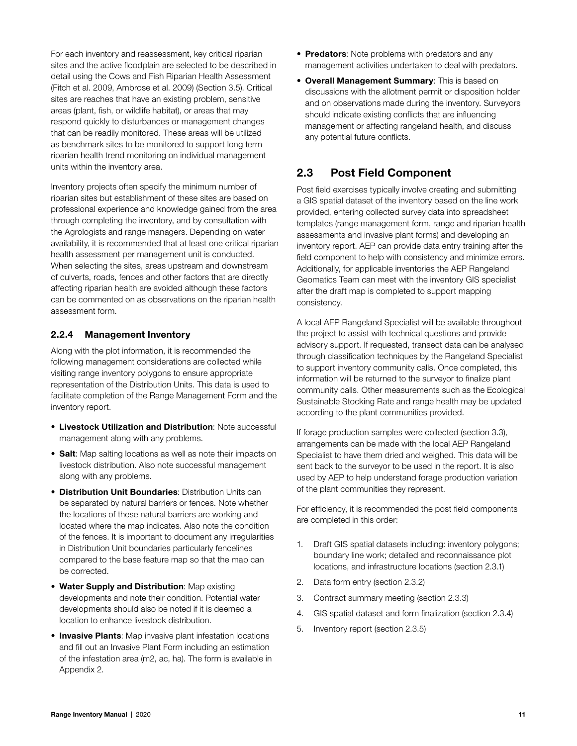For each inventory and reassessment, key critical riparian sites and the active floodplain are selected to be described in detail using the Cows and Fish Riparian Health Assessment (Fitch et al. 2009, Ambrose et al. 2009) (Section 3.5). Critical sites are reaches that have an existing problem, sensitive areas (plant, fish, or wildlife habitat), or areas that may respond quickly to disturbances or management changes that can be readily monitored. These areas will be utilized as benchmark sites to be monitored to support long term riparian health trend monitoring on individual management units within the inventory area.

Inventory projects often specify the minimum number of riparian sites but establishment of these sites are based on professional experience and knowledge gained from the area through completing the inventory, and by consultation with the Agrologists and range managers. Depending on water availability, it is recommended that at least one critical riparian health assessment per management unit is conducted. When selecting the sites, areas upstream and downstream of culverts, roads, fences and other factors that are directly affecting riparian health are avoided although these factors can be commented on as observations on the riparian health assessment form.

### 2.2.4 Management Inventory

Along with the plot information, it is recommended the following management considerations are collected while visiting range inventory polygons to ensure appropriate representation of the Distribution Units. This data is used to facilitate completion of the Range Management Form and the inventory report.

- **Livestock Utilization and Distribution**: Note successful management along with any problems.
- **Salt**: Map salting locations as well as note their impacts on livestock distribution. Also note successful management along with any problems.
- **Distribution Unit Boundaries**: Distribution Units can be separated by natural barriers or fences. Note whether the locations of these natural barriers are working and located where the map indicates. Also note the condition of the fences. It is important to document any irregularities in Distribution Unit boundaries particularly fencelines compared to the base feature map so that the map can be corrected.
- **Water Supply and Distribution**: Map existing developments and note their condition. Potential water developments should also be noted if it is deemed a location to enhance livestock distribution.
- **Invasive Plants**: Map invasive plant infestation locations and fill out an Invasive Plant Form including an estimation of the infestation area (m2, ac, ha). The form is available in Appendix 2.
- **Predators**: Note problems with predators and any management activities undertaken to deal with predators.
- **Overall Management Summary**: This is based on discussions with the allotment permit or disposition holder and on observations made during the inventory. Surveyors should indicate existing conflicts that are influencing management or affecting rangeland health, and discuss any potential future conflicts.

## 2.3 Post Field Component

Post field exercises typically involve creating and submitting a GIS spatial dataset of the inventory based on the line work provided, entering collected survey data into spreadsheet templates (range management form, range and riparian health assessments and invasive plant forms) and developing an inventory report. AEP can provide data entry training after the field component to help with consistency and minimize errors. Additionally, for applicable inventories the AEP Rangeland Geomatics Team can meet with the inventory GIS specialist after the draft map is completed to support mapping consistency.

A local AEP Rangeland Specialist will be available throughout the project to assist with technical questions and provide advisory support. If requested, transect data can be analysed through classification techniques by the Rangeland Specialist to support inventory community calls. Once completed, this information will be returned to the surveyor to finalize plant community calls. Other measurements such as the Ecological Sustainable Stocking Rate and range health may be updated according to the plant communities provided.

If forage production samples were collected (section 3.3), arrangements can be made with the local AEP Rangeland Specialist to have them dried and weighed. This data will be sent back to the surveyor to be used in the report. It is also used by AEP to help understand forage production variation of the plant communities they represent.

For efficiency, it is recommended the post field components are completed in this order:

1. Draft GIS spatial datasets including: inventory polygons; boundary line work; detailed and reconnaissance plot locations, and infrastructure locations (section 2.3.1)
2. Data form entry (section 2.3.2)
3. Contract summary meeting (section 2.3.3)
4. GIS spatial dataset and form finalization (section 2.3.4)
5. Inventory report (section 2.3.5)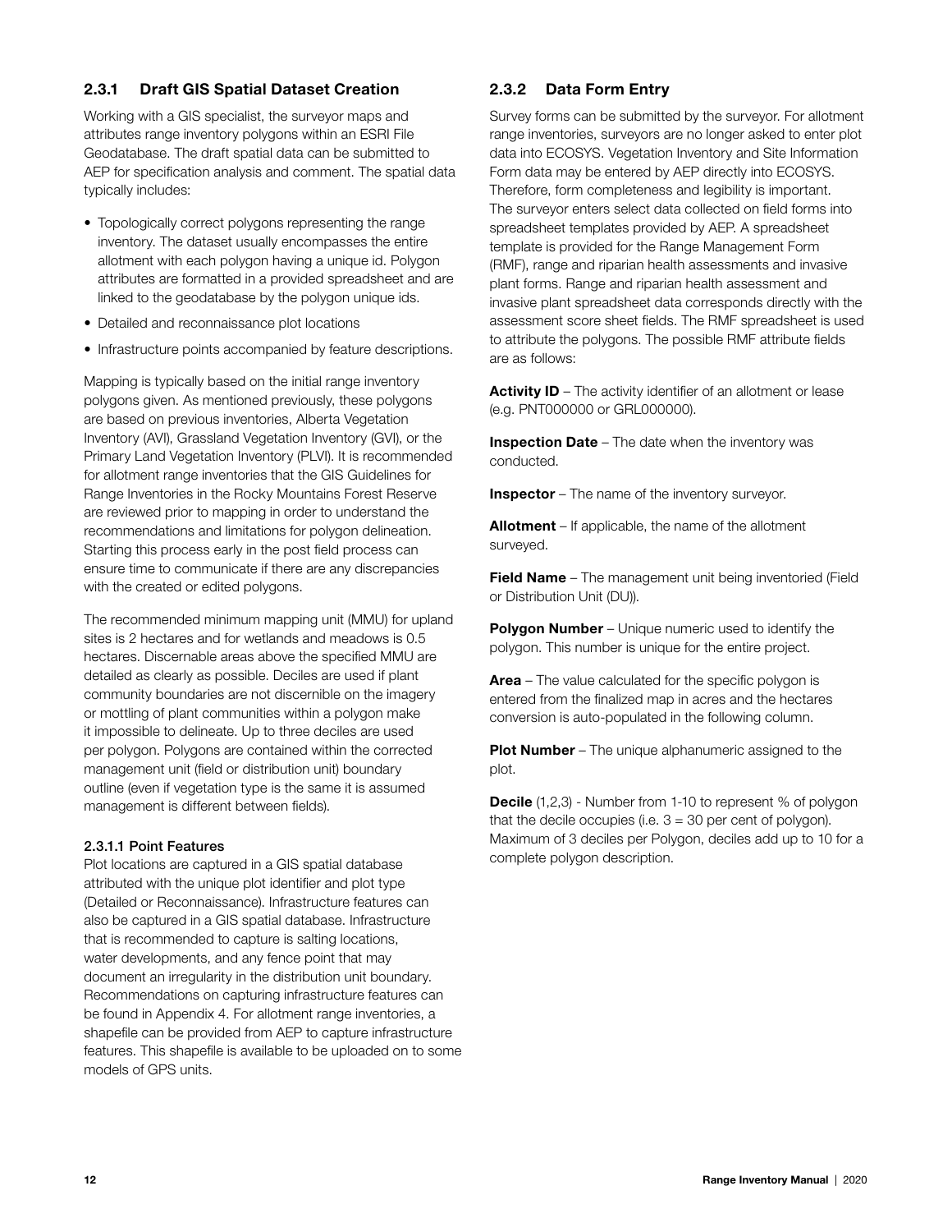### 2.3.1 Draft GIS Spatial Dataset Creation

Working with a GIS specialist, the surveyor maps and attributes range inventory polygons within an ESRI File Geodatabase. The draft spatial data can be submitted to AEP for specification analysis and comment. The spatial data typically includes:

- Topologically correct polygons representing the range inventory. The dataset usually encompasses the entire allotment with each polygon having a unique id. Polygon attributes are formatted in a provided spreadsheet and are linked to the geodatabase by the polygon unique ids.
- Detailed and reconnaissance plot locations
- Infrastructure points accompanied by feature descriptions.

Mapping is typically based on the initial range inventory polygons given. As mentioned previously, these polygons are based on previous inventories, Alberta Vegetation Inventory (AVI), Grassland Vegetation Inventory (GVI), or the Primary Land Vegetation Inventory (PLVI). It is recommended for allotment range inventories that the GIS Guidelines for Range Inventories in the Rocky Mountains Forest Reserve are reviewed prior to mapping in order to understand the recommendations and limitations for polygon delineation. Starting this process early in the post field process can ensure time to communicate if there are any discrepancies with the created or edited polygons.

The recommended minimum mapping unit (MMU) for upland sites is 2 hectares and for wetlands and meadows is 0.5 hectares. Discernable areas above the specified MMU are detailed as clearly as possible. Deciles are used if plant community boundaries are not discernible on the imagery or mottling of plant communities within a polygon make it impossible to delineate. Up to three deciles are used per polygon. Polygons are contained within the corrected management unit (field or distribution unit) boundary outline (even if vegetation type is the same it is assumed management is different between fields).

#### 2.3.1.1 Point Features

Plot locations are captured in a GIS spatial database attributed with the unique plot identifier and plot type (Detailed or Reconnaissance). Infrastructure features can also be captured in a GIS spatial database. Infrastructure that is recommended to capture is salting locations, water developments, and any fence point that may document an irregularity in the distribution unit boundary. Recommendations on capturing infrastructure features can be found in Appendix 4. For allotment range inventories, a shapefile can be provided from AEP to capture infrastructure features. This shapefile is available to be uploaded on to some models of GPS units.

### 2.3.2 Data Form Entry

Survey forms can be submitted by the surveyor. For allotment range inventories, surveyors are no longer asked to enter plot data into ECOSYS. Vegetation Inventory and Site Information Form data may be entered by AEP directly into ECOSYS. Therefore, form completeness and legibility is important. The surveyor enters select data collected on field forms into spreadsheet templates provided by AEP. A spreadsheet template is provided for the Range Management Form (RMF), range and riparian health assessments and invasive plant forms. Range and riparian health assessment and invasive plant spreadsheet data corresponds directly with the assessment score sheet fields. The RMF spreadsheet is used to attribute the polygons. The possible RMF attribute fields are as follows:

**Activity ID** – The activity identifier of an allotment or lease (e.g. PNT000000 or GRL000000).

**Inspection Date** – The date when the inventory was conducted.

**Inspector** – The name of the inventory surveyor.

**Allotment** – If applicable, the name of the allotment surveyed.

**Field Name** – The management unit being inventoried (Field or Distribution Unit (DU)).

**Polygon Number** – Unique numeric used to identify the polygon. This number is unique for the entire project.

**Area** – The value calculated for the specific polygon is entered from the finalized map in acres and the hectares conversion is auto-populated in the following column.

**Plot Number** – The unique alphanumeric assigned to the plot.

**Decile** (1,2,3) - Number from 1-10 to represent % of polygon that the decile occupies (i.e. 3 = 30 per cent of polygon). Maximum of 3 deciles per Polygon, deciles add up to 10 for a complete polygon description.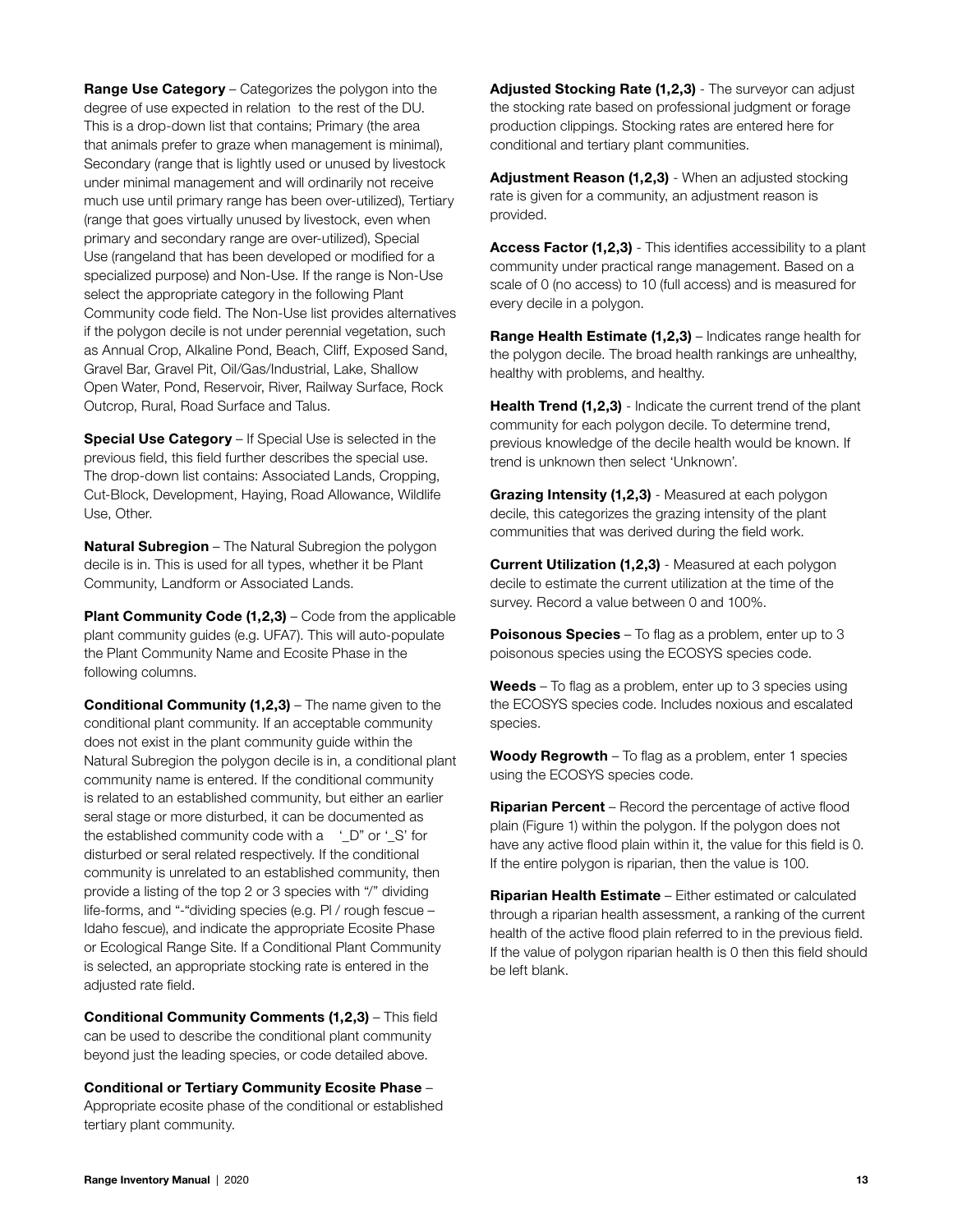**Range Use Category** – Categorizes the polygon into the degree of use expected in relation to the rest of the DU. This is a drop-down list that contains; Primary (the area that animals prefer to graze when management is minimal), Secondary (range that is lightly used or unused by livestock under minimal management and will ordinarily not receive much use until primary range has been over-utilized), Tertiary (range that goes virtually unused by livestock, even when primary and secondary range are over-utilized), Special Use (rangeland that has been developed or modified for a specialized purpose) and Non-Use. If the range is Non-Use select the appropriate category in the following Plant Community code field. The Non-Use list provides alternatives if the polygon decile is not under perennial vegetation, such as Annual Crop, Alkaline Pond, Beach, Cliff, Exposed Sand, Gravel Bar, Gravel Pit, Oil/Gas/Industrial, Lake, Shallow Open Water, Pond, Reservoir, River, Railway Surface, Rock Outcrop, Rural, Road Surface and Talus.

**Special Use Category** – If Special Use is selected in the previous field, this field further describes the special use. The drop-down list contains: Associated Lands, Cropping, Cut-Block, Development, Haying, Road Allowance, Wildlife Use, Other.

**Natural Subregion** – The Natural Subregion the polygon decile is in. This is used for all types, whether it be Plant Community, Landform or Associated Lands.

**Plant Community Code (1,2,3)** – Code from the applicable plant community guides (e.g. UFA7). This will auto-populate the Plant Community Name and Ecosite Phase in the following columns.

**Conditional Community (1,2,3)** – The name given to the conditional plant community. If an acceptable community does not exist in the plant community guide within the Natural Subregion the polygon decile is in, a conditional plant community name is entered. If the conditional community is related to an established community, but either an earlier seral stage or more disturbed, it can be documented as the established community code with a '_D" or '_S' for disturbed or seral related respectively. If the conditional community is unrelated to an established community, then provide a listing of the top 2 or 3 species with "/" dividing life-forms, and "-"dividing species (e.g. Pl / rough fescue – Idaho fescue), and indicate the appropriate Ecosite Phase or Ecological Range Site. If a Conditional Plant Community is selected, an appropriate stocking rate is entered in the adjusted rate field.

**Conditional Community Comments (1,2,3)** – This field can be used to describe the conditional plant community beyond just the leading species, or code detailed above.

**Conditional or Tertiary Community Ecosite Phase** – Appropriate ecosite phase of the conditional or established tertiary plant community.

**Adjusted Stocking Rate (1,2,3)** - The surveyor can adjust the stocking rate based on professional judgment or forage production clippings. Stocking rates are entered here for conditional and tertiary plant communities.

**Adjustment Reason (1,2,3)** - When an adjusted stocking rate is given for a community, an adjustment reason is provided.

**Access Factor (1,2,3)** - This identifies accessibility to a plant community under practical range management. Based on a scale of 0 (no access) to 10 (full access) and is measured for every decile in a polygon.

**Range Health Estimate (1,2,3)** – Indicates range health for the polygon decile. The broad health rankings are unhealthy, healthy with problems, and healthy.

**Health Trend (1,2,3)** - Indicate the current trend of the plant community for each polygon decile. To determine trend, previous knowledge of the decile health would be known. If trend is unknown then select 'Unknown'.

**Grazing Intensity (1,2,3)** - Measured at each polygon decile, this categorizes the grazing intensity of the plant communities that was derived during the field work.

**Current Utilization (1,2,3)** - Measured at each polygon decile to estimate the current utilization at the time of the survey. Record a value between 0 and 100%.

**Poisonous Species** – To flag as a problem, enter up to 3 poisonous species using the ECOSYS species code.

**Weeds** – To flag as a problem, enter up to 3 species using the ECOSYS species code. Includes noxious and escalated species.

**Woody Regrowth** – To flag as a problem, enter 1 species using the ECOSYS species code.

**Riparian Percent** – Record the percentage of active flood plain (Figure 1) within the polygon. If the polygon does not have any active flood plain within it, the value for this field is 0. If the entire polygon is riparian, then the value is 100.

**Riparian Health Estimate** – Either estimated or calculated through a riparian health assessment, a ranking of the current health of the active flood plain referred to in the previous field. If the value of polygon riparian health is 0 then this field should be left blank.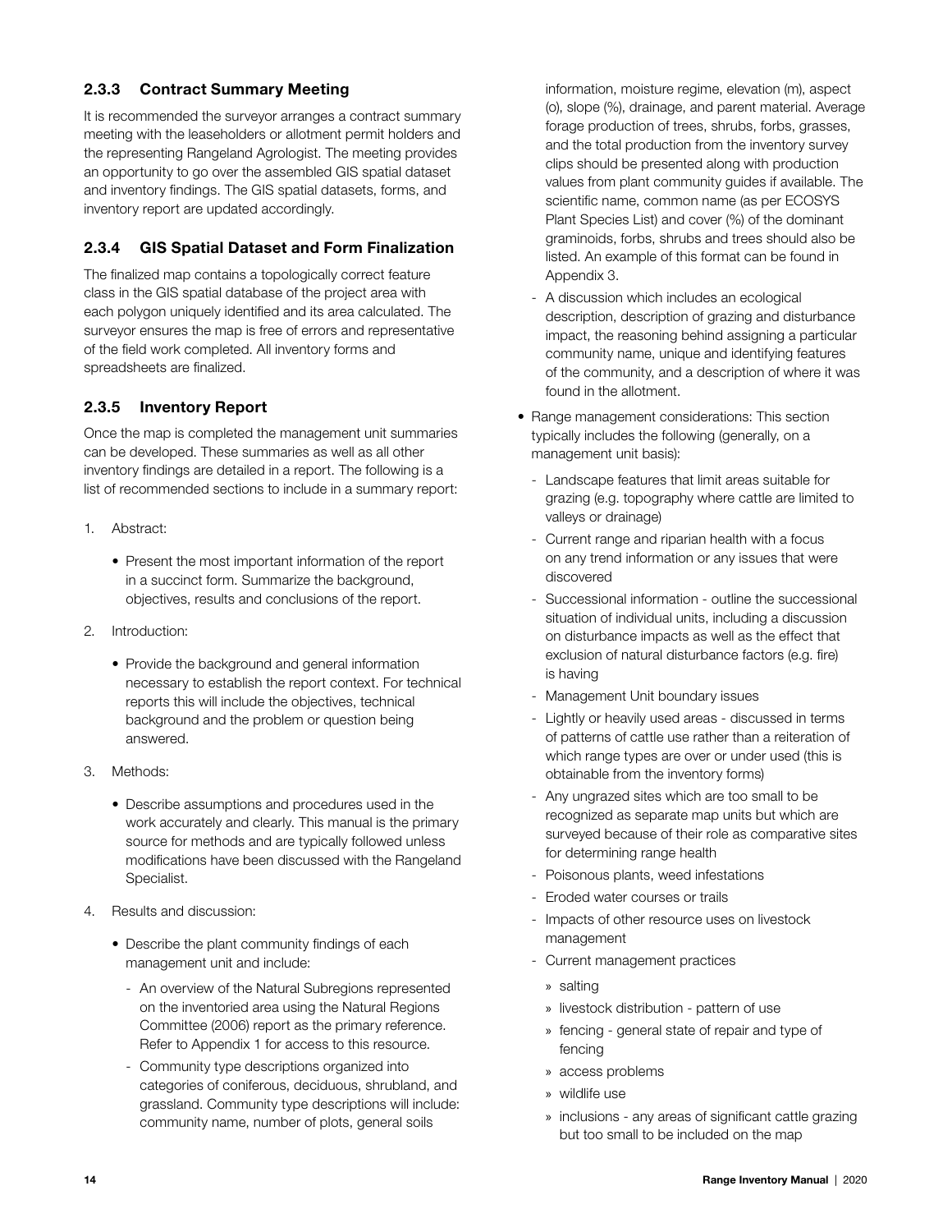### 2.3.3 Contract Summary Meeting

It is recommended the surveyor arranges a contract summary meeting with the leaseholders or allotment permit holders and the representing Rangeland Agrologist. The meeting provides an opportunity to go over the assembled GIS spatial dataset and inventory findings. The GIS spatial datasets, forms, and inventory report are updated accordingly.

### 2.3.4 GIS Spatial Dataset and Form Finalization

The finalized map contains a topologically correct feature class in the GIS spatial database of the project area with each polygon uniquely identified and its area calculated. The surveyor ensures the map is free of errors and representative of the field work completed. All inventory forms and spreadsheets are finalized.

### 2.3.5 Inventory Report

Once the map is completed the management unit summaries can be developed. These summaries as well as all other inventory findings are detailed in a report. The following is a list of recommended sections to include in a summary report:

1. Abstract:
   - Present the most important information of the report in a succinct form. Summarize the background, objectives, results and conclusions of the report.
2. Introduction:
   - Provide the background and general information necessary to establish the report context. For technical reports this will include the objectives, technical background and the problem or question being answered.
3. Methods:
   - Describe assumptions and procedures used in the work accurately and clearly. This manual is the primary source for methods and are typically followed unless modifications have been discussed with the Rangeland Specialist.
4. Results and discussion:
   - Describe the plant community findings of each management unit and include:
     - An overview of the Natural Subregions represented on the inventoried area using the Natural Regions Committee (2006) report as the primary reference. Refer to Appendix 1 for access to this resource.
     - Community type descriptions organized into categories of coniferous, deciduous, shrubland, and grassland. Community type descriptions will include: community name, number of plots, general soils information, moisture regime, elevation (m), aspect (o), slope (%), drainage, and parent material. Average forage production of trees, shrubs, forbs, grasses, and the total production from the inventory survey clips should be presented along with production values from plant community guides if available. The scientific name, common name (as per ECOSYS Plant Species List) and cover (%) of the dominant graminoids, forbs, shrubs and trees should also be listed. An example of this format can be found in Appendix 3.
     - A discussion which includes an ecological description, description of grazing and disturbance impact, the reasoning behind assigning a particular community name, unique and identifying features of the community, and a description of where it was found in the allotment.
   - Range management considerations: This section typically includes the following (generally, on a management unit basis):
     - Landscape features that limit areas suitable for grazing (e.g. topography where cattle are limited to valleys or drainage)
     - Current range and riparian health with a focus on any trend information or any issues that were discovered
     - Successional information - outline the successional situation of individual units, including a discussion on disturbance impacts as well as the effect that exclusion of natural disturbance factors (e.g. fire) is having
     - Management Unit boundary issues
     - Lightly or heavily used areas - discussed in terms of patterns of cattle use rather than a reiteration of which range types are over or under used (this is obtainable from the inventory forms)
     - Any ungrazed sites which are too small to be recognized as separate map units but which are surveyed because of their role as comparative sites for determining range health
     - Poisonous plants, weed infestations
     - Eroded water courses or trails
     - Impacts of other resource uses on livestock management
     - Current management practices
       - salting
       - livestock distribution - pattern of use
       - fencing - general state of repair and type of fencing
       - access problems
       - wildlife use
       - inclusions - any areas of significant cattle grazing but too small to be included on the map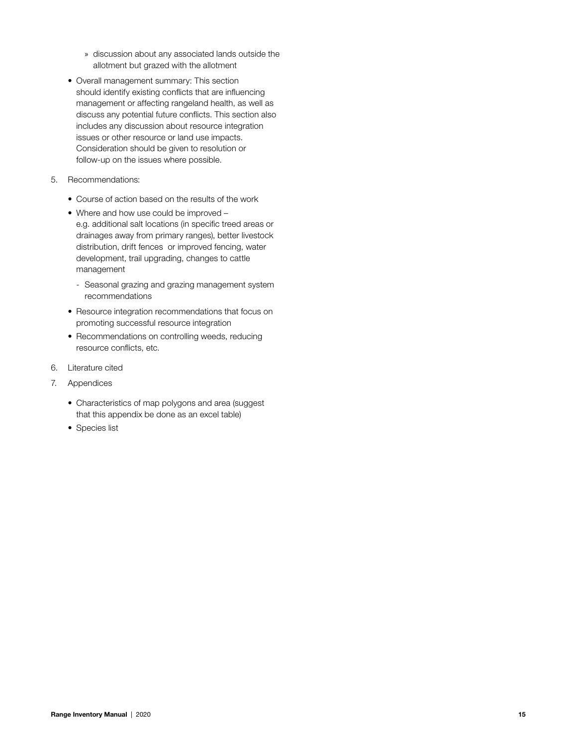- discussion about any associated lands outside the allotment but grazed with the allotment
- Overall management summary: This section should identify existing conflicts that are influencing management or affecting rangeland health, as well as discuss any potential future conflicts. This section also includes any discussion about resource integration issues or other resource or land use impacts. Consideration should be given to resolution or follow-up on the issues where possible.

5. Recommendations:

    - Course of action based on the results of the work
    - Where and how use could be improved – e.g. additional salt locations (in specific treed areas or drainages away from primary ranges), better livestock distribution, drift fences or improved fencing, water development, trail upgrading, changes to cattle management
        - Seasonal grazing and grazing management system recommendations
    - Resource integration recommendations that focus on promoting successful resource integration
    - Recommendations on controlling weeds, reducing resource conflicts, etc.

6. Literature cited

7. Appendices

    - Characteristics of map polygons and area (suggest that this appendix be done as an excel table)
    - Species list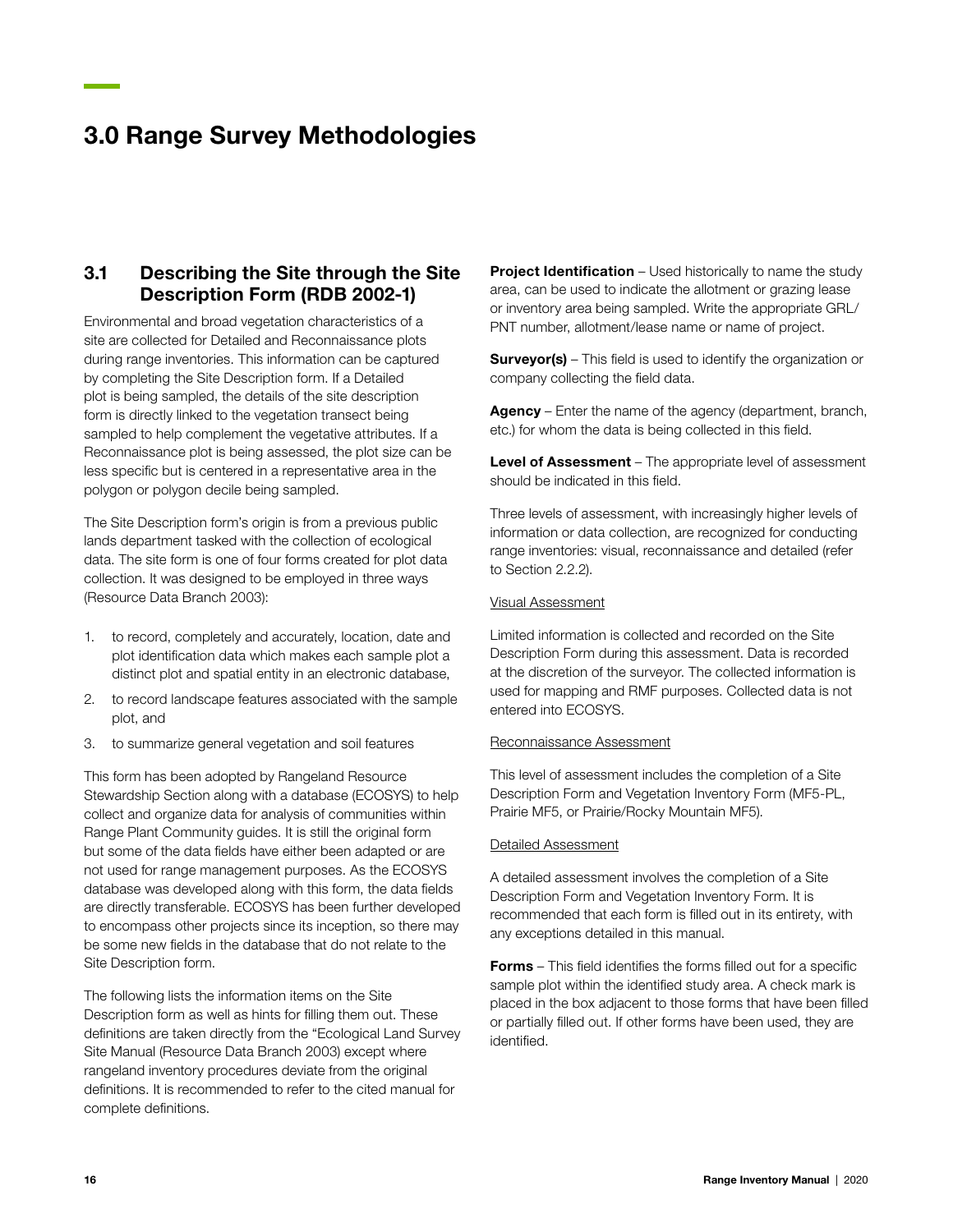# 3.0 Range Survey Methodologies

## 3.1 Describing the Site through the Site Description Form (RDB 2002-1)

Environmental and broad vegetation characteristics of a site are collected for Detailed and Reconnaissance plots during range inventories. This information can be captured by completing the Site Description form. If a Detailed plot is being sampled, the details of the site description form is directly linked to the vegetation transect being sampled to help complement the vegetative attributes. If a Reconnaissance plot is being assessed, the plot size can be less specific but is centered in a representative area in the polygon or polygon decile being sampled.

The Site Description form's origin is from a previous public lands department tasked with the collection of ecological data. The site form is one of four forms created for plot data collection. It was designed to be employed in three ways (Resource Data Branch 2003):

1. to record, completely and accurately, location, date and plot identification data which makes each sample plot a distinct plot and spatial entity in an electronic database,
2. to record landscape features associated with the sample plot, and
3. to summarize general vegetation and soil features

This form has been adopted by Rangeland Resource Stewardship Section along with a database (ECOSYS) to help collect and organize data for analysis of communities within Range Plant Community guides. It is still the original form but some of the data fields have either been adapted or are not used for range management purposes. As the ECOSYS database was developed along with this form, the data fields are directly transferable. ECOSYS has been further developed to encompass other projects since its inception, so there may be some new fields in the database that do not relate to the Site Description form.

The following lists the information items on the Site Description form as well as hints for filling them out. These definitions are taken directly from the "Ecological Land Survey Site Manual (Resource Data Branch 2003) except where rangeland inventory procedures deviate from the original definitions. It is recommended to refer to the cited manual for complete definitions.

**Project Identification** – Used historically to name the study area, can be used to indicate the allotment or grazing lease or inventory area being sampled. Write the appropriate GRL/PNT number, allotment/lease name or name of project.

**Surveyor(s)** – This field is used to identify the organization or company collecting the field data.

**Agency** – Enter the name of the agency (department, branch, etc.) for whom the data is being collected in this field.

**Level of Assessment** – The appropriate level of assessment should be indicated in this field.

Three levels of assessment, with increasingly higher levels of information or data collection, are recognized for conducting range inventories: visual, reconnaissance and detailed (refer to Section 2.2.2).

Visual Assessment

Limited information is collected and recorded on the Site Description Form during this assessment. Data is recorded at the discretion of the surveyor. The collected information is used for mapping and RMF purposes. Collected data is not entered into ECOSYS.

Reconnaissance Assessment

This level of assessment includes the completion of a Site Description Form and Vegetation Inventory Form (MF5-PL, Prairie MF5, or Prairie/Rocky Mountain MF5).

Detailed Assessment

A detailed assessment involves the completion of a Site Description Form and Vegetation Inventory Form. It is recommended that each form is filled out in its entirety, with any exceptions detailed in this manual.

**Forms** – This field identifies the forms filled out for a specific sample plot within the identified study area. A check mark is placed in the box adjacent to those forms that have been filled or partially filled out. If other forms have been used, they are identified.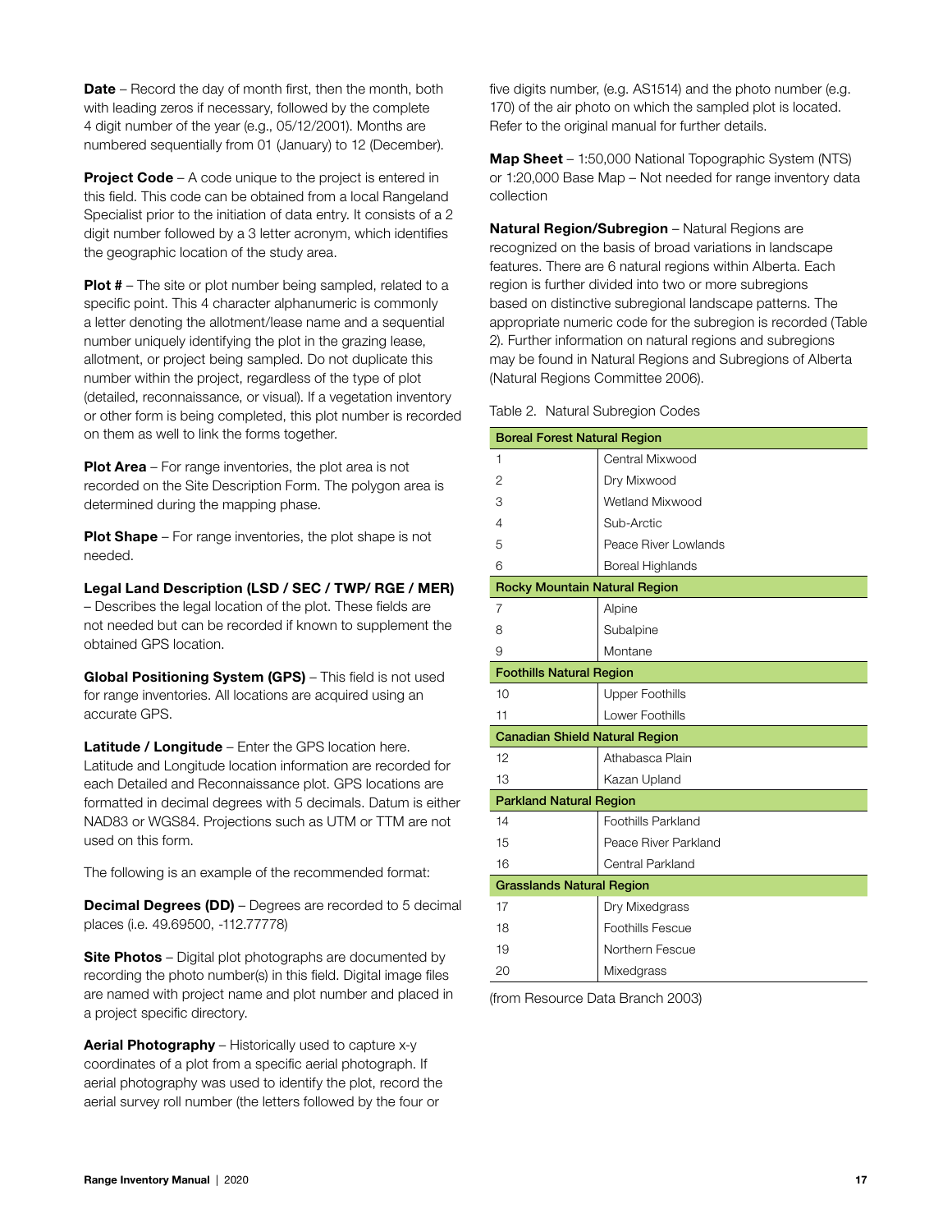**Date** – Record the day of month first, then the month, both with leading zeros if necessary, followed by the complete 4 digit number of the year (e.g., 05/12/2001). Months are numbered sequentially from 01 (January) to 12 (December).

**Project Code** – A code unique to the project is entered in this field. This code can be obtained from a local Rangeland Specialist prior to the initiation of data entry. It consists of a 2 digit number followed by a 3 letter acronym, which identifies the geographic location of the study area.

**Plot #** – The site or plot number being sampled, related to a specific point. This 4 character alphanumeric is commonly a letter denoting the allotment/lease name and a sequential number uniquely identifying the plot in the grazing lease, allotment, or project being sampled. Do not duplicate this number within the project, regardless of the type of plot (detailed, reconnaissance, or visual). If a vegetation inventory or other form is being completed, this plot number is recorded on them as well to link the forms together.

**Plot Area** – For range inventories, the plot area is not recorded on the Site Description Form. The polygon area is determined during the mapping phase.

**Plot Shape** – For range inventories, the plot shape is not needed.

**Legal Land Description (LSD / SEC / TWP/ RGE / MER)** – Describes the legal location of the plot. These fields are not needed but can be recorded if known to supplement the obtained GPS location.

**Global Positioning System (GPS)** – This field is not used for range inventories. All locations are acquired using an accurate GPS.

**Latitude / Longitude** – Enter the GPS location here. Latitude and Longitude location information are recorded for each Detailed and Reconnaissance plot. GPS locations are formatted in decimal degrees with 5 decimals. Datum is either NAD83 or WGS84. Projections such as UTM or TTM are not used on this form.

The following is an example of the recommended format:

**Decimal Degrees (DD)** – Degrees are recorded to 5 decimal places (i.e. 49.69500, -112.77778)

**Site Photos** – Digital plot photographs are documented by recording the photo number(s) in this field. Digital image files are named with project name and plot number and placed in a project specific directory.

**Aerial Photography** – Historically used to capture x-y coordinates of a plot from a specific aerial photograph. If aerial photography was used to identify the plot, record the aerial survey roll number (the letters followed by the four or five digits number, (e.g. AS1514) and the photo number (e.g. 170) of the air photo on which the sampled plot is located. Refer to the original manual for further details.

**Map Sheet** – 1:50,000 National Topographic System (NTS) or 1:20,000 Base Map – Not needed for range inventory data collection

**Natural Region/Subregion** – Natural Regions are recognized on the basis of broad variations in landscape features. There are 6 natural regions within Alberta. Each region is further divided into two or more subregions based on distinctive subregional landscape patterns. The appropriate numeric code for the subregion is recorded (Table 2). Further information on natural regions and subregions may be found in Natural Regions and Subregions of Alberta (Natural Regions Committee 2006).

Table 2. Natural Subregion Codes

| **Boreal Forest Natural Region** | |
|---|---|
| 1 | Central Mixwood |
| 2 | Dry Mixwood |
| 3 | Wetland Mixwood |
| 4 | Sub-Arctic |
| 5 | Peace River Lowlands |
| 6 | Boreal Highlands |
| **Rocky Mountain Natural Region** | |
| 7 | Alpine |
| 8 | Subalpine |
| 9 | Montane |
| **Foothills Natural Region** | |
| 10 | Upper Foothills |
| 11 | Lower Foothills |
| **Canadian Shield Natural Region** | |
| 12 | Athabasca Plain |
| 13 | Kazan Upland |
| **Parkland Natural Region** | |
| 14 | Foothills Parkland |
| 15 | Peace River Parkland |
| 16 | Central Parkland |
| **Grasslands Natural Region** | |
| 17 | Dry Mixedgrass |
| 18 | Foothills Fescue |
| 19 | Northern Fescue |
| 20 | Mixedgrass |

(from Resource Data Branch 2003)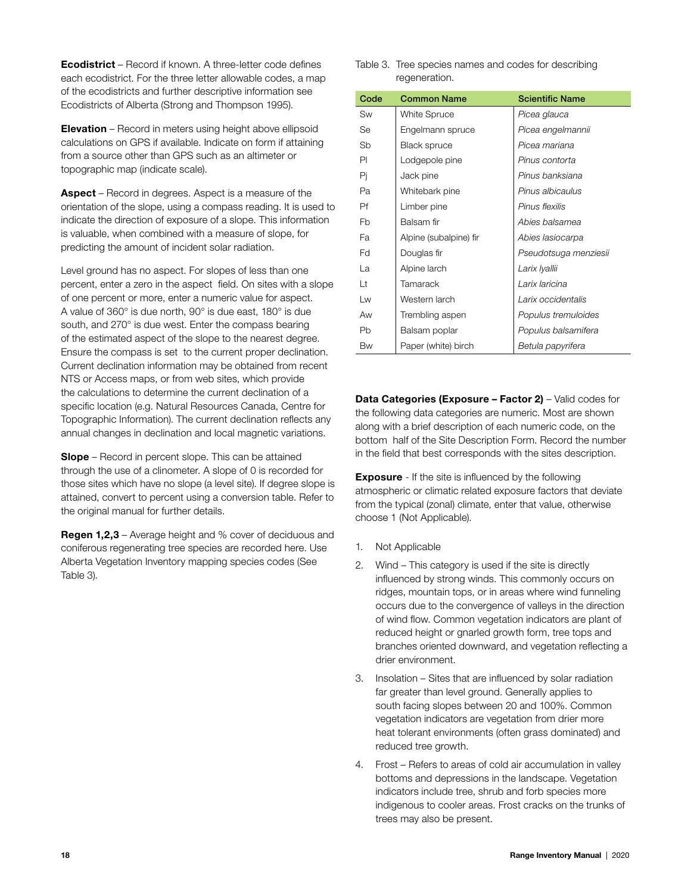**Ecodistrict** – Record if known. A three-letter code defines each ecodistrict. For the three letter allowable codes, a map of the ecodistricts and further descriptive information see Ecodistricts of Alberta (Strong and Thompson 1995).

**Elevation** – Record in meters using height above ellipsoid calculations on GPS if available. Indicate on form if attaining from a source other than GPS such as an altimeter or topographic map (indicate scale).

**Aspect** – Record in degrees. Aspect is a measure of the orientation of the slope, using a compass reading. It is used to indicate the direction of exposure of a slope. This information is valuable, when combined with a measure of slope, for predicting the amount of incident solar radiation.

Level ground has no aspect. For slopes of less than one percent, enter a zero in the aspect field. On sites with a slope of one percent or more, enter a numeric value for aspect. A value of 360° is due north, 90° is due east, 180° is due south, and 270° is due west. Enter the compass bearing of the estimated aspect of the slope to the nearest degree. Ensure the compass is set to the current proper declination. Current declination information may be obtained from recent NTS or Access maps, or from web sites, which provide the calculations to determine the current declination of a specific location (e.g. Natural Resources Canada, Centre for Topographic Information). The current declination reflects any annual changes in declination and local magnetic variations.

**Slope** – Record in percent slope. This can be attained through the use of a clinometer. A slope of 0 is recorded for those sites which have no slope (a level site). If degree slope is attained, convert to percent using a conversion table. Refer to the original manual for further details.

**Regen 1,2,3** – Average height and % cover of deciduous and coniferous regenerating tree species are recorded here. Use Alberta Vegetation Inventory mapping species codes (See Table 3).

Table 3. Tree species names and codes for describing regeneration.

| Code | Common Name | Scientific Name |
|---|---|---|
| Sw | White Spruce | *Picea glauca* |
| Se | Engelmann spruce | *Picea engelmannii* |
| Sb | Black spruce | *Picea mariana* |
| Pl | Lodgepole pine | *Pinus contorta* |
| Pj | Jack pine | *Pinus banksiana* |
| Pa | Whitebark pine | *Pinus albicaulus* |
| Pf | Limber pine | *Pinus flexilis* |
| Fb | Balsam fir | *Abies balsamea* |
| Fa | Alpine (subalpine) fir | *Abies lasiocarpa* |
| Fd | Douglas fir | *Pseudotsuga menziesii* |
| La | Alpine larch | *Larix lyallii* |
| Lt | Tamarack | *Larix laricina* |
| Lw | Western larch | *Larix occidentalis* |
| Aw | Trembling aspen | *Populus tremuloides* |
| Pb | Balsam poplar | *Populus balsamifera* |
| Bw | Paper (white) birch | *Betula papyrifera* |

**Data Categories (Exposure – Factor 2)** – Valid codes for the following data categories are numeric. Most are shown along with a brief description of each numeric code, on the bottom half of the Site Description Form. Record the number in the field that best corresponds with the sites description.

**Exposure** - If the site is influenced by the following atmospheric or climatic related exposure factors that deviate from the typical (zonal) climate, enter that value, otherwise choose 1 (Not Applicable).

1. Not Applicable
2. Wind – This category is used if the site is directly influenced by strong winds. This commonly occurs on ridges, mountain tops, or in areas where wind funneling occurs due to the convergence of valleys in the direction of wind flow. Common vegetation indicators are plant of reduced height or gnarled growth form, tree tops and branches oriented downward, and vegetation reflecting a drier environment.
3. Insolation – Sites that are influenced by solar radiation far greater than level ground. Generally applies to south facing slopes between 20 and 100%. Common vegetation indicators are vegetation from drier more heat tolerant environments (often grass dominated) and reduced tree growth.
4. Frost – Refers to areas of cold air accumulation in valley bottoms and depressions in the landscape. Vegetation indicators include tree, shrub and forb species more indigenous to cooler areas. Frost cracks on the trunks of trees may also be present.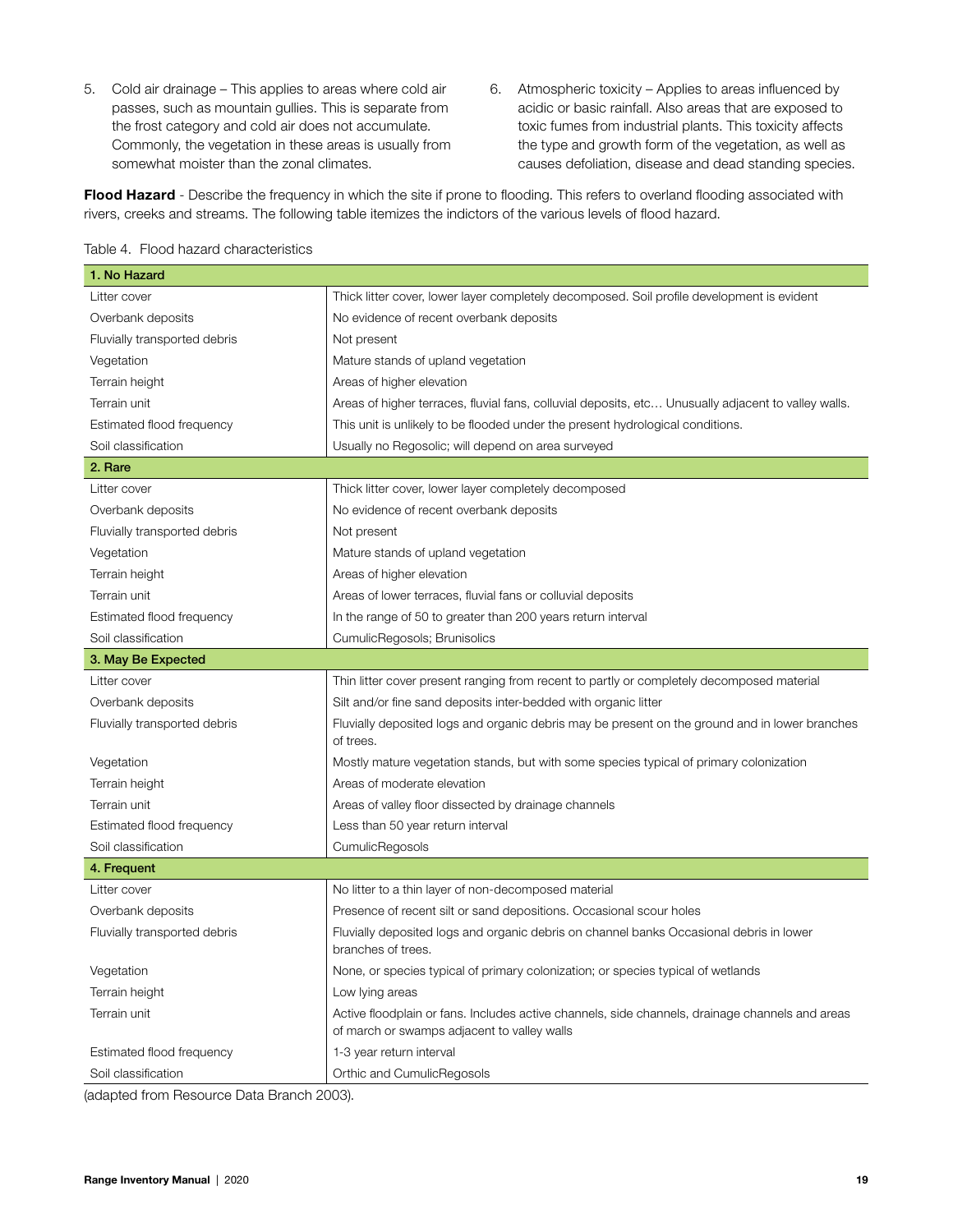5. Cold air drainage – This applies to areas where cold air passes, such as mountain gullies. This is separate from the frost category and cold air does not accumulate. Commonly, the vegetation in these areas is usually from somewhat moister than the zonal climates.

6. Atmospheric toxicity – Applies to areas influenced by acidic or basic rainfall. Also areas that are exposed to toxic fumes from industrial plants. This toxicity affects the type and growth form of the vegetation, as well as causes defoliation, disease and dead standing species.

**Flood Hazard** - Describe the frequency in which the site if prone to flooding. This refers to overland flooding associated with rivers, creeks and streams. The following table itemizes the indictors of the various levels of flood hazard.

Table 4. Flood hazard characteristics

| **1. No Hazard** | |
|---|---|
| Litter cover | Thick litter cover, lower layer completely decomposed. Soil profile development is evident |
| Overbank deposits | No evidence of recent overbank deposits |
| Fluvially transported debris | Not present |
| Vegetation | Mature stands of upland vegetation |
| Terrain height | Areas of higher elevation |
| Terrain unit | Areas of higher terraces, fluvial fans, colluvial deposits, etc… Unusually adjacent to valley walls. |
| Estimated flood frequency | This unit is unlikely to be flooded under the present hydrological conditions. |
| Soil classification | Usually no Regosolic; will depend on area surveyed |
| **2. Rare** | |
| Litter cover | Thick litter cover, lower layer completely decomposed |
| Overbank deposits | No evidence of recent overbank deposits |
| Fluvially transported debris | Not present |
| Vegetation | Mature stands of upland vegetation |
| Terrain height | Areas of higher elevation |
| Terrain unit | Areas of lower terraces, fluvial fans or colluvial deposits |
| Estimated flood frequency | In the range of 50 to greater than 200 years return interval |
| Soil classification | CumulicRegosols; Brunisolics |
| **3. May Be Expected** | |
| Litter cover | Thin litter cover present ranging from recent to partly or completely decomposed material |
| Overbank deposits | Silt and/or fine sand deposits inter-bedded with organic litter |
| Fluvially transported debris | Fluvially deposited logs and organic debris may be present on the ground and in lower branches of trees. |
| Vegetation | Mostly mature vegetation stands, but with some species typical of primary colonization |
| Terrain height | Areas of moderate elevation |
| Terrain unit | Areas of valley floor dissected by drainage channels |
| Estimated flood frequency | Less than 50 year return interval |
| Soil classification | CumulicRegosols |
| **4. Frequent** | |
| Litter cover | No litter to a thin layer of non-decomposed material |
| Overbank deposits | Presence of recent silt or sand depositions. Occasional scour holes |
| Fluvially transported debris | Fluvially deposited logs and organic debris on channel banks Occasional debris in lower branches of trees. |
| Vegetation | None, or species typical of primary colonization; or species typical of wetlands |
| Terrain height | Low lying areas |
| Terrain unit | Active floodplain or fans. Includes active channels, side channels, drainage channels and areas of march or swamps adjacent to valley walls |
| Estimated flood frequency | 1-3 year return interval |
| Soil classification | Orthic and CumulicRegosols |

(adapted from Resource Data Branch 2003).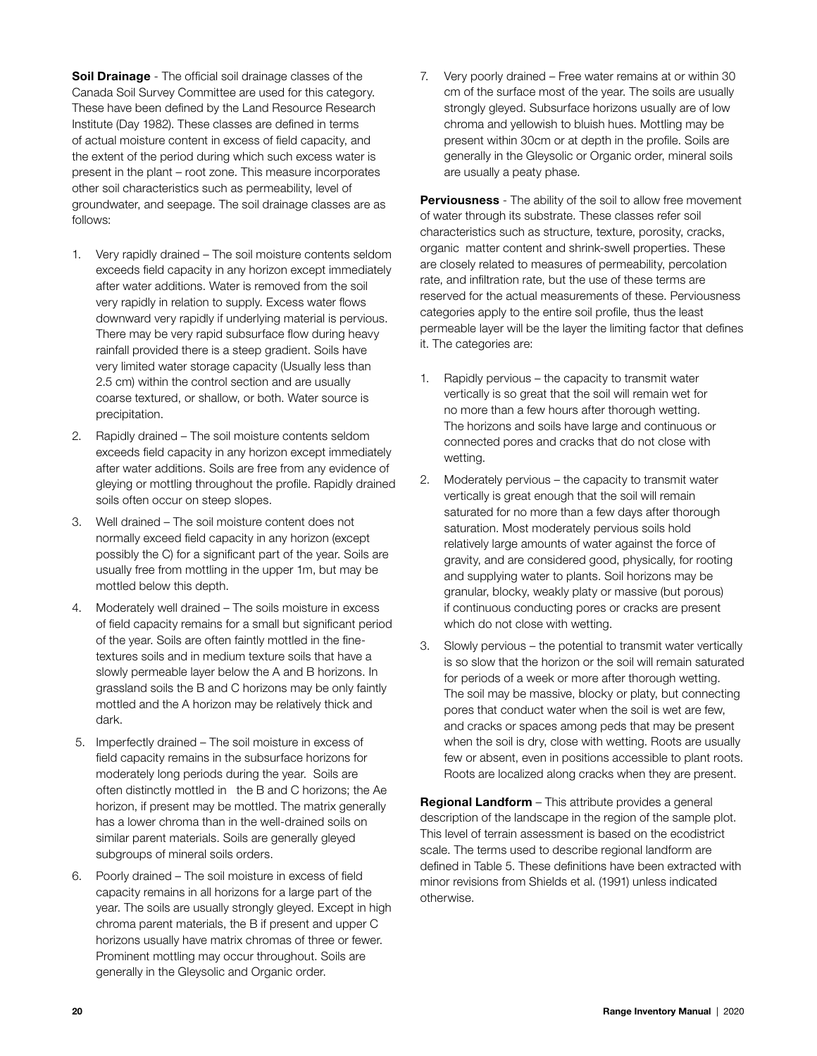**Soil Drainage** - The official soil drainage classes of the Canada Soil Survey Committee are used for this category. These have been defined by the Land Resource Research Institute (Day 1982). These classes are defined in terms of actual moisture content in excess of field capacity, and the extent of the period during which such excess water is present in the plant – root zone. This measure incorporates other soil characteristics such as permeability, level of groundwater, and seepage. The soil drainage classes are as follows:

1. Very rapidly drained – The soil moisture contents seldom exceeds field capacity in any horizon except immediately after water additions. Water is removed from the soil very rapidly in relation to supply. Excess water flows downward very rapidly if underlying material is pervious. There may be very rapid subsurface flow during heavy rainfall provided there is a steep gradient. Soils have very limited water storage capacity (Usually less than 2.5 cm) within the control section and are usually coarse textured, or shallow, or both. Water source is precipitation.
2. Rapidly drained – The soil moisture contents seldom exceeds field capacity in any horizon except immediately after water additions. Soils are free from any evidence of gleying or mottling throughout the profile. Rapidly drained soils often occur on steep slopes.
3. Well drained – The soil moisture content does not normally exceed field capacity in any horizon (except possibly the C) for a significant part of the year. Soils are usually free from mottling in the upper 1m, but may be mottled below this depth.
4. Moderately well drained – The soils moisture in excess of field capacity remains for a small but significant period of the year. Soils are often faintly mottled in the fine-textures soils and in medium texture soils that have a slowly permeable layer below the A and B horizons. In grassland soils the B and C horizons may be only faintly mottled and the A horizon may be relatively thick and dark.
5. Imperfectly drained – The soil moisture in excess of field capacity remains in the subsurface horizons for moderately long periods during the year. Soils are often distinctly mottled in the B and C horizons; the Ae horizon, if present may be mottled. The matrix generally has a lower chroma than in the well-drained soils on similar parent materials. Soils are generally gleyed subgroups of mineral soils orders.
6. Poorly drained – The soil moisture in excess of field capacity remains in all horizons for a large part of the year. The soils are usually strongly gleyed. Except in high chroma parent materials, the B if present and upper C horizons usually have matrix chromas of three or fewer. Prominent mottling may occur throughout. Soils are generally in the Gleysolic and Organic order.
7. Very poorly drained – Free water remains at or within 30 cm of the surface most of the year. The soils are usually strongly gleyed. Subsurface horizons usually are of low chroma and yellowish to bluish hues. Mottling may be present within 30cm or at depth in the profile. Soils are generally in the Gleysolic or Organic order, mineral soils are usually a peaty phase.

**Perviousness** - The ability of the soil to allow free movement of water through its substrate. These classes refer soil characteristics such as structure, texture, porosity, cracks, organic matter content and shrink-swell properties. These are closely related to measures of permeability, percolation rate, and infiltration rate, but the use of these terms are reserved for the actual measurements of these. Perviousness categories apply to the entire soil profile, thus the least permeable layer will be the layer the limiting factor that defines it. The categories are:

1. Rapidly pervious – the capacity to transmit water vertically is so great that the soil will remain wet for no more than a few hours after thorough wetting. The horizons and soils have large and continuous or connected pores and cracks that do not close with wetting.
2. Moderately pervious – the capacity to transmit water vertically is great enough that the soil will remain saturated for no more than a few days after thorough saturation. Most moderately pervious soils hold relatively large amounts of water against the force of gravity, and are considered good, physically, for rooting and supplying water to plants. Soil horizons may be granular, blocky, weakly platy or massive (but porous) if continuous conducting pores or cracks are present which do not close with wetting.
3. Slowly pervious – the potential to transmit water vertically is so slow that the horizon or the soil will remain saturated for periods of a week or more after thorough wetting. The soil may be massive, blocky or platy, but connecting pores that conduct water when the soil is wet are few, and cracks or spaces among peds that may be present when the soil is dry, close with wetting. Roots are usually few or absent, even in positions accessible to plant roots. Roots are localized along cracks when they are present.

**Regional Landform** – This attribute provides a general description of the landscape in the region of the sample plot. This level of terrain assessment is based on the ecodistrict scale. The terms used to describe regional landform are defined in Table 5. These definitions have been extracted with minor revisions from Shields et al. (1991) unless indicated otherwise.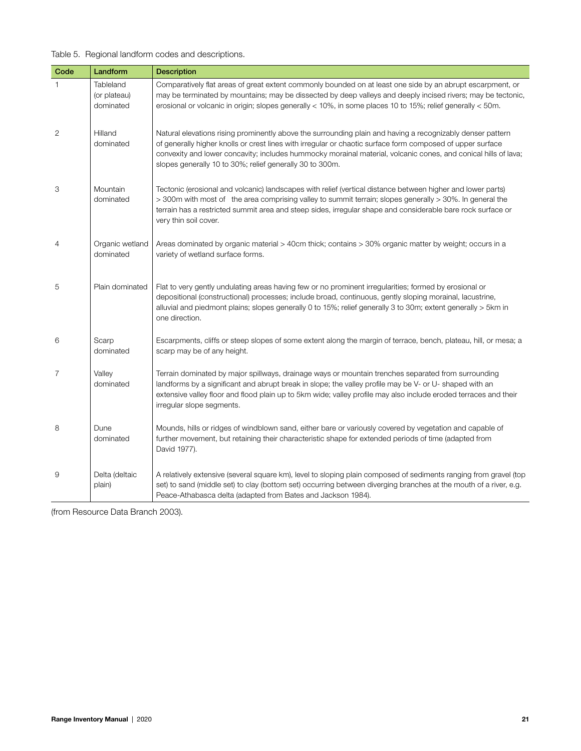Table 5. Regional landform codes and descriptions.

| Code | Landform | Description |
|---|---|---|
| 1 | Tableland (or plateau) dominated | Comparatively flat areas of great extent commonly bounded on at least one side by an abrupt escarpment, or may be terminated by mountains; may be dissected by deep valleys and deeply incised rivers; may be tectonic, erosional or volcanic in origin; slopes generally < 10%, in some places 10 to 15%; relief generally < 50m. |
| 2 | Hilland dominated | Natural elevations rising prominently above the surrounding plain and having a recognizably denser pattern of generally higher knolls or crest lines with irregular or chaotic surface form composed of upper surface convexity and lower concavity; includes hummocky morainal material, volcanic cones, and conical hills of lava; slopes generally 10 to 30%; relief generally 30 to 300m. |
| 3 | Mountain dominated | Tectonic (erosional and volcanic) landscapes with relief (vertical distance between higher and lower parts) > 300m with most of the area comprising valley to summit terrain; slopes generally > 30%. In general the terrain has a restricted summit area and steep sides, irregular shape and considerable bare rock surface or very thin soil cover. |
| 4 | Organic wetland dominated | Areas dominated by organic material > 40cm thick; contains > 30% organic matter by weight; occurs in a variety of wetland surface forms. |
| 5 | Plain dominated | Flat to very gently undulating areas having few or no prominent irregularities; formed by erosional or depositional (constructional) processes; include broad, continuous, gently sloping morainal, lacustrine, alluvial and piedmont plains; slopes generally 0 to 15%; relief generally 3 to 30m; extent generally > 5km in one direction. |
| 6 | Scarp dominated | Escarpments, cliffs or steep slopes of some extent along the margin of terrace, bench, plateau, hill, or mesa; a scarp may be of any height. |
| 7 | Valley dominated | Terrain dominated by major spillways, drainage ways or mountain trenches separated from surrounding landforms by a significant and abrupt break in slope; the valley profile may be V- or U- shaped with an extensive valley floor and flood plain up to 5km wide; valley profile may also include eroded terraces and their irregular slope segments. |
| 8 | Dune dominated | Mounds, hills or ridges of windblown sand, either bare or variously covered by vegetation and capable of further movement, but retaining their characteristic shape for extended periods of time (adapted from David 1977). |
| 9 | Delta (deltaic plain) | A relatively extensive (several square km), level to sloping plain composed of sediments ranging from gravel (top set) to sand (middle set) to clay (bottom set) occurring between diverging branches at the mouth of a river, e.g. Peace-Athabasca delta (adapted from Bates and Jackson 1984). |

(from Resource Data Branch 2003).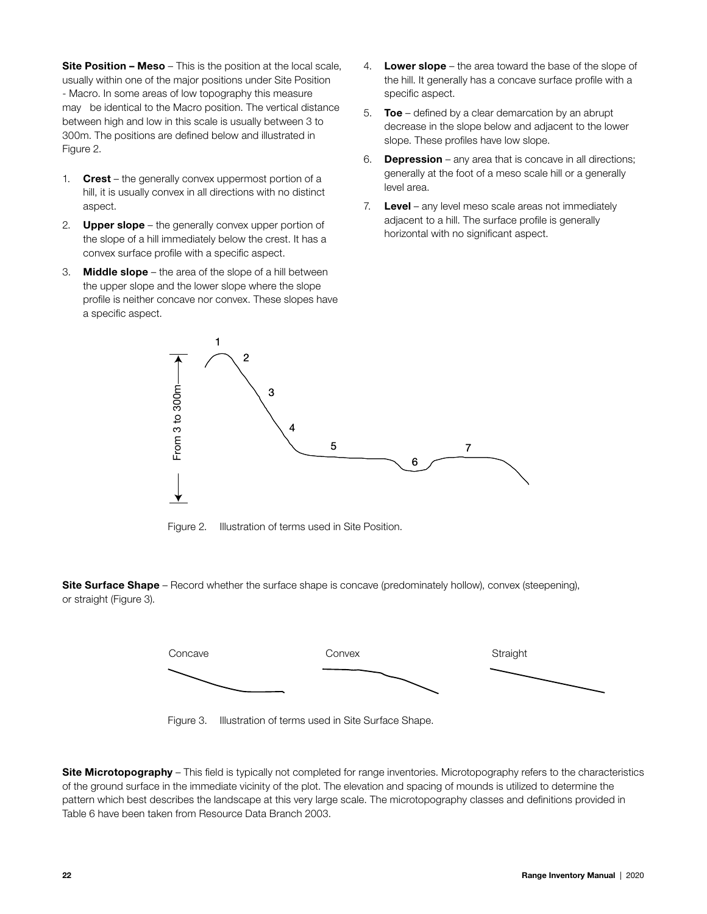**Site Position – Meso** – This is the position at the local scale, usually within one of the major positions under Site Position - Macro. In some areas of low topography this measure may be identical to the Macro position. The vertical distance between high and low in this scale is usually between 3 to 300m. The positions are defined below and illustrated in Figure 2.

1. **Crest** – the generally convex uppermost portion of a hill, it is usually convex in all directions with no distinct aspect.
2. **Upper slope** – the generally convex upper portion of the slope of a hill immediately below the crest. It has a convex surface profile with a specific aspect.
3. **Middle slope** – the area of the slope of a hill between the upper slope and the lower slope where the slope profile is neither concave nor convex. These slopes have a specific aspect.
4. **Lower slope** – the area toward the base of the slope of the hill. It generally has a concave surface profile with a specific aspect.
5. **Toe** – defined by a clear demarcation by an abrupt decrease in the slope below and adjacent to the lower slope. These profiles have low slope.
6. **Depression** – any area that is concave in all directions; generally at the foot of a meso scale hill or a generally level area.
7. **Level** – any level meso scale areas not immediately adjacent to a hill. The surface profile is generally horizontal with no significant aspect.

Figure 2. Illustration of terms used in Site Position.

**Site Surface Shape** – Record whether the surface shape is concave (predominately hollow), convex (steepening), or straight (Figure 3).

Figure 3. Illustration of terms used in Site Surface Shape.

**Site Microtopography** – This field is typically not completed for range inventories. Microtopography refers to the characteristics of the ground surface in the immediate vicinity of the plot. The elevation and spacing of mounds is utilized to determine the pattern which best describes the landscape at this very large scale. The microtopography classes and definitions provided in Table 6 have been taken from Resource Data Branch 2003.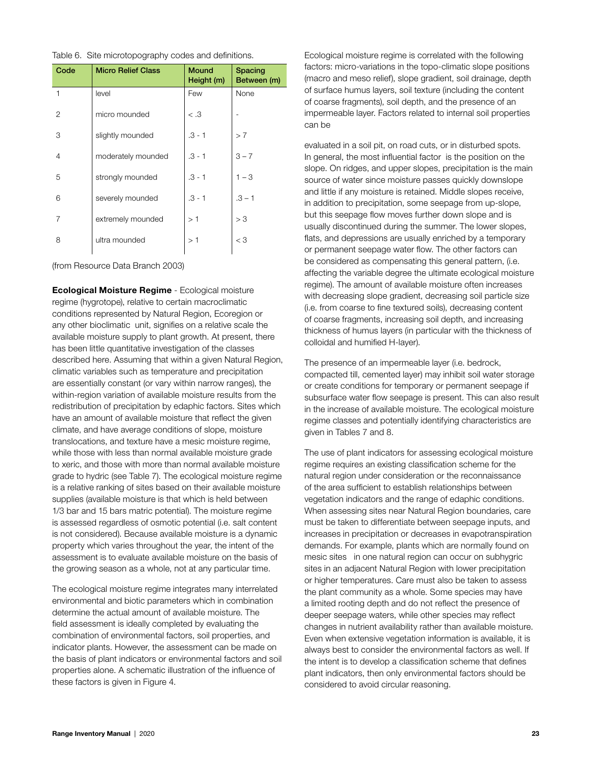Table 6. Site microtopography codes and definitions.

| Code | Micro Relief Class | Mound Height (m) | Spacing Between (m) |
|---|---|---|---|
| 1 | level | Few | None |
| 2 | micro mounded | < .3 | - |
| 3 | slightly mounded | .3 - 1 | > 7 |
| 4 | moderately mounded | .3 - 1 | 3 – 7 |
| 5 | strongly mounded | .3 - 1 | 1 – 3 |
| 6 | severely mounded | .3 - 1 | .3 – 1 |
| 7 | extremely mounded | > 1 | > 3 |
| 8 | ultra mounded | > 1 | < 3 |

(from Resource Data Branch 2003)

**Ecological Moisture Regime** - Ecological moisture regime (hygrotope), relative to certain macroclimatic conditions represented by Natural Region, Ecoregion or any other bioclimatic unit, signifies on a relative scale the available moisture supply to plant growth. At present, there has been little quantitative investigation of the classes described here. Assuming that within a given Natural Region, climatic variables such as temperature and precipitation are essentially constant (or vary within narrow ranges), the within-region variation of available moisture results from the redistribution of precipitation by edaphic factors. Sites which have an amount of available moisture that reflect the given climate, and have average conditions of slope, moisture translocations, and texture have a mesic moisture regime, while those with less than normal available moisture grade to xeric, and those with more than normal available moisture grade to hydric (see Table 7). The ecological moisture regime is a relative ranking of sites based on their available moisture supplies (available moisture is that which is held between 1/3 bar and 15 bars matric potential). The moisture regime is assessed regardless of osmotic potential (i.e. salt content is not considered). Because available moisture is a dynamic property which varies throughout the year, the intent of the assessment is to evaluate available moisture on the basis of the growing season as a whole, not at any particular time.

The ecological moisture regime integrates many interrelated environmental and biotic parameters which in combination determine the actual amount of available moisture. The field assessment is ideally completed by evaluating the combination of environmental factors, soil properties, and indicator plants. However, the assessment can be made on the basis of plant indicators or environmental factors and soil properties alone. A schematic illustration of the influence of these factors is given in Figure 4.

Ecological moisture regime is correlated with the following factors: micro-variations in the topo-climatic slope positions (macro and meso relief), slope gradient, soil drainage, depth of surface humus layers, soil texture (including the content of coarse fragments), soil depth, and the presence of an impermeable layer. Factors related to internal soil properties can be

evaluated in a soil pit, on road cuts, or in disturbed spots. In general, the most influential factor is the position on the slope. On ridges, and upper slopes, precipitation is the main source of water since moisture passes quickly downslope and little if any moisture is retained. Middle slopes receive, in addition to precipitation, some seepage from up-slope, but this seepage flow moves further down slope and is usually discontinued during the summer. The lower slopes, flats, and depressions are usually enriched by a temporary or permanent seepage water flow. The other factors can be considered as compensating this general pattern, (i.e. affecting the variable degree the ultimate ecological moisture regime). The amount of available moisture often increases with decreasing slope gradient, decreasing soil particle size (i.e. from coarse to fine textured soils), decreasing content of coarse fragments, increasing soil depth, and increasing thickness of humus layers (in particular with the thickness of colloidal and humified H-layer).

The presence of an impermeable layer (i.e. bedrock, compacted till, cemented layer) may inhibit soil water storage or create conditions for temporary or permanent seepage if subsurface water flow seepage is present. This can also result in the increase of available moisture. The ecological moisture regime classes and potentially identifying characteristics are given in Tables 7 and 8.

The use of plant indicators for assessing ecological moisture regime requires an existing classification scheme for the natural region under consideration or the reconnaissance of the area sufficient to establish relationships between vegetation indicators and the range of edaphic conditions. When assessing sites near Natural Region boundaries, care must be taken to differentiate between seepage inputs, and increases in precipitation or decreases in evapotranspiration demands. For example, plants which are normally found on mesic sites in one natural region can occur on subhygric sites in an adjacent Natural Region with lower precipitation or higher temperatures. Care must also be taken to assess the plant community as a whole. Some species may have a limited rooting depth and do not reflect the presence of deeper seepage waters, while other species may reflect changes in nutrient availability rather than available moisture. Even when extensive vegetation information is available, it is always best to consider the environmental factors as well. If the intent is to develop a classification scheme that defines plant indicators, then only environmental factors should be considered to avoid circular reasoning.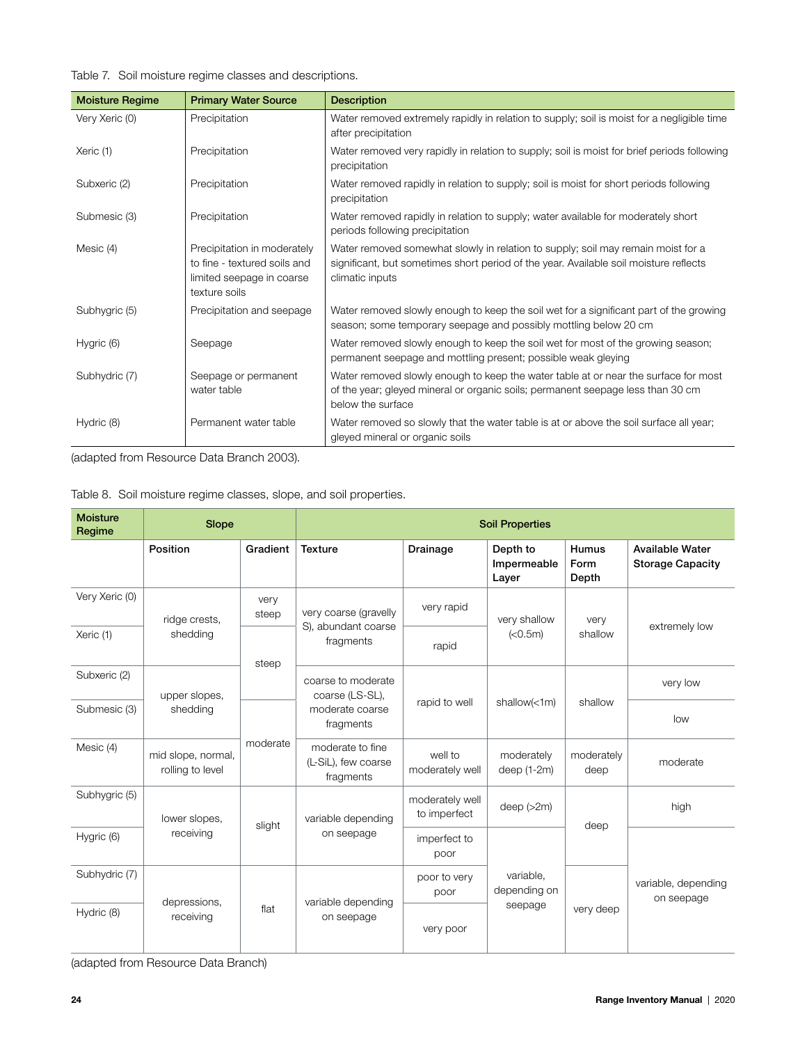Table 7. Soil moisture regime classes and descriptions.

| Moisture Regime | Primary Water Source | Description |
|---|---|---|
| Very Xeric (0) | Precipitation | Water removed extremely rapidly in relation to supply; soil is moist for a negligible time after precipitation |
| Xeric (1) | Precipitation | Water removed very rapidly in relation to supply; soil is moist for brief periods following precipitation |
| Subxeric (2) | Precipitation | Water removed rapidly in relation to supply; soil is moist for short periods following precipitation |
| Submesic (3) | Precipitation | Water removed rapidly in relation to supply; water available for moderately short periods following precipitation |
| Mesic (4) | Precipitation in moderately to fine - textured soils and limited seepage in coarse texture soils | Water removed somewhat slowly in relation to supply; soil may remain moist for a significant, but sometimes short period of the year. Available soil moisture reflects climatic inputs |
| Subhygric (5) | Precipitation and seepage | Water removed slowly enough to keep the soil wet for a significant part of the growing season; some temporary seepage and possibly mottling below 20 cm |
| Hygric (6) | Seepage | Water removed slowly enough to keep the soil wet for most of the growing season; permanent seepage and mottling present; possible weak gleying |
| Subhydric (7) | Seepage or permanent water table | Water removed slowly enough to keep the water table at or near the surface for most of the year; gleyed mineral or organic soils; permanent seepage less than 30 cm below the surface |
| Hydric (8) | Permanent water table | Water removed so slowly that the water table is at or above the soil surface all year; gleyed mineral or organic soils |

(adapted from Resource Data Branch 2003).

Table 8. Soil moisture regime classes, slope, and soil properties.

| Moisture Regime | Slope | | Soil Properties | | | | |
|---|---|---|---|---|---|---|---|
| | Position | Gradient | Texture | Drainage | Depth to Impermeable Layer | Humus Form Depth | Available Water Storage Capacity |
| Very Xeric (0) | ridge crests, shedding | very steep | very coarse (gravelly S), abundant coarse fragments | very rapid | very shallow (<0.5m) | very shallow | extremely low |
| Xeric (1) | ridge crests, shedding | steep | very coarse (gravelly S), abundant coarse fragments | rapid | very shallow (<0.5m) | very shallow | extremely low |
| Subxeric (2) | upper slopes, shedding | steep | coarse to moderate coarse (LS-SL), moderate coarse fragments | rapid to well | shallow(<1m) | shallow | very low |
| Submesic (3) | upper slopes, shedding | moderate | coarse to moderate coarse (LS-SL), moderate coarse fragments | rapid to well | shallow(<1m) | shallow | low |
| Mesic (4) | mid slope, normal, rolling to level | moderate | moderate to fine (L-SiL), few coarse fragments | well to moderately well | moderately deep (1-2m) | moderately deep | moderate |
| Subhygric (5) | lower slopes, receiving | slight | variable depending on seepage | moderately well to imperfect | deep (>2m) | deep | high |
| Hygric (6) | lower slopes, receiving | slight | variable depending on seepage | imperfect to poor | variable, depending on seepage | deep | variable, depending on seepage |
| Subhydric (7) | depressions, receiving | flat | variable depending on seepage | poor to very poor | variable, depending on seepage | very deep | variable, depending on seepage |
| Hydric (8) | depressions, receiving | flat | variable depending on seepage | very poor | variable, depending on seepage | very deep | variable, depending on seepage |

(adapted from Resource Data Branch)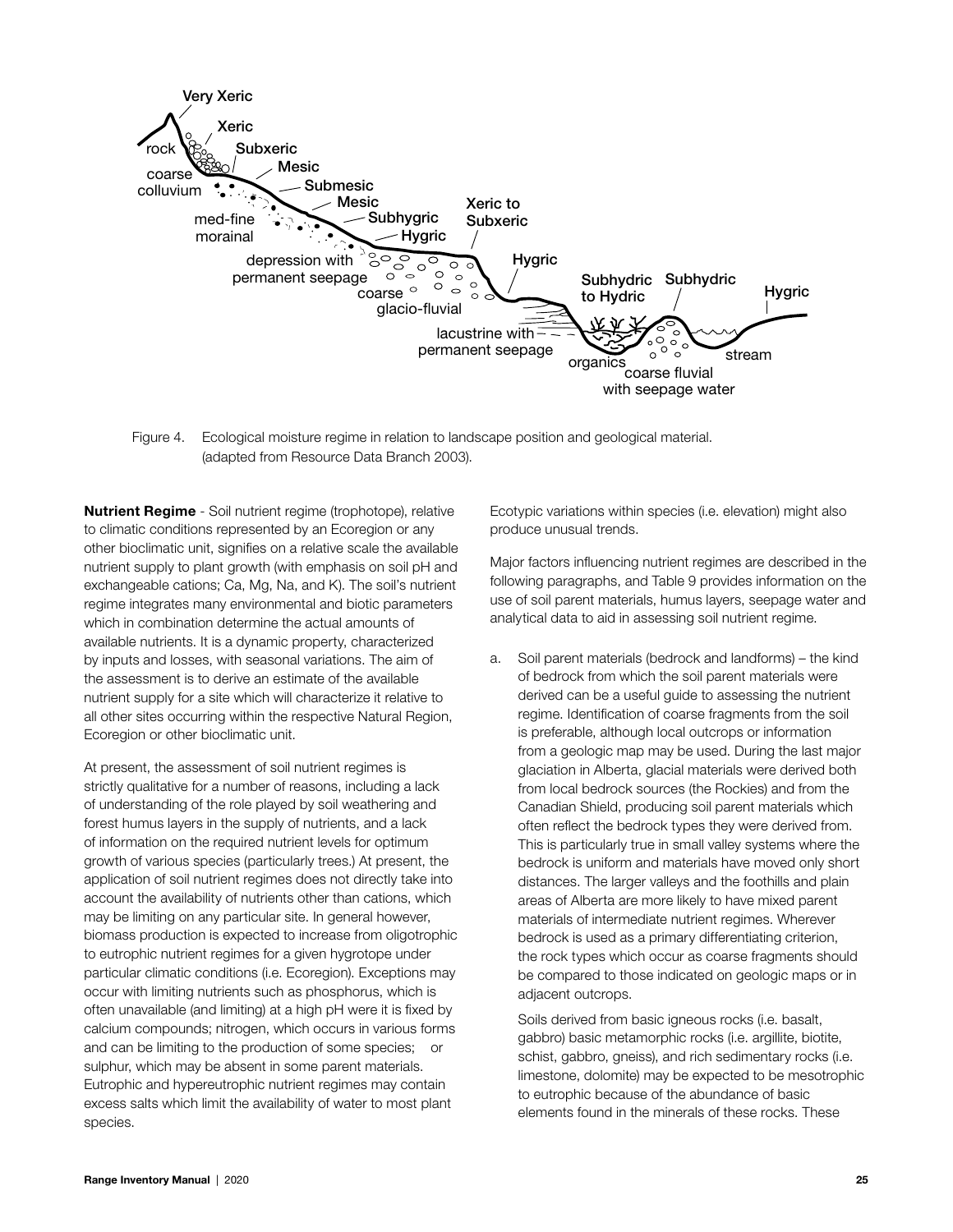Figure 4. Ecological moisture regime in relation to landscape position and geological material. (adapted from Resource Data Branch 2003).

**Nutrient Regime** - Soil nutrient regime (trophotope), relative to climatic conditions represented by an Ecoregion or any other bioclimatic unit, signifies on a relative scale the available nutrient supply to plant growth (with emphasis on soil pH and exchangeable cations; Ca, Mg, Na, and K). The soil's nutrient regime integrates many environmental and biotic parameters which in combination determine the actual amounts of available nutrients. It is a dynamic property, characterized by inputs and losses, with seasonal variations. The aim of the assessment is to derive an estimate of the available nutrient supply for a site which will characterize it relative to all other sites occurring within the respective Natural Region, Ecoregion or other bioclimatic unit.

At present, the assessment of soil nutrient regimes is strictly qualitative for a number of reasons, including a lack of understanding of the role played by soil weathering and forest humus layers in the supply of nutrients, and a lack of information on the required nutrient levels for optimum growth of various species (particularly trees.) At present, the application of soil nutrient regimes does not directly take into account the availability of nutrients other than cations, which may be limiting on any particular site. In general however, biomass production is expected to increase from oligotrophic to eutrophic nutrient regimes for a given hygrotope under particular climatic conditions (i.e. Ecoregion). Exceptions may occur with limiting nutrients such as phosphorus, which is often unavailable (and limiting) at a high pH were it is fixed by calcium compounds; nitrogen, which occurs in various forms and can be limiting to the production of some species; or sulphur, which may be absent in some parent materials. Eutrophic and hypereutrophic nutrient regimes may contain excess salts which limit the availability of water to most plant species.

Ecotypic variations within species (i.e. elevation) might also produce unusual trends.

Major factors influencing nutrient regimes are described in the following paragraphs, and Table 9 provides information on the use of soil parent materials, humus layers, seepage water and analytical data to aid in assessing soil nutrient regime.

a. Soil parent materials (bedrock and landforms) – the kind of bedrock from which the soil parent materials were derived can be a useful guide to assessing the nutrient regime. Identification of coarse fragments from the soil is preferable, although local outcrops or information from a geologic map may be used. During the last major glaciation in Alberta, glacial materials were derived both from local bedrock sources (the Rockies) and from the Canadian Shield, producing soil parent materials which often reflect the bedrock types they were derived from. This is particularly true in small valley systems where the bedrock is uniform and materials have moved only short distances. The larger valleys and the foothills and plain areas of Alberta are more likely to have mixed parent materials of intermediate nutrient regimes. Wherever bedrock is used as a primary differentiating criterion, the rock types which occur as coarse fragments should be compared to those indicated on geologic maps or in adjacent outcrops.

   Soils derived from basic igneous rocks (i.e. basalt, gabbro) basic metamorphic rocks (i.e. argillite, biotite, schist, gabbro, gneiss), and rich sedimentary rocks (i.e. limestone, dolomite) may be expected to be mesotrophic to eutrophic because of the abundance of basic elements found in the minerals of these rocks. These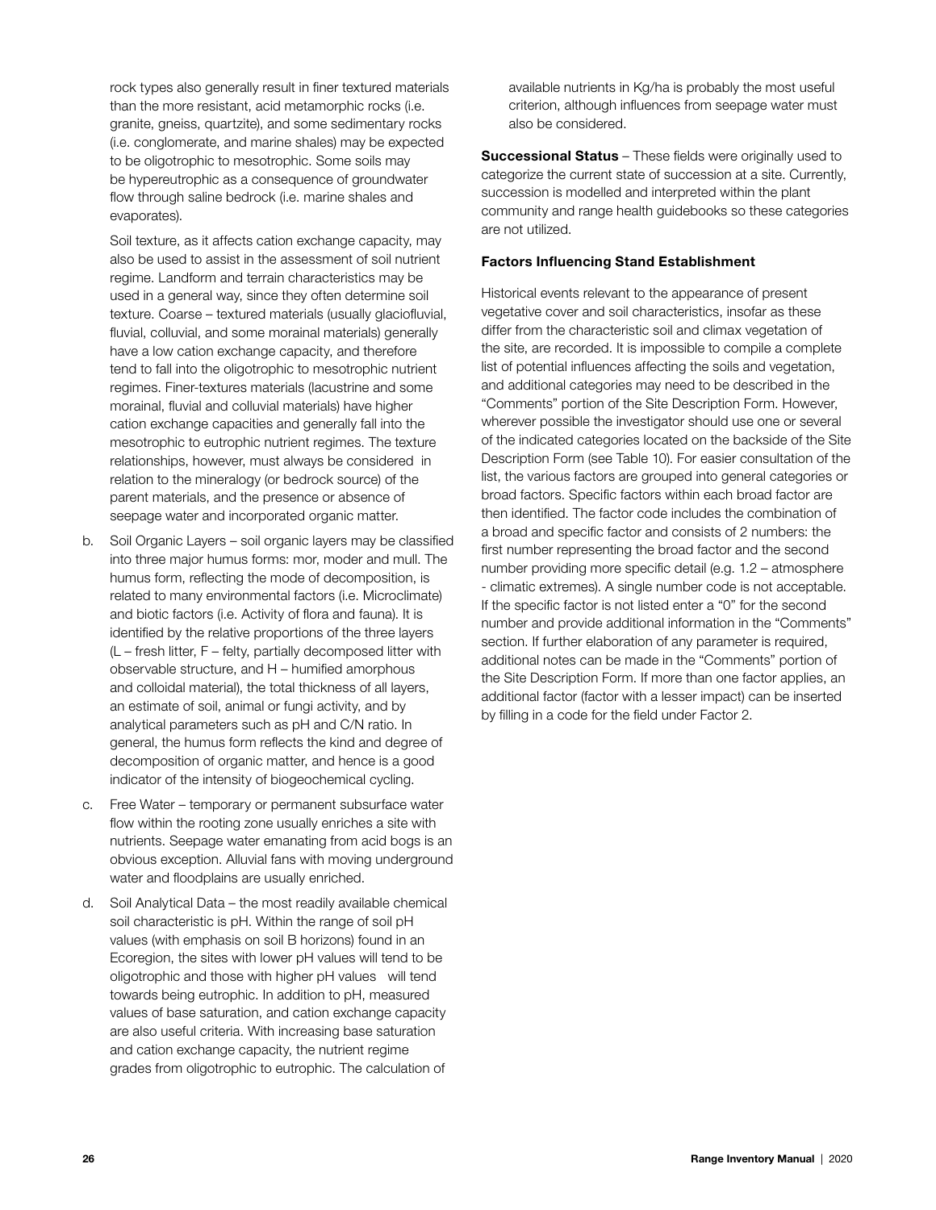rock types also generally result in finer textured materials than the more resistant, acid metamorphic rocks (i.e. granite, gneiss, quartzite), and some sedimentary rocks (i.e. conglomerate, and marine shales) may be expected to be oligotrophic to mesotrophic. Some soils may be hypereutrophic as a consequence of groundwater flow through saline bedrock (i.e. marine shales and evaporates).

Soil texture, as it affects cation exchange capacity, may also be used to assist in the assessment of soil nutrient regime. Landform and terrain characteristics may be used in a general way, since they often determine soil texture. Coarse – textured materials (usually glaciofluvial, fluvial, colluvial, and some morainal materials) generally have a low cation exchange capacity, and therefore tend to fall into the oligotrophic to mesotrophic nutrient regimes. Finer-textures materials (lacustrine and some morainal, fluvial and colluvial materials) have higher cation exchange capacities and generally fall into the mesotrophic to eutrophic nutrient regimes. The texture relationships, however, must always be considered in relation to the mineralogy (or bedrock source) of the parent materials, and the presence or absence of seepage water and incorporated organic matter.

b. Soil Organic Layers – soil organic layers may be classified into three major humus forms: mor, moder and mull. The humus form, reflecting the mode of decomposition, is related to many environmental factors (i.e. Microclimate) and biotic factors (i.e. Activity of flora and fauna). It is identified by the relative proportions of the three layers (L – fresh litter, F – felty, partially decomposed litter with observable structure, and H – humified amorphous and colloidal material), the total thickness of all layers, an estimate of soil, animal or fungi activity, and by analytical parameters such as pH and C/N ratio. In general, the humus form reflects the kind and degree of decomposition of organic matter, and hence is a good indicator of the intensity of biogeochemical cycling.

c. Free Water – temporary or permanent subsurface water flow within the rooting zone usually enriches a site with nutrients. Seepage water emanating from acid bogs is an obvious exception. Alluvial fans with moving underground water and floodplains are usually enriched.

d. Soil Analytical Data – the most readily available chemical soil characteristic is pH. Within the range of soil pH values (with emphasis on soil B horizons) found in an Ecoregion, the sites with lower pH values will tend to be oligotrophic and those with higher pH values will tend towards being eutrophic. In addition to pH, measured values of base saturation, and cation exchange capacity are also useful criteria. With increasing base saturation and cation exchange capacity, the nutrient regime grades from oligotrophic to eutrophic. The calculation of available nutrients in Kg/ha is probably the most useful criterion, although influences from seepage water must also be considered.

**Successional Status** – These fields were originally used to categorize the current state of succession at a site. Currently, succession is modelled and interpreted within the plant community and range health guidebooks so these categories are not utilized.

### Factors Influencing Stand Establishment

Historical events relevant to the appearance of present vegetative cover and soil characteristics, insofar as these differ from the characteristic soil and climax vegetation of the site, are recorded. It is impossible to compile a complete list of potential influences affecting the soils and vegetation, and additional categories may need to be described in the "Comments" portion of the Site Description Form. However, wherever possible the investigator should use one or several of the indicated categories located on the backside of the Site Description Form (see Table 10). For easier consultation of the list, the various factors are grouped into general categories or broad factors. Specific factors within each broad factor are then identified. The factor code includes the combination of a broad and specific factor and consists of 2 numbers: the first number representing the broad factor and the second number providing more specific detail (e.g. 1.2 – atmosphere - climatic extremes). A single number code is not acceptable. If the specific factor is not listed enter a "0" for the second number and provide additional information in the "Comments" section. If further elaboration of any parameter is required, additional notes can be made in the "Comments" portion of the Site Description Form. If more than one factor applies, an additional factor (factor with a lesser impact) can be inserted by filling in a code for the field under Factor 2.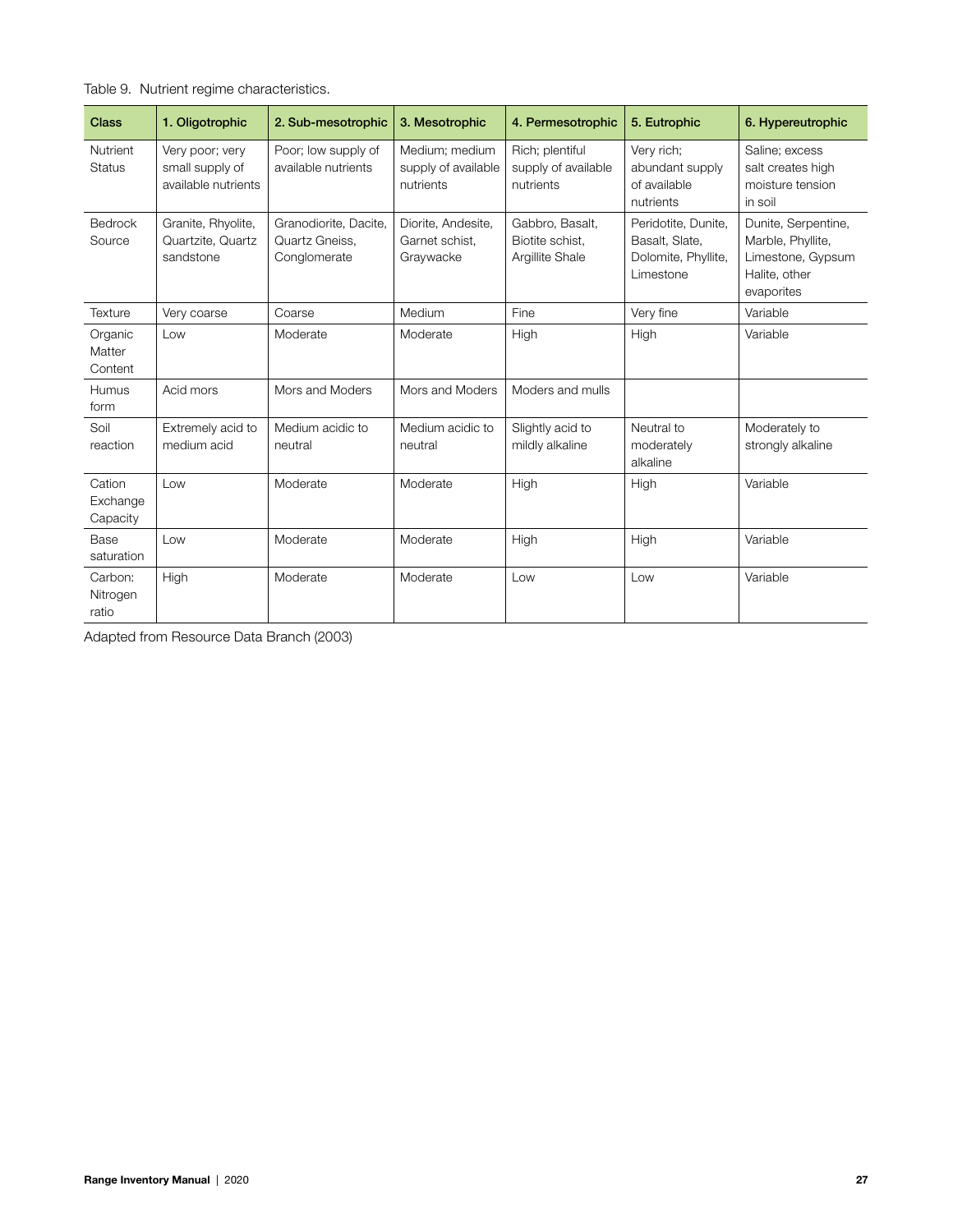Table 9. Nutrient regime characteristics.

| Class | 1. Oligotrophic | 2. Sub-mesotrophic | 3. Mesotrophic | 4. Permesotrophic | 5. Eutrophic | 6. Hypereutrophic |
|---|---|---|---|---|---|---|
| Nutrient Status | Very poor; very small supply of available nutrients | Poor; low supply of available nutrients | Medium; medium supply of available nutrients | Rich; plentiful supply of available nutrients | Very rich; abundant supply of available nutrients | Saline; excess salt creates high moisture tension in soil |
| Bedrock Source | Granite, Rhyolite, Quartzite, Quartz sandstone | Granodiorite, Dacite, Quartz Gneiss, Conglomerate | Diorite, Andesite, Garnet schist, Graywacke | Gabbro, Basalt, Biotite schist, Argillite Shale | Peridotite, Dunite, Basalt, Slate, Dolomite, Phyllite, Limestone | Dunite, Serpentine, Marble, Phyllite, Limestone, Gypsum Halite, other evaporites |
| Texture | Very coarse | Coarse | Medium | Fine | Very fine | Variable |
| Organic Matter Content | Low | Moderate | Moderate | High | High | Variable |
| Humus form | Acid mors | Mors and Moders | Mors and Moders | Moders and mulls | | |
| Soil reaction | Extremely acid to medium acid | Medium acidic to neutral | Medium acidic to neutral | Slightly acid to mildly alkaline | Neutral to moderately alkaline | Moderately to strongly alkaline |
| Cation Exchange Capacity | Low | Moderate | Moderate | High | High | Variable |
| Base saturation | Low | Moderate | Moderate | High | High | Variable |
| Carbon: Nitrogen ratio | High | Moderate | Moderate | Low | Low | Variable |

Adapted from Resource Data Branch (2003)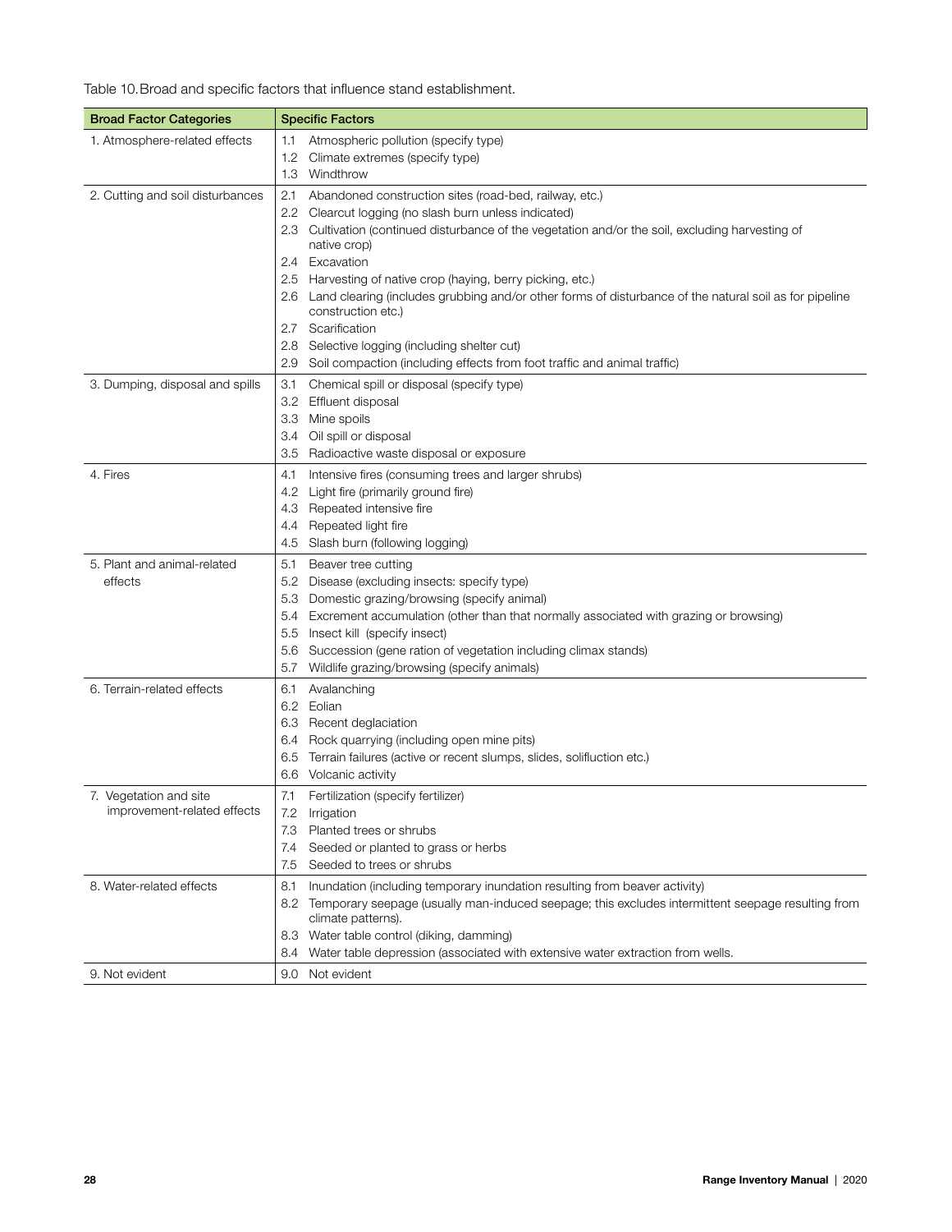Table 10. Broad and specific factors that influence stand establishment.

| Broad Factor Categories | Specific Factors |
|---|---|
| 1. Atmosphere-related effects | 1.1 Atmospheric pollution (specify type)<br>1.2 Climate extremes (specify type)<br>1.3 Windthrow |
| 2. Cutting and soil disturbances | 2.1 Abandoned construction sites (road-bed, railway, etc.)<br>2.2 Clearcut logging (no slash burn unless indicated)<br>2.3 Cultivation (continued disturbance of the vegetation and/or the soil, excluding harvesting of native crop)<br>2.4 Excavation<br>2.5 Harvesting of native crop (haying, berry picking, etc.)<br>2.6 Land clearing (includes grubbing and/or other forms of disturbance of the natural soil as for pipeline construction etc.)<br>2.7 Scarification<br>2.8 Selective logging (including shelter cut)<br>2.9 Soil compaction (including effects from foot traffic and animal traffic) |
| 3. Dumping, disposal and spills | 3.1 Chemical spill or disposal (specify type)<br>3.2 Effluent disposal<br>3.3 Mine spoils<br>3.4 Oil spill or disposal<br>3.5 Radioactive waste disposal or exposure |
| 4. Fires | 4.1 Intensive fires (consuming trees and larger shrubs)<br>4.2 Light fire (primarily ground fire)<br>4.3 Repeated intensive fire<br>4.4 Repeated light fire<br>4.5 Slash burn (following logging) |
| 5. Plant and animal-related effects | 5.1 Beaver tree cutting<br>5.2 Disease (excluding insects: specify type)<br>5.3 Domestic grazing/browsing (specify animal)<br>5.4 Excrement accumulation (other than that normally associated with grazing or browsing)<br>5.5 Insect kill (specify insect)<br>5.6 Succession (gene ration of vegetation including climax stands)<br>5.7 Wildlife grazing/browsing (specify animals) |
| 6. Terrain-related effects | 6.1 Avalanching<br>6.2 Eolian<br>6.3 Recent deglaciation<br>6.4 Rock quarrying (including open mine pits)<br>6.5 Terrain failures (active or recent slumps, slides, solifluction etc.)<br>6.6 Volcanic activity |
| 7. Vegetation and site improvement-related effects | 7.1 Fertilization (specify fertilizer)<br>7.2 Irrigation<br>7.3 Planted trees or shrubs<br>7.4 Seeded or planted to grass or herbs<br>7.5 Seeded to trees or shrubs |
| 8. Water-related effects | 8.1 Inundation (including temporary inundation resulting from beaver activity)<br>8.2 Temporary seepage (usually man-induced seepage; this excludes intermittent seepage resulting from climate patterns).<br>8.3 Water table control (diking, damming)<br>8.4 Water table depression (associated with extensive water extraction from wells. |
| 9. Not evident | 9.0 Not evident |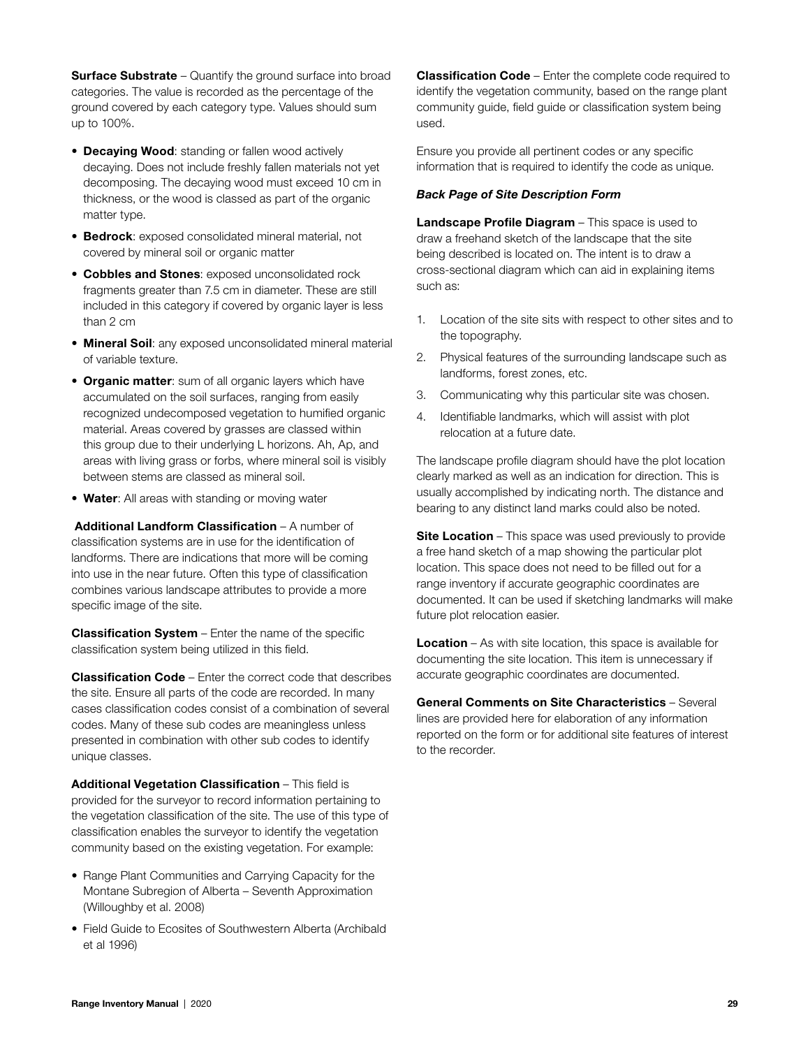**Surface Substrate** – Quantify the ground surface into broad categories. The value is recorded as the percentage of the ground covered by each category type. Values should sum up to 100%.

- **Decaying Wood**: standing or fallen wood actively decaying. Does not include freshly fallen materials not yet decomposing. The decaying wood must exceed 10 cm in thickness, or the wood is classed as part of the organic matter type.
- **Bedrock**: exposed consolidated mineral material, not covered by mineral soil or organic matter
- **Cobbles and Stones**: exposed unconsolidated rock fragments greater than 7.5 cm in diameter. These are still included in this category if covered by organic layer is less than 2 cm
- **Mineral Soil**: any exposed unconsolidated mineral material of variable texture.
- **Organic matter**: sum of all organic layers which have accumulated on the soil surfaces, ranging from easily recognized undecomposed vegetation to humified organic material. Areas covered by grasses are classed within this group due to their underlying L horizons. Ah, Ap, and areas with living grass or forbs, where mineral soil is visibly between stems are classed as mineral soil.
- **Water**: All areas with standing or moving water

**Additional Landform Classification** – A number of classification systems are in use for the identification of landforms. There are indications that more will be coming into use in the near future. Often this type of classification combines various landscape attributes to provide a more specific image of the site.

**Classification System** – Enter the name of the specific classification system being utilized in this field.

**Classification Code** – Enter the correct code that describes the site. Ensure all parts of the code are recorded. In many cases classification codes consist of a combination of several codes. Many of these sub codes are meaningless unless presented in combination with other sub codes to identify unique classes.

**Additional Vegetation Classification** – This field is provided for the surveyor to record information pertaining to the vegetation classification of the site. The use of this type of classification enables the surveyor to identify the vegetation community based on the existing vegetation. For example:

- Range Plant Communities and Carrying Capacity for the Montane Subregion of Alberta – Seventh Approximation (Willoughby et al. 2008)
- Field Guide to Ecosites of Southwestern Alberta (Archibald et al 1996)

**Classification Code** – Enter the complete code required to identify the vegetation community, based on the range plant community guide, field guide or classification system being used.

Ensure you provide all pertinent codes or any specific information that is required to identify the code as unique.

***Back Page of Site Description Form***

**Landscape Profile Diagram** – This space is used to draw a freehand sketch of the landscape that the site being described is located on. The intent is to draw a cross-sectional diagram which can aid in explaining items such as:

1. Location of the site sits with respect to other sites and to the topography.
2. Physical features of the surrounding landscape such as landforms, forest zones, etc.
3. Communicating why this particular site was chosen.
4. Identifiable landmarks, which will assist with plot relocation at a future date.

The landscape profile diagram should have the plot location clearly marked as well as an indication for direction. This is usually accomplished by indicating north. The distance and bearing to any distinct land marks could also be noted.

**Site Location** – This space was used previously to provide a free hand sketch of a map showing the particular plot location. This space does not need to be filled out for a range inventory if accurate geographic coordinates are documented. It can be used if sketching landmarks will make future plot relocation easier.

**Location** – As with site location, this space is available for documenting the site location. This item is unnecessary if accurate geographic coordinates are documented.

**General Comments on Site Characteristics** – Several lines are provided here for elaboration of any information reported on the form or for additional site features of interest to the recorder.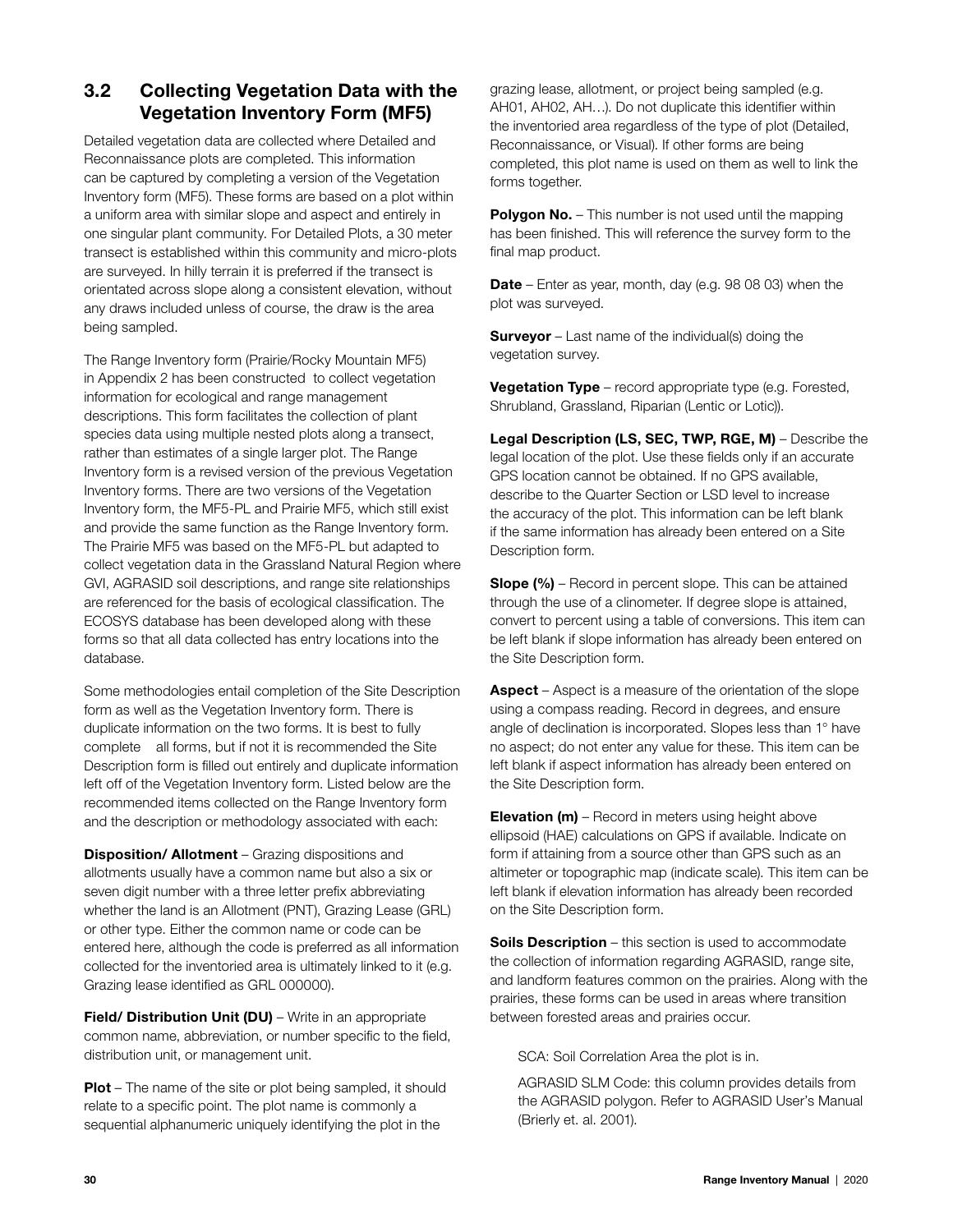## 3.2 Collecting Vegetation Data with the Vegetation Inventory Form (MF5)

Detailed vegetation data are collected where Detailed and Reconnaissance plots are completed. This information can be captured by completing a version of the Vegetation Inventory form (MF5). These forms are based on a plot within a uniform area with similar slope and aspect and entirely in one singular plant community. For Detailed Plots, a 30 meter transect is established within this community and micro-plots are surveyed. In hilly terrain it is preferred if the transect is orientated across slope along a consistent elevation, without any draws included unless of course, the draw is the area being sampled.

The Range Inventory form (Prairie/Rocky Mountain MF5) in Appendix 2 has been constructed to collect vegetation information for ecological and range management descriptions. This form facilitates the collection of plant species data using multiple nested plots along a transect, rather than estimates of a single larger plot. The Range Inventory form is a revised version of the previous Vegetation Inventory forms. There are two versions of the Vegetation Inventory form, the MF5-PL and Prairie MF5, which still exist and provide the same function as the Range Inventory form. The Prairie MF5 was based on the MF5-PL but adapted to collect vegetation data in the Grassland Natural Region where GVI, AGRASID soil descriptions, and range site relationships are referenced for the basis of ecological classification. The ECOSYS database has been developed along with these forms so that all data collected has entry locations into the database.

Some methodologies entail completion of the Site Description form as well as the Vegetation Inventory form. There is duplicate information on the two forms. It is best to fully complete all forms, but if not it is recommended the Site Description form is filled out entirely and duplicate information left off of the Vegetation Inventory form. Listed below are the recommended items collected on the Range Inventory form and the description or methodology associated with each:

**Disposition/ Allotment** – Grazing dispositions and allotments usually have a common name but also a six or seven digit number with a three letter prefix abbreviating whether the land is an Allotment (PNT), Grazing Lease (GRL) or other type. Either the common name or code can be entered here, although the code is preferred as all information collected for the inventoried area is ultimately linked to it (e.g. Grazing lease identified as GRL 000000).

**Field/ Distribution Unit (DU)** – Write in an appropriate common name, abbreviation, or number specific to the field, distribution unit, or management unit.

**Plot** – The name of the site or plot being sampled, it should relate to a specific point. The plot name is commonly a sequential alphanumeric uniquely identifying the plot in the grazing lease, allotment, or project being sampled (e.g. AH01, AH02, AH…). Do not duplicate this identifier within the inventoried area regardless of the type of plot (Detailed, Reconnaissance, or Visual). If other forms are being completed, this plot name is used on them as well to link the forms together.

**Polygon No.** – This number is not used until the mapping has been finished. This will reference the survey form to the final map product.

**Date** – Enter as year, month, day (e.g. 98 08 03) when the plot was surveyed.

**Surveyor** – Last name of the individual(s) doing the vegetation survey.

**Vegetation Type** – record appropriate type (e.g. Forested, Shrubland, Grassland, Riparian (Lentic or Lotic)).

**Legal Description (LS, SEC, TWP, RGE, M)** – Describe the legal location of the plot. Use these fields only if an accurate GPS location cannot be obtained. If no GPS available, describe to the Quarter Section or LSD level to increase the accuracy of the plot. This information can be left blank if the same information has already been entered on a Site Description form.

**Slope (%)** – Record in percent slope. This can be attained through the use of a clinometer. If degree slope is attained, convert to percent using a table of conversions. This item can be left blank if slope information has already been entered on the Site Description form.

**Aspect** – Aspect is a measure of the orientation of the slope using a compass reading. Record in degrees, and ensure angle of declination is incorporated. Slopes less than 1° have no aspect; do not enter any value for these. This item can be left blank if aspect information has already been entered on the Site Description form.

**Elevation (m)** – Record in meters using height above ellipsoid (HAE) calculations on GPS if available. Indicate on form if attaining from a source other than GPS such as an altimeter or topographic map (indicate scale). This item can be left blank if elevation information has already been recorded on the Site Description form.

**Soils Description** – this section is used to accommodate the collection of information regarding AGRASID, range site, and landform features common on the prairies. Along with the prairies, these forms can be used in areas where transition between forested areas and prairies occur.

SCA: Soil Correlation Area the plot is in.

AGRASID SLM Code: this column provides details from the AGRASID polygon. Refer to AGRASID User's Manual (Brierly et. al. 2001).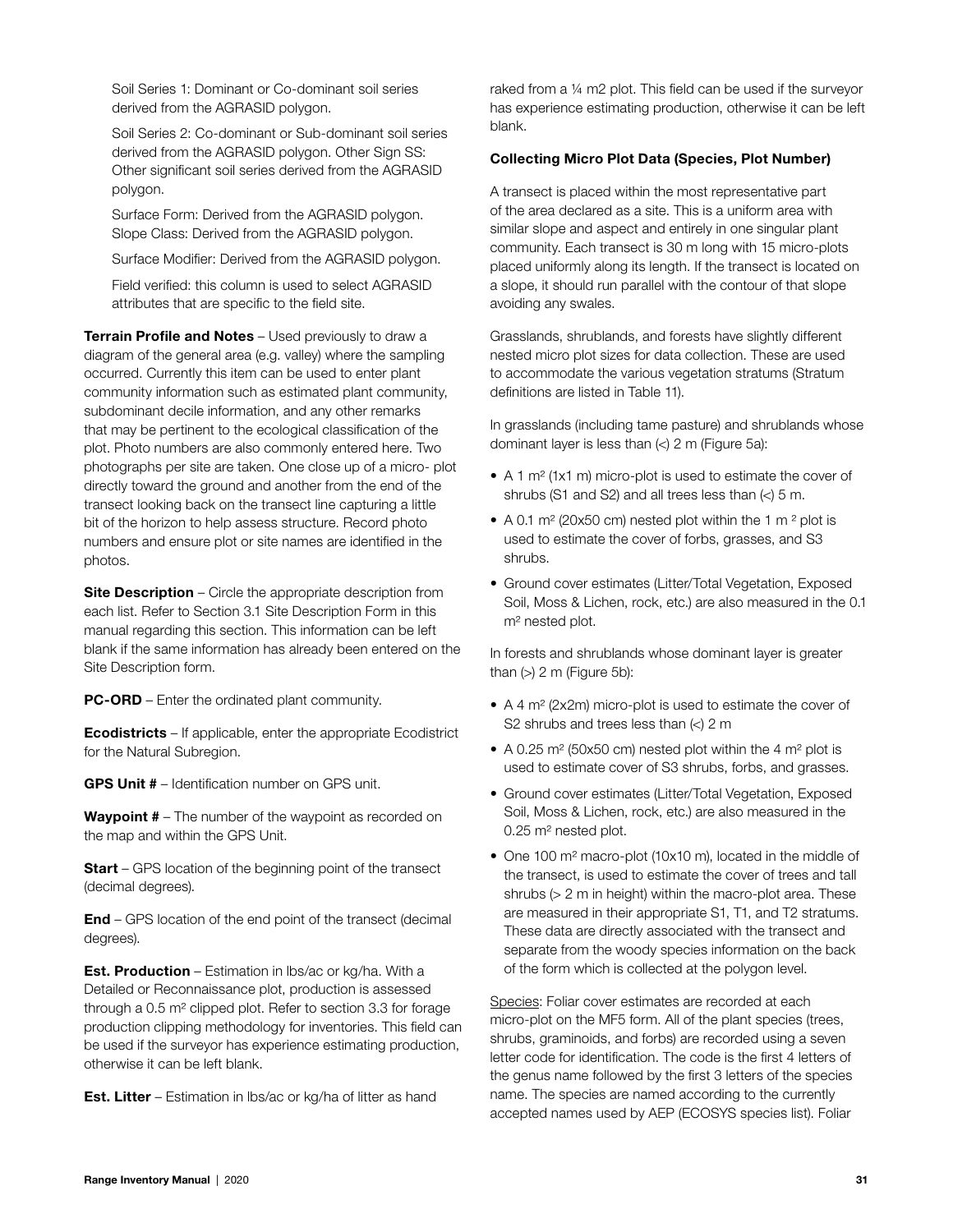Soil Series 1: Dominant or Co-dominant soil series derived from the AGRASID polygon.

Soil Series 2: Co-dominant or Sub-dominant soil series derived from the AGRASID polygon. Other Sign SS: Other significant soil series derived from the AGRASID polygon.

Surface Form: Derived from the AGRASID polygon. Slope Class: Derived from the AGRASID polygon.

Surface Modifier: Derived from the AGRASID polygon.

Field verified: this column is used to select AGRASID attributes that are specific to the field site.

**Terrain Profile and Notes** – Used previously to draw a diagram of the general area (e.g. valley) where the sampling occurred. Currently this item can be used to enter plant community information such as estimated plant community, subdominant decile information, and any other remarks that may be pertinent to the ecological classification of the plot. Photo numbers are also commonly entered here. Two photographs per site are taken. One close up of a micro- plot directly toward the ground and another from the end of the transect looking back on the transect line capturing a little bit of the horizon to help assess structure. Record photo numbers and ensure plot or site names are identified in the photos.

**Site Description** – Circle the appropriate description from each list. Refer to Section 3.1 Site Description Form in this manual regarding this section. This information can be left blank if the same information has already been entered on the Site Description form.

**PC-ORD** – Enter the ordinated plant community.

**Ecodistricts** – If applicable, enter the appropriate Ecodistrict for the Natural Subregion.

**GPS Unit #** – Identification number on GPS unit.

**Waypoint #** – The number of the waypoint as recorded on the map and within the GPS Unit.

**Start** – GPS location of the beginning point of the transect (decimal degrees).

**End** – GPS location of the end point of the transect (decimal degrees).

**Est. Production** – Estimation in lbs/ac or kg/ha. With a Detailed or Reconnaissance plot, production is assessed through a 0.5 m² clipped plot. Refer to section 3.3 for forage production clipping methodology for inventories. This field can be used if the surveyor has experience estimating production, otherwise it can be left blank.

**Est. Litter** – Estimation in lbs/ac or kg/ha of litter as hand raked from a ¼ m2 plot. This field can be used if the surveyor has experience estimating production, otherwise it can be left blank.

**Collecting Micro Plot Data (Species, Plot Number)**

A transect is placed within the most representative part of the area declared as a site. This is a uniform area with similar slope and aspect and entirely in one singular plant community. Each transect is 30 m long with 15 micro-plots placed uniformly along its length. If the transect is located on a slope, it should run parallel with the contour of that slope avoiding any swales.

Grasslands, shrublands, and forests have slightly different nested micro plot sizes for data collection. These are used to accommodate the various vegetation stratums (Stratum definitions are listed in Table 11).

In grasslands (including tame pasture) and shrublands whose dominant layer is less than (<) 2 m (Figure 5a):

- A 1 m² (1x1 m) micro-plot is used to estimate the cover of shrubs (S1 and S2) and all trees less than (<) 5 m.
- A 0.1 m² (20x50 cm) nested plot within the 1 m ² plot is used to estimate the cover of forbs, grasses, and S3 shrubs.
- Ground cover estimates (Litter/Total Vegetation, Exposed Soil, Moss & Lichen, rock, etc.) are also measured in the 0.1 m² nested plot.

In forests and shrublands whose dominant layer is greater than (>) 2 m (Figure 5b):

- A 4 m² (2x2m) micro-plot is used to estimate the cover of S2 shrubs and trees less than (<) 2 m
- A 0.25 m² (50x50 cm) nested plot within the 4 m² plot is used to estimate cover of S3 shrubs, forbs, and grasses.
- Ground cover estimates (Litter/Total Vegetation, Exposed Soil, Moss & Lichen, rock, etc.) are also measured in the 0.25 m² nested plot.
- One 100 m² macro-plot (10x10 m), located in the middle of the transect, is used to estimate the cover of trees and tall shrubs (> 2 m in height) within the macro-plot area. These are measured in their appropriate S1, T1, and T2 stratums. These data are directly associated with the transect and separate from the woody species information on the back of the form which is collected at the polygon level.

Species: Foliar cover estimates are recorded at each micro-plot on the MF5 form. All of the plant species (trees, shrubs, graminoids, and forbs) are recorded using a seven letter code for identification. The code is the first 4 letters of the genus name followed by the first 3 letters of the species name. The species are named according to the currently accepted names used by AEP (ECOSYS species list). Foliar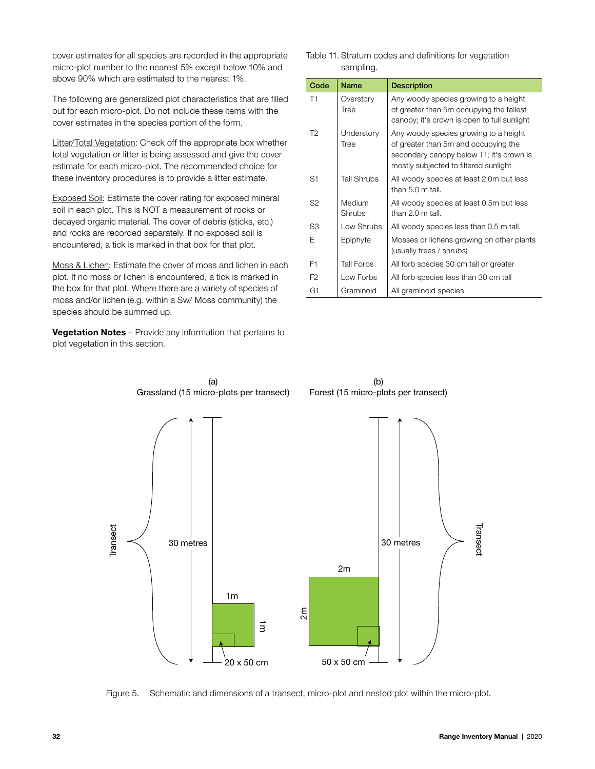cover estimates for all species are recorded in the appropriate micro-plot number to the nearest 5% except below 10% and above 90% which are estimated to the nearest 1%.

The following are generalized plot characteristics that are filled out for each micro-plot. Do not include these items with the cover estimates in the species portion of the form.

Litter/Total Vegetation: Check off the appropriate box whether total vegetation or litter is being assessed and give the cover estimate for each micro-plot. The recommended choice for these inventory procedures is to provide a litter estimate.

Exposed Soil: Estimate the cover rating for exposed mineral soil in each plot. This is NOT a measurement of rocks or decayed organic material. The cover of debris (sticks, etc.) and rocks are recorded separately. If no exposed soil is encountered, a tick is marked in that box for that plot.

Moss & Lichen: Estimate the cover of moss and lichen in each plot. If no moss or lichen is encountered, a tick is marked in the box for that plot. Where there are a variety of species of moss and/or lichen (e.g. within a Sw/ Moss community) the species should be summed up.

**Vegetation Notes** – Provide any information that pertains to plot vegetation in this section.

Table 11. Stratum codes and definitions for vegetation sampling.

| Code | Name | Description |
|---|---|---|
| T1 | Overstory Tree | Any woody species growing to a height of greater than 5m occupying the tallest canopy; it's crown is open to full sunlight |
| T2 | Understory Tree | Any woody species growing to a height of greater than 5m and occupying the secondary canopy below T1; it's crown is mostly subjected to filtered sunlight |
| S1 | Tall Shrubs | All woody species at least 2.0m but less than 5.0 m tall. |
| S2 | Medium Shrubs | All woody species at least 0.5m but less than 2.0 m tall. |
| S3 | Low Shrubs | All woody species less than 0.5 m tall. |
| E | Epiphyte | Mosses or lichens growing on other plants (usually trees / shrubs) |
| F1 | Tall Forbs | All forb species 30 cm tall or greater |
| F2 | Low Forbs | All forb species less than 30 cm tall |
| G1 | Graminoid | All graminoid species |

(a) Grassland (15 micro-plots per transect)

(b) Forest (15 micro-plots per transect)

Figure 5. Schematic and dimensions of a transect, micro-plot and nested plot within the micro-plot.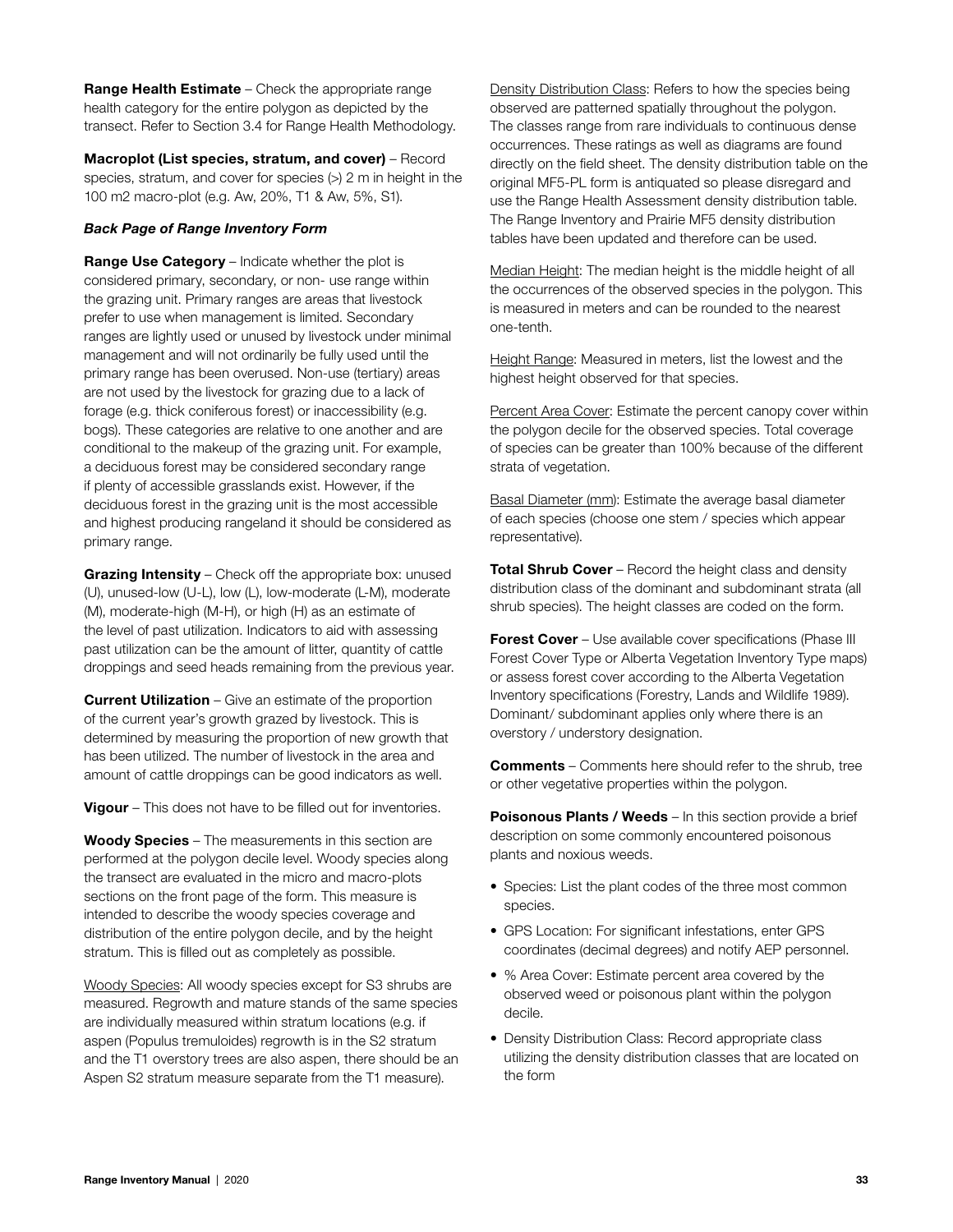**Range Health Estimate** – Check the appropriate range health category for the entire polygon as depicted by the transect. Refer to Section 3.4 for Range Health Methodology.

**Macroplot (List species, stratum, and cover)** – Record species, stratum, and cover for species (>) 2 m in height in the 100 m2 macro-plot (e.g. Aw, 20%, T1 & Aw, 5%, S1).

***Back Page of Range Inventory Form***

**Range Use Category** – Indicate whether the plot is considered primary, secondary, or non- use range within the grazing unit. Primary ranges are areas that livestock prefer to use when management is limited. Secondary ranges are lightly used or unused by livestock under minimal management and will not ordinarily be fully used until the primary range has been overused. Non-use (tertiary) areas are not used by the livestock for grazing due to a lack of forage (e.g. thick coniferous forest) or inaccessibility (e.g. bogs). These categories are relative to one another and are conditional to the makeup of the grazing unit. For example, a deciduous forest may be considered secondary range if plenty of accessible grasslands exist. However, if the deciduous forest in the grazing unit is the most accessible and highest producing rangeland it should be considered as primary range.

**Grazing Intensity** – Check off the appropriate box: unused (U), unused-low (U-L), low (L), low-moderate (L-M), moderate (M), moderate-high (M-H), or high (H) as an estimate of the level of past utilization. Indicators to aid with assessing past utilization can be the amount of litter, quantity of cattle droppings and seed heads remaining from the previous year.

**Current Utilization** – Give an estimate of the proportion of the current year's growth grazed by livestock. This is determined by measuring the proportion of new growth that has been utilized. The number of livestock in the area and amount of cattle droppings can be good indicators as well.

**Vigour** – This does not have to be filled out for inventories.

**Woody Species** – The measurements in this section are performed at the polygon decile level. Woody species along the transect are evaluated in the micro and macro-plots sections on the front page of the form. This measure is intended to describe the woody species coverage and distribution of the entire polygon decile, and by the height stratum. This is filled out as completely as possible.

Woody Species: All woody species except for S3 shrubs are measured. Regrowth and mature stands of the same species are individually measured within stratum locations (e.g. if aspen (Populus tremuloides) regrowth is in the S2 stratum and the T1 overstory trees are also aspen, there should be an Aspen S2 stratum measure separate from the T1 measure).

Density Distribution Class: Refers to how the species being observed are patterned spatially throughout the polygon. The classes range from rare individuals to continuous dense occurrences. These ratings as well as diagrams are found directly on the field sheet. The density distribution table on the original MF5-PL form is antiquated so please disregard and use the Range Health Assessment density distribution table. The Range Inventory and Prairie MF5 density distribution tables have been updated and therefore can be used.

Median Height: The median height is the middle height of all the occurrences of the observed species in the polygon. This is measured in meters and can be rounded to the nearest one-tenth.

Height Range: Measured in meters, list the lowest and the highest height observed for that species.

Percent Area Cover: Estimate the percent canopy cover within the polygon decile for the observed species. Total coverage of species can be greater than 100% because of the different strata of vegetation.

Basal Diameter (mm): Estimate the average basal diameter of each species (choose one stem / species which appear representative).

**Total Shrub Cover** – Record the height class and density distribution class of the dominant and subdominant strata (all shrub species). The height classes are coded on the form.

**Forest Cover** – Use available cover specifications (Phase III Forest Cover Type or Alberta Vegetation Inventory Type maps) or assess forest cover according to the Alberta Vegetation Inventory specifications (Forestry, Lands and Wildlife 1989). Dominant/ subdominant applies only where there is an overstory / understory designation.

**Comments** – Comments here should refer to the shrub, tree or other vegetative properties within the polygon.

**Poisonous Plants / Weeds** – In this section provide a brief description on some commonly encountered poisonous plants and noxious weeds.

- Species: List the plant codes of the three most common species.
- GPS Location: For significant infestations, enter GPS coordinates (decimal degrees) and notify AEP personnel.
- % Area Cover: Estimate percent area covered by the observed weed or poisonous plant within the polygon decile.
- Density Distribution Class: Record appropriate class utilizing the density distribution classes that are located on the form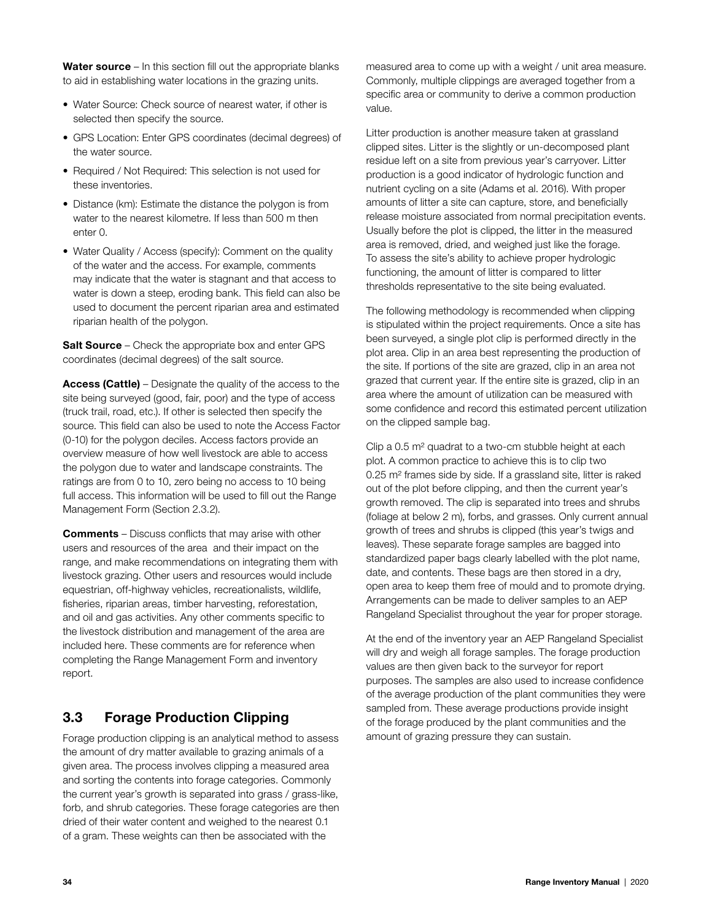**Water source** – In this section fill out the appropriate blanks to aid in establishing water locations in the grazing units.

- Water Source: Check source of nearest water, if other is selected then specify the source.
- GPS Location: Enter GPS coordinates (decimal degrees) of the water source.
- Required / Not Required: This selection is not used for these inventories.
- Distance (km): Estimate the distance the polygon is from water to the nearest kilometre. If less than 500 m then enter 0.
- Water Quality / Access (specify): Comment on the quality of the water and the access. For example, comments may indicate that the water is stagnant and that access to water is down a steep, eroding bank. This field can also be used to document the percent riparian area and estimated riparian health of the polygon.

**Salt Source** – Check the appropriate box and enter GPS coordinates (decimal degrees) of the salt source.

**Access (Cattle)** – Designate the quality of the access to the site being surveyed (good, fair, poor) and the type of access (truck trail, road, etc.). If other is selected then specify the source. This field can also be used to note the Access Factor (0-10) for the polygon deciles. Access factors provide an overview measure of how well livestock are able to access the polygon due to water and landscape constraints. The ratings are from 0 to 10, zero being no access to 10 being full access. This information will be used to fill out the Range Management Form (Section 2.3.2).

**Comments** – Discuss conflicts that may arise with other users and resources of the area and their impact on the range, and make recommendations on integrating them with livestock grazing. Other users and resources would include equestrian, off-highway vehicles, recreationalists, wildlife, fisheries, riparian areas, timber harvesting, reforestation, and oil and gas activities. Any other comments specific to the livestock distribution and management of the area are included here. These comments are for reference when completing the Range Management Form and inventory report.

## 3.3 Forage Production Clipping

Forage production clipping is an analytical method to assess the amount of dry matter available to grazing animals of a given area. The process involves clipping a measured area and sorting the contents into forage categories. Commonly the current year's growth is separated into grass / grass-like, forb, and shrub categories. These forage categories are then dried of their water content and weighed to the nearest 0.1 of a gram. These weights can then be associated with the measured area to come up with a weight / unit area measure. Commonly, multiple clippings are averaged together from a specific area or community to derive a common production value.

Litter production is another measure taken at grassland clipped sites. Litter is the slightly or un-decomposed plant residue left on a site from previous year's carryover. Litter production is a good indicator of hydrologic function and nutrient cycling on a site (Adams et al. 2016). With proper amounts of litter a site can capture, store, and beneficially release moisture associated from normal precipitation events. Usually before the plot is clipped, the litter in the measured area is removed, dried, and weighed just like the forage. To assess the site's ability to achieve proper hydrologic functioning, the amount of litter is compared to litter thresholds representative to the site being evaluated.

The following methodology is recommended when clipping is stipulated within the project requirements. Once a site has been surveyed, a single plot clip is performed directly in the plot area. Clip in an area best representing the production of the site. If portions of the site are grazed, clip in an area not grazed that current year. If the entire site is grazed, clip in an area where the amount of utilization can be measured with some confidence and record this estimated percent utilization on the clipped sample bag.

Clip a 0.5 m² quadrat to a two-cm stubble height at each plot. A common practice to achieve this is to clip two 0.25 m² frames side by side. If a grassland site, litter is raked out of the plot before clipping, and then the current year's growth removed. The clip is separated into trees and shrubs (foliage at below 2 m), forbs, and grasses. Only current annual growth of trees and shrubs is clipped (this year's twigs and leaves). These separate forage samples are bagged into standardized paper bags clearly labelled with the plot name, date, and contents. These bags are then stored in a dry, open area to keep them free of mould and to promote drying. Arrangements can be made to deliver samples to an AEP Rangeland Specialist throughout the year for proper storage.

At the end of the inventory year an AEP Rangeland Specialist will dry and weigh all forage samples. The forage production values are then given back to the surveyor for report purposes. The samples are also used to increase confidence of the average production of the plant communities they were sampled from. These average productions provide insight of the forage produced by the plant communities and the amount of grazing pressure they can sustain.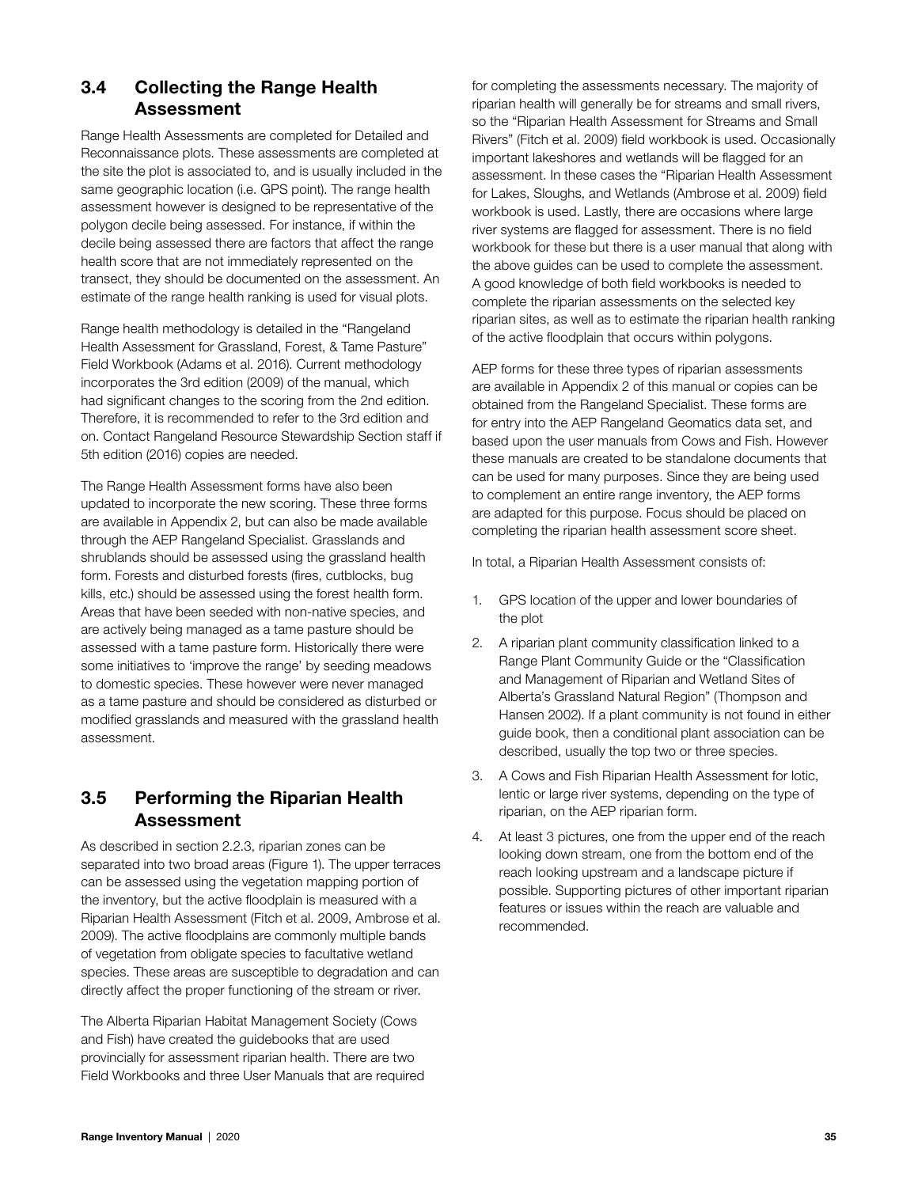## 3.4 Collecting the Range Health Assessment

Range Health Assessments are completed for Detailed and Reconnaissance plots. These assessments are completed at the site the plot is associated to, and is usually included in the same geographic location (i.e. GPS point). The range health assessment however is designed to be representative of the polygon decile being assessed. For instance, if within the decile being assessed there are factors that affect the range health score that are not immediately represented on the transect, they should be documented on the assessment. An estimate of the range health ranking is used for visual plots.

Range health methodology is detailed in the "Rangeland Health Assessment for Grassland, Forest, & Tame Pasture" Field Workbook (Adams et al. 2016). Current methodology incorporates the 3rd edition (2009) of the manual, which had significant changes to the scoring from the 2nd edition. Therefore, it is recommended to refer to the 3rd edition and on. Contact Rangeland Resource Stewardship Section staff if 5th edition (2016) copies are needed.

The Range Health Assessment forms have also been updated to incorporate the new scoring. These three forms are available in Appendix 2, but can also be made available through the AEP Rangeland Specialist. Grasslands and shrublands should be assessed using the grassland health form. Forests and disturbed forests (fires, cutblocks, bug kills, etc.) should be assessed using the forest health form. Areas that have been seeded with non-native species, and are actively being managed as a tame pasture should be assessed with a tame pasture form. Historically there were some initiatives to 'improve the range' by seeding meadows to domestic species. These however were never managed as a tame pasture and should be considered as disturbed or modified grasslands and measured with the grassland health assessment.

## 3.5 Performing the Riparian Health Assessment

As described in section 2.2.3, riparian zones can be separated into two broad areas (Figure 1). The upper terraces can be assessed using the vegetation mapping portion of the inventory, but the active floodplain is measured with a Riparian Health Assessment (Fitch et al. 2009, Ambrose et al. 2009). The active floodplains are commonly multiple bands of vegetation from obligate species to facultative wetland species. These areas are susceptible to degradation and can directly affect the proper functioning of the stream or river.

The Alberta Riparian Habitat Management Society (Cows and Fish) have created the guidebooks that are used provincially for assessment riparian health. There are two Field Workbooks and three User Manuals that are required for completing the assessments necessary. The majority of riparian health will generally be for streams and small rivers, so the "Riparian Health Assessment for Streams and Small Rivers" (Fitch et al. 2009) field workbook is used. Occasionally important lakeshores and wetlands will be flagged for an assessment. In these cases the "Riparian Health Assessment for Lakes, Sloughs, and Wetlands (Ambrose et al. 2009) field workbook is used. Lastly, there are occasions where large river systems are flagged for assessment. There is no field workbook for these but there is a user manual that along with the above guides can be used to complete the assessment. A good knowledge of both field workbooks is needed to complete the riparian assessments on the selected key riparian sites, as well as to estimate the riparian health ranking of the active floodplain that occurs within polygons.

AEP forms for these three types of riparian assessments are available in Appendix 2 of this manual or copies can be obtained from the Rangeland Specialist. These forms are for entry into the AEP Rangeland Geomatics data set, and based upon the user manuals from Cows and Fish. However these manuals are created to be standalone documents that can be used for many purposes. Since they are being used to complement an entire range inventory, the AEP forms are adapted for this purpose. Focus should be placed on completing the riparian health assessment score sheet.

In total, a Riparian Health Assessment consists of:

1. GPS location of the upper and lower boundaries of the plot
2. A riparian plant community classification linked to a Range Plant Community Guide or the "Classification and Management of Riparian and Wetland Sites of Alberta's Grassland Natural Region" (Thompson and Hansen 2002). If a plant community is not found in either guide book, then a conditional plant association can be described, usually the top two or three species.
3. A Cows and Fish Riparian Health Assessment for lotic, lentic or large river systems, depending on the type of riparian, on the AEP riparian form.
4. At least 3 pictures, one from the upper end of the reach looking down stream, one from the bottom end of the reach looking upstream and a landscape picture if possible. Supporting pictures of other important riparian features or issues within the reach are valuable and recommended.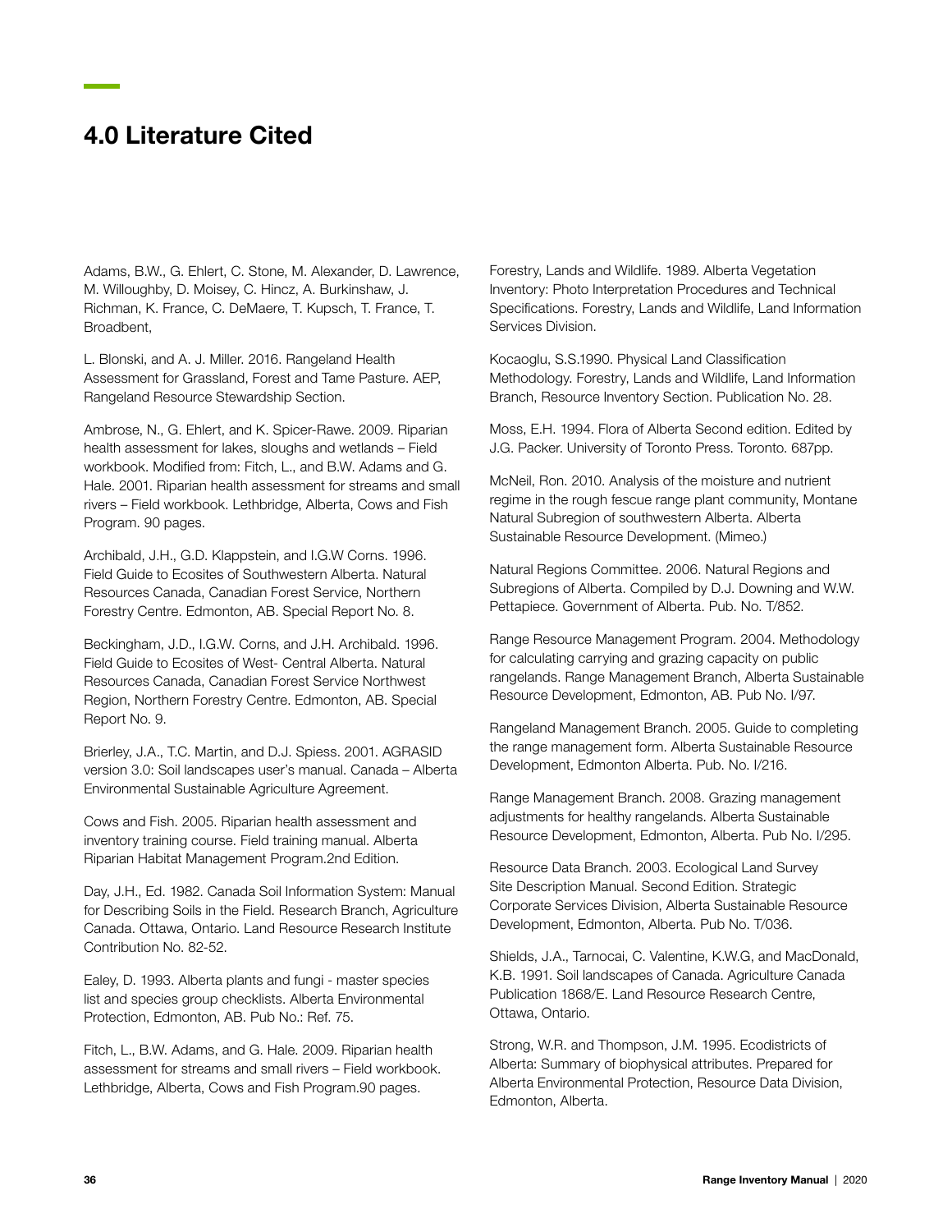# 4.0 Literature Cited

Adams, B.W., G. Ehlert, C. Stone, M. Alexander, D. Lawrence, M. Willoughby, D. Moisey, C. Hincz, A. Burkinshaw, J. Richman, K. France, C. DeMaere, T. Kupsch, T. France, T. Broadbent,

L. Blonski, and A. J. Miller. 2016. Rangeland Health Assessment for Grassland, Forest and Tame Pasture. AEP, Rangeland Resource Stewardship Section.

Ambrose, N., G. Ehlert, and K. Spicer-Rawe. 2009. Riparian health assessment for lakes, sloughs and wetlands – Field workbook. Modified from: Fitch, L., and B.W. Adams and G. Hale. 2001. Riparian health assessment for streams and small rivers – Field workbook. Lethbridge, Alberta, Cows and Fish Program. 90 pages.

Archibald, J.H., G.D. Klappstein, and I.G.W Corns. 1996. Field Guide to Ecosites of Southwestern Alberta. Natural Resources Canada, Canadian Forest Service, Northern Forestry Centre. Edmonton, AB. Special Report No. 8.

Beckingham, J.D., I.G.W. Corns, and J.H. Archibald. 1996. Field Guide to Ecosites of West- Central Alberta. Natural Resources Canada, Canadian Forest Service Northwest Region, Northern Forestry Centre. Edmonton, AB. Special Report No. 9.

Brierley, J.A., T.C. Martin, and D.J. Spiess. 2001. AGRASID version 3.0: Soil landscapes user's manual. Canada – Alberta Environmental Sustainable Agriculture Agreement.

Cows and Fish. 2005. Riparian health assessment and inventory training course. Field training manual. Alberta Riparian Habitat Management Program.2nd Edition.

Day, J.H., Ed. 1982. Canada Soil Information System: Manual for Describing Soils in the Field. Research Branch, Agriculture Canada. Ottawa, Ontario. Land Resource Research Institute Contribution No. 82-52.

Ealey, D. 1993. Alberta plants and fungi - master species list and species group checklists. Alberta Environmental Protection, Edmonton, AB. Pub No.: Ref. 75.

Fitch, L., B.W. Adams, and G. Hale. 2009. Riparian health assessment for streams and small rivers – Field workbook. Lethbridge, Alberta, Cows and Fish Program.90 pages.

Forestry, Lands and Wildlife. 1989. Alberta Vegetation Inventory: Photo Interpretation Procedures and Technical Specifications. Forestry, Lands and Wildlife, Land Information Services Division.

Kocaoglu, S.S.1990. Physical Land Classification Methodology. Forestry, Lands and Wildlife, Land Information Branch, Resource Inventory Section. Publication No. 28.

Moss, E.H. 1994. Flora of Alberta Second edition. Edited by J.G. Packer. University of Toronto Press. Toronto. 687pp.

McNeil, Ron. 2010. Analysis of the moisture and nutrient regime in the rough fescue range plant community, Montane Natural Subregion of southwestern Alberta. Alberta Sustainable Resource Development. (Mimeo.)

Natural Regions Committee. 2006. Natural Regions and Subregions of Alberta. Compiled by D.J. Downing and W.W. Pettapiece. Government of Alberta. Pub. No. T/852.

Range Resource Management Program. 2004. Methodology for calculating carrying and grazing capacity on public rangelands. Range Management Branch, Alberta Sustainable Resource Development, Edmonton, AB. Pub No. I/97.

Rangeland Management Branch. 2005. Guide to completing the range management form. Alberta Sustainable Resource Development, Edmonton Alberta. Pub. No. I/216.

Range Management Branch. 2008. Grazing management adjustments for healthy rangelands. Alberta Sustainable Resource Development, Edmonton, Alberta. Pub No. I/295.

Resource Data Branch. 2003. Ecological Land Survey Site Description Manual. Second Edition. Strategic Corporate Services Division, Alberta Sustainable Resource Development, Edmonton, Alberta. Pub No. T/036.

Shields, J.A., Tarnocai, C. Valentine, K.W.G, and MacDonald, K.B. 1991. Soil landscapes of Canada. Agriculture Canada Publication 1868/E. Land Resource Research Centre, Ottawa, Ontario.

Strong, W.R. and Thompson, J.M. 1995. Ecodistricts of Alberta: Summary of biophysical attributes. Prepared for Alberta Environmental Protection, Resource Data Division, Edmonton, Alberta.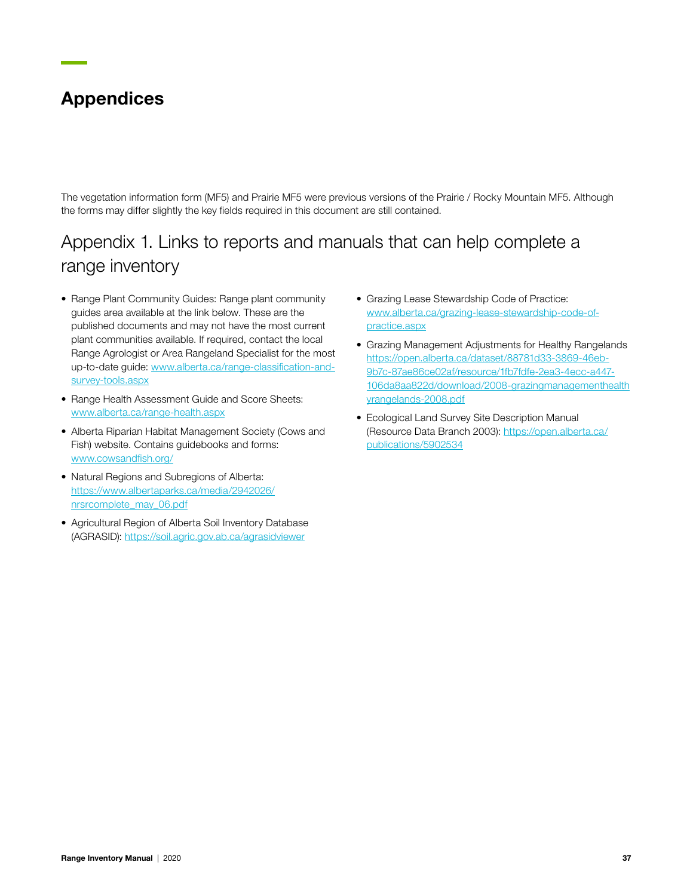# Appendices

The vegetation information form (MF5) and Prairie MF5 were previous versions of the Prairie / Rocky Mountain MF5. Although the forms may differ slightly the key fields required in this document are still contained.

## Appendix 1. Links to reports and manuals that can help complete a range inventory

- Range Plant Community Guides: Range plant community guides area available at the link below. These are the published documents and may not have the most current plant communities available. If required, contact the local Range Agrologist or Area Rangeland Specialist for the most up-to-date guide: www.alberta.ca/range-classification-and-survey-tools.aspx
- Range Health Assessment Guide and Score Sheets: www.alberta.ca/range-health.aspx
- Alberta Riparian Habitat Management Society (Cows and Fish) website. Contains guidebooks and forms: www.cowsandfish.org/
- Natural Regions and Subregions of Alberta: https://www.albertaparks.ca/media/2942026/nrsrcomplete_may_06.pdf
- Agricultural Region of Alberta Soil Inventory Database (AGRASID): https://soil.agric.gov.ab.ca/agrasidviewer
- Grazing Lease Stewardship Code of Practice: www.alberta.ca/grazing-lease-stewardship-code-of-practice.aspx
- Grazing Management Adjustments for Healthy Rangelands https://open.alberta.ca/dataset/88781d33-3869-46eb-9b7c-87ae86ce02af/resource/1fb7fdfe-2ea3-4ecc-a447-106da8aa822d/download/2008-grazingmanagementhealthyrangelands-2008.pdf
- Ecological Land Survey Site Description Manual (Resource Data Branch 2003): https://open.alberta.ca/publications/5902534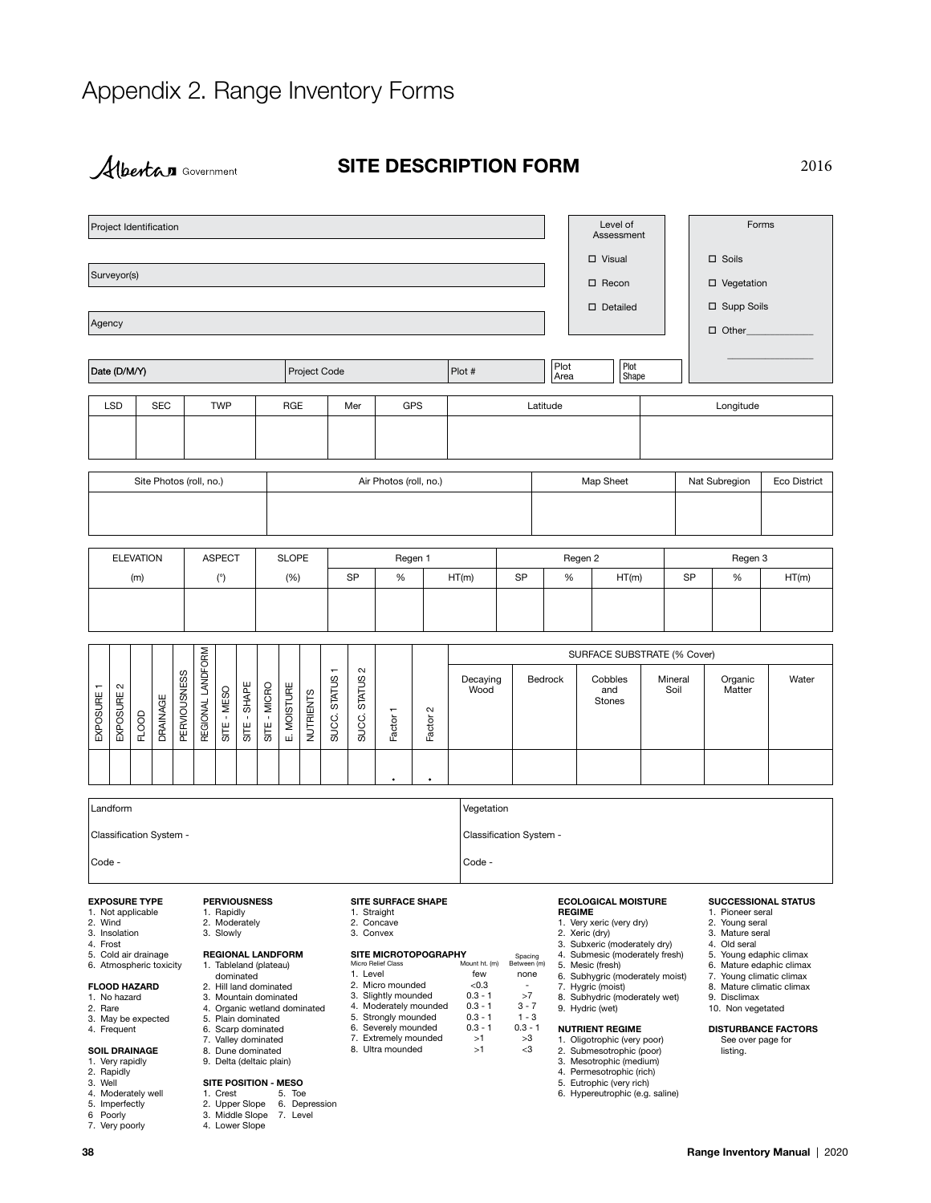# Appendix 2. Range Inventory Forms

Alberta Government

## SITE DESCRIPTION FORM

2016

| Project Identification | Level of Assessment | Forms |
|---|---|---|
| Surveyor(s) | ☐ Visual | ☐ Soils |
| Agency | ☐ Recon | ☐ Vegetation |
| | ☐ Detailed | ☐ Supp Soils |
| | | ☐ Other_____________ |

| Date (D/M/Y) | Project Code | Plot # | Plot Area | Plot Shape |
|---|---|---|---|---|
| | | | | |

| LSD | SEC | TWP | RGE | Mer | GPS | Latitude | Longitude |
|---|---|---|---|---|---|---|---|
| | | | | | | | |

| Site Photos (roll, no.) | Air Photos (roll, no.) | Map Sheet | Nat Subregion | Eco District |
|---|---|---|---|---|
| | | | | |

| ELEVATION | ASPECT | SLOPE | Regen 1 | | | Regen 2 | | | Regen 3 | | |
|---|---|---|---|---|---|---|---|---|---|---|---|
| (m) | (°) | (%) | SP | % | HT(m) | SP | % | HT(m) | SP | % | HT(m) |
| | | | | | | | | | | | |

| EXPOSURE 1 | EXPOSURE 2 | FLOOD | DRAINAGE | PERVIOUSNESS | REGIONAL LANDFORM | SITE - MESO | SITE - SHAPE | SITE - MICRO | E. MOISTURE | NUTRIENTS | SUCC. STATUS 1 | SUCC. STATUS 2 | Factor 1 | Factor 2 | SURFACE SUBSTRATE (% Cover) | | | | | |
|---|---|---|---|---|---|---|---|---|---|---|---|---|---|---|---|---|---|---|---|---|
| | | | | | | | | | | | | | | | Decaying Wood | Bedrock | Cobbles and Stones | Mineral Soil | Organic Matter | Water |
| | | | | | | | | | | | | | • | • | | | | | | |

| Landform | Vegetation |
|---|---|
| Classification System - | Classification System - |
| Code - | Code - |

**EXPOSURE TYPE**
1. Not applicable
2. Wind
3. Insolation
4. Frost
5. Cold air drainage
6. Atmospheric toxicity

**FLOOD HAZARD**
1. No hazard
2. Rare
3. May be expected
4. Frequent

**SOIL DRAINAGE**
1. Very rapidly
2. Rapidly
3. Well
4. Moderately well
5. Imperfectly
6. Poorly
7. Very poorly

**PERVIOUSNESS**
1. Rapidly
2. Moderately
3. Slowly

**REGIONAL LANDFORM**
1. Tableland (plateau) dominated
2. Hill land dominated
3. Mountain dominated
4. Organic wetland dominated
5. Plain dominated
6. Scarp dominated
7. Valley dominated
8. Dune dominated
9. Delta (deltaic plain)

**SITE POSITION - MESO**
1. Crest
2. Upper Slope
3. Middle Slope
4. Lower Slope
5. Toe
6. Depression
7. Level

**SITE SURFACE SHAPE**
1. Straight
2. Concave
3. Convex

**SITE MICROTOPOGRAPHY**

| Micro Relief Class | Mount ht. (m) | Spacing Between (m) |
|---|---|---|
| 1. Level | few | none |
| 2. Micro mounded | <0.3 | - |
| 3. Slightly mounded | 0.3 - 1 | >7 |
| 4. Moderately mounded | 0.3 - 1 | 3 - 7 |
| 5. Strongly mounded | 0.3 - 1 | 1 - 3 |
| 6. Severely mounded | 0.3 - 1 | 0.3 - 1 |
| 7. Extremely mounded | >1 | >3 |
| 8. Ultra mounded | >1 | <3 |

**ECOLOGICAL MOISTURE REGIME**
1. Very xeric (very dry)
2. Xeric (dry)
3. Subxeric (moderately dry)
4. Submesic (moderately fresh)
5. Mesic (fresh)
6. Subhygric (moderately moist)
7. Hygric (moist)
8. Subhydric (moderately wet)
9. Hydric (wet)

**NUTRIENT REGIME**
1. Oligotrophic (very poor)
2. Submesotrophic (poor)
3. Mesotrophic (medium)
4. Permesotrophic (rich)
5. Eutrophic (very rich)
6. Hypereutrophic (e.g. saline)

**SUCCESSIONAL STATUS**
1. Pioneer seral
2. Young seral
3. Mature seral
4. Old seral
5. Young edaphic climax
6. Mature edaphic climax
7. Young climatic climax
8. Mature climatic climax
9. Disclimax
10. Non vegetated

**DISTURBANCE FACTORS**

See over page for listing.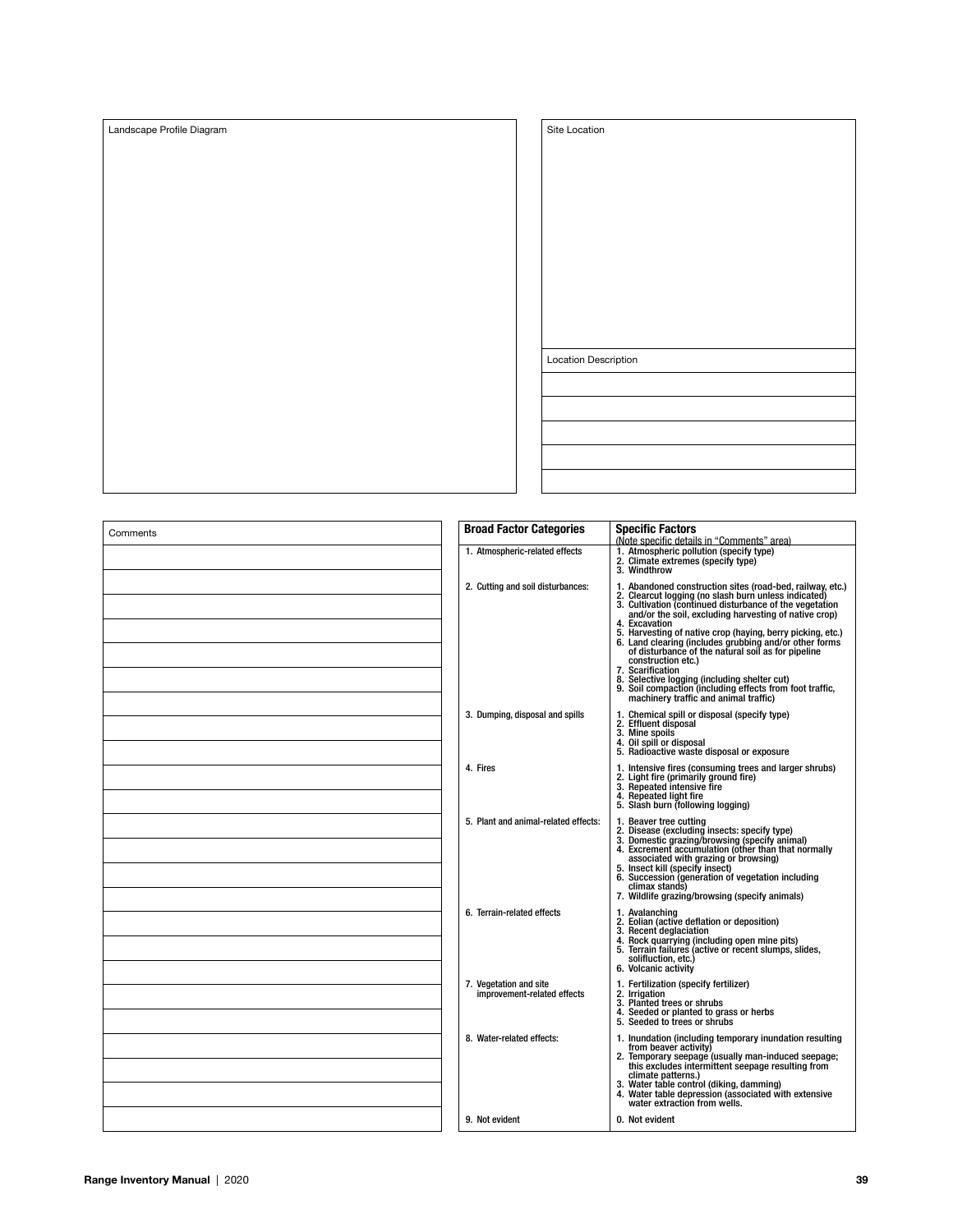Landscape Profile Diagram

Site Location

Location Description

Comments

| Broad Factor Categories | Specific Factors (Note specific details in "Comments" area) |
|---|---|
| 1. Atmospheric-related effects | 1. Atmospheric pollution (specify type)<br>2. Climate extremes (specify type)<br>3. Windthrow |
| 2. Cutting and soil disturbances: | 1. Abandoned construction sites (road-bed, railway, etc.)<br>2. Clearcut logging (no slash burn unless indicated)<br>3. Cultivation (continued disturbance of the vegetation and/or the soil, excluding harvesting of native crop)<br>4. Excavation<br>5. Harvesting of native crop (haying, berry picking, etc.)<br>6. Land clearing (includes grubbing and/or other forms of disturbance of the natural soil as for pipeline construction etc.)<br>7. Scarification<br>8. Selective logging (including shelter cut)<br>9. Soil compaction (including effects from foot traffic, machinery traffic and animal traffic) |
| 3. Dumping, disposal and spills | 1. Chemical spill or disposal (specify type)<br>2. Effluent disposal<br>3. Mine spoils<br>4. Oil spill or disposal<br>5. Radioactive waste disposal or exposure |
| 4. Fires | 1. Intensive fires (consuming trees and larger shrubs)<br>2. Light fire (primarily ground fire)<br>3. Repeated intensive fire<br>4. Repeated light fire<br>5. Slash burn (following logging) |
| 5. Plant and animal-related effects: | 1. Beaver tree cutting<br>2. Disease (excluding insects: specify type)<br>3. Domestic grazing/browsing (specify animal)<br>4. Excrement accumulation (other than that normally associated with grazing or browsing)<br>5. Insect kill (specify insect)<br>6. Succession (generation of vegetation including climax stands)<br>7. Wildlife grazing/browsing (specify animals) |
| 6. Terrain-related effects | 1. Avalanching<br>2. Eolian (active deflation or deposition)<br>3. Recent deglaciation<br>4. Rock quarrying (including open mine pits)<br>5. Terrain failures (active or recent slumps, slides, solifluction, etc.)<br>6. Volcanic activity |
| 7. Vegetation and site improvement-related effects | 1. Fertilization (specify fertilizer)<br>2. Irrigation<br>3. Planted trees or shrubs<br>4. Seeded or planted to grass or herbs<br>5. Seeded to trees or shrubs |
| 8. Water-related effects: | 1. Inundation (including temporary inundation resulting from beaver activity)<br>2. Temporary seepage (usually man-induced seepage; this excludes intermittent seepage resulting from climate patterns.)<br>3. Water table control (diking, damming)<br>4. Water table depression (associated with extensive water extraction from wells. |
| 9. Not evident | 0. Not evident |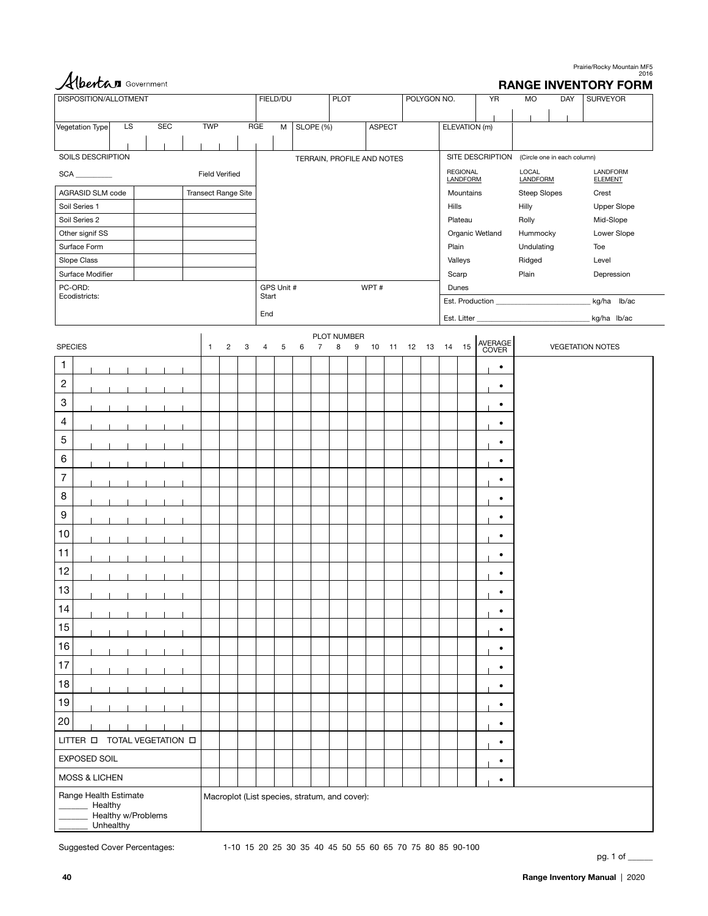Alberta Government

Prairie/Rocky Mountain MF5
2016

# RANGE INVENTORY FORM

| DISPOSITION/ALLOTMENT | FIELD/DU | PLOT | POLYGON NO. | YR | MO | DAY | SURVEYOR |
|---|---|---|---|---|---|---|---|
| | | | | | | | |

| Vegetation Type | LS | SEC | TWP | RGE | M | SLOPE (%) | ASPECT | ELEVATION (m) |
|---|---|---|---|---|---|---|---|---|
| | | | | | | | | |

| SOILS DESCRIPTION | | | TERRAIN, PROFILE AND NOTES |
|---|---|---|---|
| SCA _________ | | Field Verified | |
| AGRASID SLM code | | Transect Range Site | |
| Soil Series 1 | | | |
| Soil Series 2 | | | |
| Other signif SS | | | |
| Surface Form | | | |
| Slope Class | | | |
| Surface Modifier | | | |
| PC-ORD: Ecodistricts: | | | GPS Unit # Start End WPT # |

SITE DESCRIPTION (Circle one in each column)

| REGIONAL LANDFORM | LOCAL LANDFORM | LANDFORM ELEMENT |
|---|---|---|
| Mountains | Steep Slopes | Crest |
| Hills | Hilly | Upper Slope |
| Plateau | Rolly | Mid-Slope |
| Organic Wetland | Hummocky | Lower Slope |
| Plain | Undulating | Toe |
| Valleys | Ridged | Level |
| Scarp | Plain | Depression |
| Dunes | | |

Est. Production ________________________ kg/ha lb/ac

Est. Litter ____________________________ kg/ha lb/ac

| SPECIES | 1 | 2 | 3 | 4 | 5 | 6 | 7 | 8 | 9 | 10 | 11 | 12 | 13 | 14 | 15 | AVERAGE COVER | VEGETATION NOTES |
|---|---|---|---|---|---|---|---|---|---|---|---|---|---|---|---|---|---|
| 1 | | | | | | | | | | | | | | | | • | |
| 2 | | | | | | | | | | | | | | | | • | |
| 3 | | | | | | | | | | | | | | | | • | |
| 4 | | | | | | | | | | | | | | | | • | |
| 5 | | | | | | | | | | | | | | | | • | |
| 6 | | | | | | | | | | | | | | | | • | |
| 7 | | | | | | | | | | | | | | | | • | |
| 8 | | | | | | | | | | | | | | | | • | |
| 9 | | | | | | | | | | | | | | | | • | |
| 10 | | | | | | | | | | | | | | | | • | |
| 11 | | | | | | | | | | | | | | | | • | |
| 12 | | | | | | | | | | | | | | | | • | |
| 13 | | | | | | | | | | | | | | | | • | |
| 14 | | | | | | | | | | | | | | | | • | |
| 15 | | | | | | | | | | | | | | | | • | |
| 16 | | | | | | | | | | | | | | | | • | |
| 17 | | | | | | | | | | | | | | | | • | |
| 18 | | | | | | | | | | | | | | | | • | |
| 19 | | | | | | | | | | | | | | | | • | |
| 20 | | | | | | | | | | | | | | | | • | |
| LITTER ☐ TOTAL VEGETATION ☐ | | | | | | | | | | | | | | | | • | |
| EXPOSED SOIL | | | | | | | | | | | | | | | | • | |
| MOSS & LICHEN | | | | | | | | | | | | | | | | • | |

(Column headers 1–15 are under PLOT NUMBER.)

| Range Health Estimate | Macroplot (List species, stratum, and cover): |
|---|---|
| _______ Healthy<br>_______ Healthy w/Problems<br>_______ Unhealthy | |

Suggested Cover Percentages: 1-10 15 20 25 30 35 40 45 50 55 60 65 70 75 80 85 90-100

pg. 1 of ______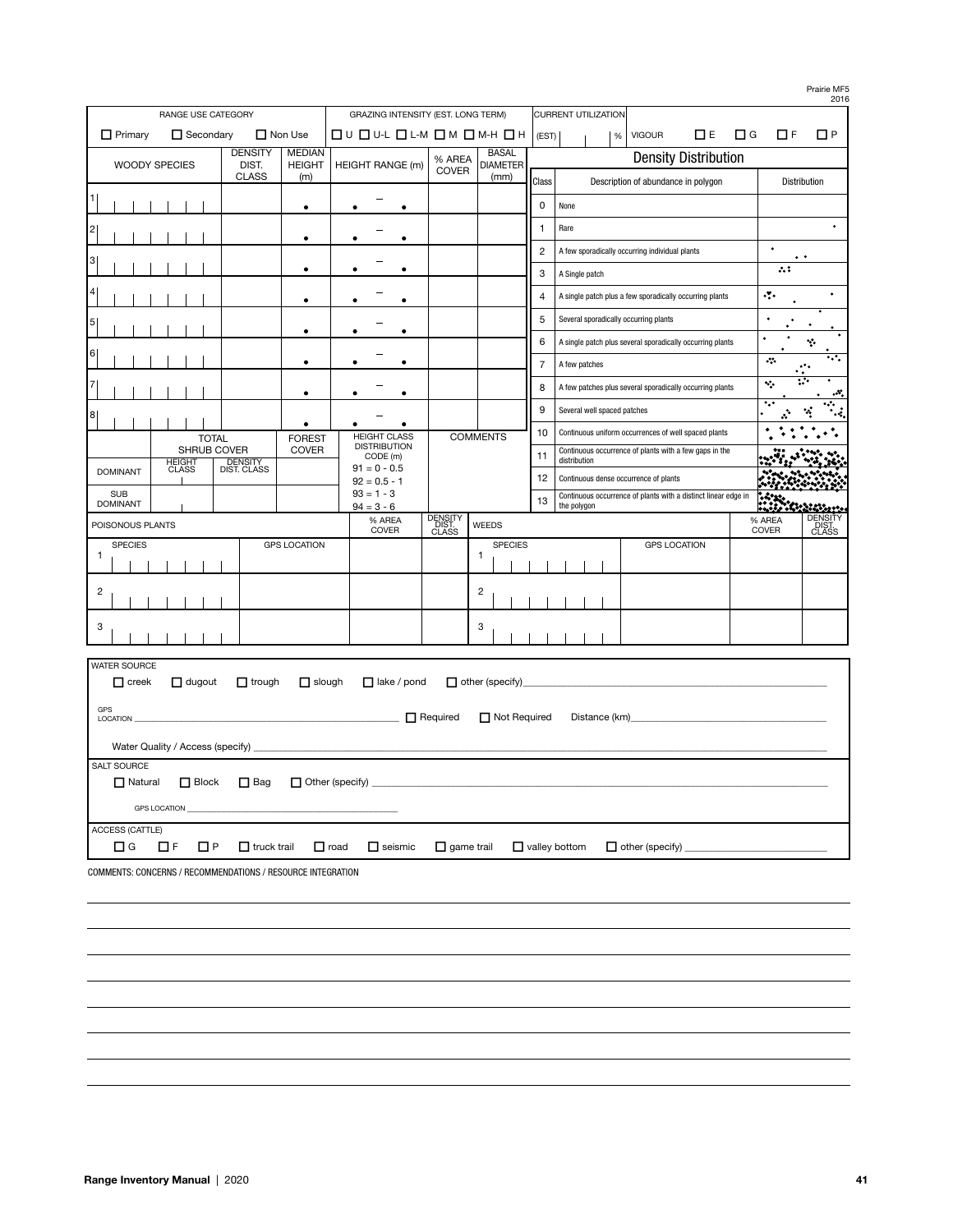Prairie MF5
2016

| RANGE USE CATEGORY | | | GRAZING INTENSITY (EST. LONG TERM) | CURRENT UTILIZATION | |
|---|---|---|---|---|---|
| ☐ Primary | ☐ Secondary | ☐ Non Use | ☐ U ☐ U-L ☐ L-M ☐ M ☐ M-H ☐ H | (EST) % | VIGOUR ☐ E ☐ G ☐ F ☐ P |

| | WOODY SPECIES | DENSITY DIST. CLASS | MEDIAN HEIGHT (m) | HEIGHT RANGE (m) | % AREA COVER | BASAL DIAMETER (mm) |
|---|---|---|---|---|---|---|
| 1 | | | • | • – • | | |
| 2 | | | • | • – • | | |
| 3 | | | • | • – • | | |
| 4 | | | • | • – • | | |
| 5 | | | • | • – • | | |
| 6 | | | • | • – • | | |
| 7 | | | • | • – • | | |
| 8 | | | • | • – • | | |

| | TOTAL SHRUB COVER | | FOREST COVER | HEIGHT CLASS DISTRIBUTION CODE (m) | COMMENTS |
|---|---|---|---|---|---|
| | HEIGHT CLASS | DENSITY DIST. CLASS | | 91 = 0 - 0.5 | |
| DOMINANT | | | | 92 = 0.5 - 1 | |
| SUB DOMINANT | | | | 93 = 1 - 3 | |
| | | | | 94 = 3 - 6 | |

## Density Distribution

| Class | Description of abundance in polygon | Distribution |
|---|---|---|
| 0 | None | |
| 1 | Rare | |
| 2 | A few sporadically occurring individual plants | |
| 3 | A Single patch | |
| 4 | A single patch plus a few sporadically occurring plants | |
| 5 | Several sporadically occurring plants | |
| 6 | A single patch plus several sporadically occurring plants | |
| 7 | A few patches | |
| 8 | A few patches plus several sporadically occurring plants | |
| 9 | Several well spaced patches | |
| 10 | Continuous uniform occurrences of well spaced plants | |
| 11 | Continuous occurrence of plants with a few gaps in the distribution | |
| 12 | Continuous dense occurrence of plants | |
| 13 | Continuous occurrence of plants with a distinct linear edge in the polygon | |

| POISONOUS PLANTS SPECIES | GPS LOCATION | % AREA COVER | DENSITY DIST. CLASS | WEEDS SPECIES | GPS LOCATION | % AREA COVER | DENSITY DIST. CLASS |
|---|---|---|---|---|---|---|---|
| 1 | | | | 1 | | | |
| 2 | | | | 2 | | | |
| 3 | | | | 3 | | | |

**WATER SOURCE**

☐ creek ☐ dugout ☐ trough ☐ slough ☐ lake / pond ☐ other (specify)\_\_\_\_\_\_\_\_\_\_

GPS LOCATION \_\_\_\_\_\_\_\_\_\_ ☐ Required ☐ Not Required Distance (km)\_\_\_\_\_\_\_\_\_\_

Water Quality / Access (specify) \_\_\_\_\_\_\_\_\_\_

**SALT SOURCE**

☐ Natural ☐ Block ☐ Bag ☐ Other (specify) \_\_\_\_\_\_\_\_\_\_

GPS LOCATION \_\_\_\_\_\_\_\_\_\_

**ACCESS (CATTLE)**

☐ G ☐ F ☐ P ☐ truck trail ☐ road ☐ seismic ☐ game trail ☐ valley bottom ☐ other (specify) \_\_\_\_\_\_\_\_\_\_

COMMENTS: CONCERNS / RECOMMENDATIONS / RESOURCE INTEGRATION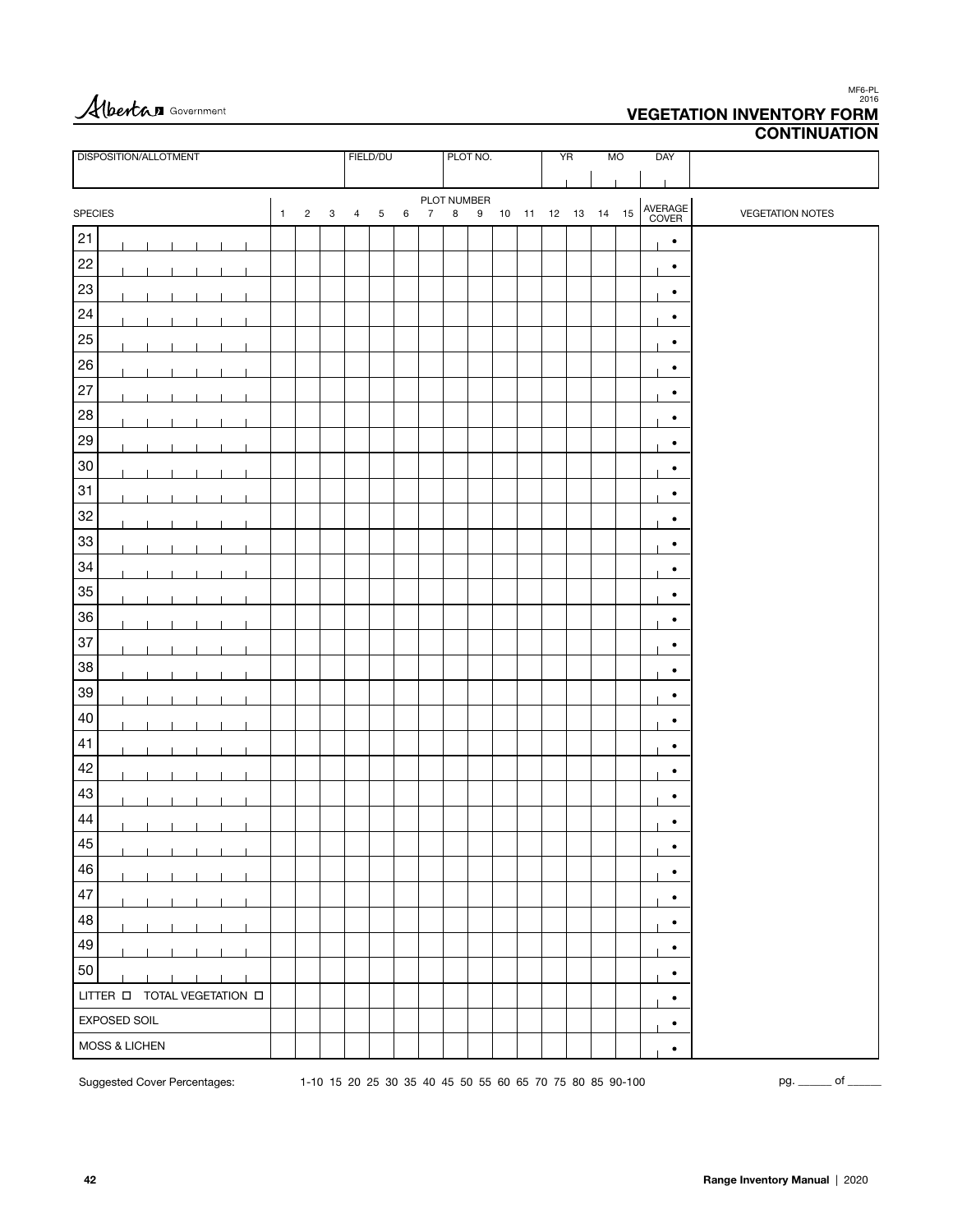Alberta Government

MF6-PL
2016

# VEGETATION INVENTORY FORM
## CONTINUATION

| DISPOSITION/ALLOTMENT | FIELD/DU | PLOT NO. | YR | MO | DAY | |
|---|---|---|---|---|---|---|
| | | | | | | |

| SPECIES | 1 | 2 | 3 | 4 | 5 | 6 | 7 | 8 | 9 | 10 | 11 | 12 | 13 | 14 | 15 | AVERAGE COVER | VEGETATION NOTES |
|---|---|---|---|---|---|---|---|---|---|---|---|---|---|---|---|---|---|
| | | | | | | | PLOT NUMBER | | | | | | | | | | |
| 21 | | | | | | | | | | | | | | | | • | |
| 22 | | | | | | | | | | | | | | | | • | |
| 23 | | | | | | | | | | | | | | | | • | |
| 24 | | | | | | | | | | | | | | | | • | |
| 25 | | | | | | | | | | | | | | | | • | |
| 26 | | | | | | | | | | | | | | | | • | |
| 27 | | | | | | | | | | | | | | | | • | |
| 28 | | | | | | | | | | | | | | | | • | |
| 29 | | | | | | | | | | | | | | | | • | |
| 30 | | | | | | | | | | | | | | | | • | |
| 31 | | | | | | | | | | | | | | | | • | |
| 32 | | | | | | | | | | | | | | | | • | |
| 33 | | | | | | | | | | | | | | | | • | |
| 34 | | | | | | | | | | | | | | | | • | |
| 35 | | | | | | | | | | | | | | | | • | |
| 36 | | | | | | | | | | | | | | | | • | |
| 37 | | | | | | | | | | | | | | | | • | |
| 38 | | | | | | | | | | | | | | | | • | |
| 39 | | | | | | | | | | | | | | | | • | |
| 40 | | | | | | | | | | | | | | | | • | |
| 41 | | | | | | | | | | | | | | | | • | |
| 42 | | | | | | | | | | | | | | | | • | |
| 43 | | | | | | | | | | | | | | | | • | |
| 44 | | | | | | | | | | | | | | | | • | |
| 45 | | | | | | | | | | | | | | | | • | |
| 46 | | | | | | | | | | | | | | | | • | |
| 47 | | | | | | | | | | | | | | | | • | |
| 48 | | | | | | | | | | | | | | | | • | |
| 49 | | | | | | | | | | | | | | | | • | |
| 50 | | | | | | | | | | | | | | | | • | |
| LITTER ☐ TOTAL VEGETATION ☐ | | | | | | | | | | | | | | | | • | |
| EXPOSED SOIL | | | | | | | | | | | | | | | | • | |
| MOSS & LICHEN | | | | | | | | | | | | | | | | • | |

Suggested Cover Percentages: 1-10 15 20 25 30 35 40 45 50 55 60 65 70 75 80 85 90-100

pg. ______ of ______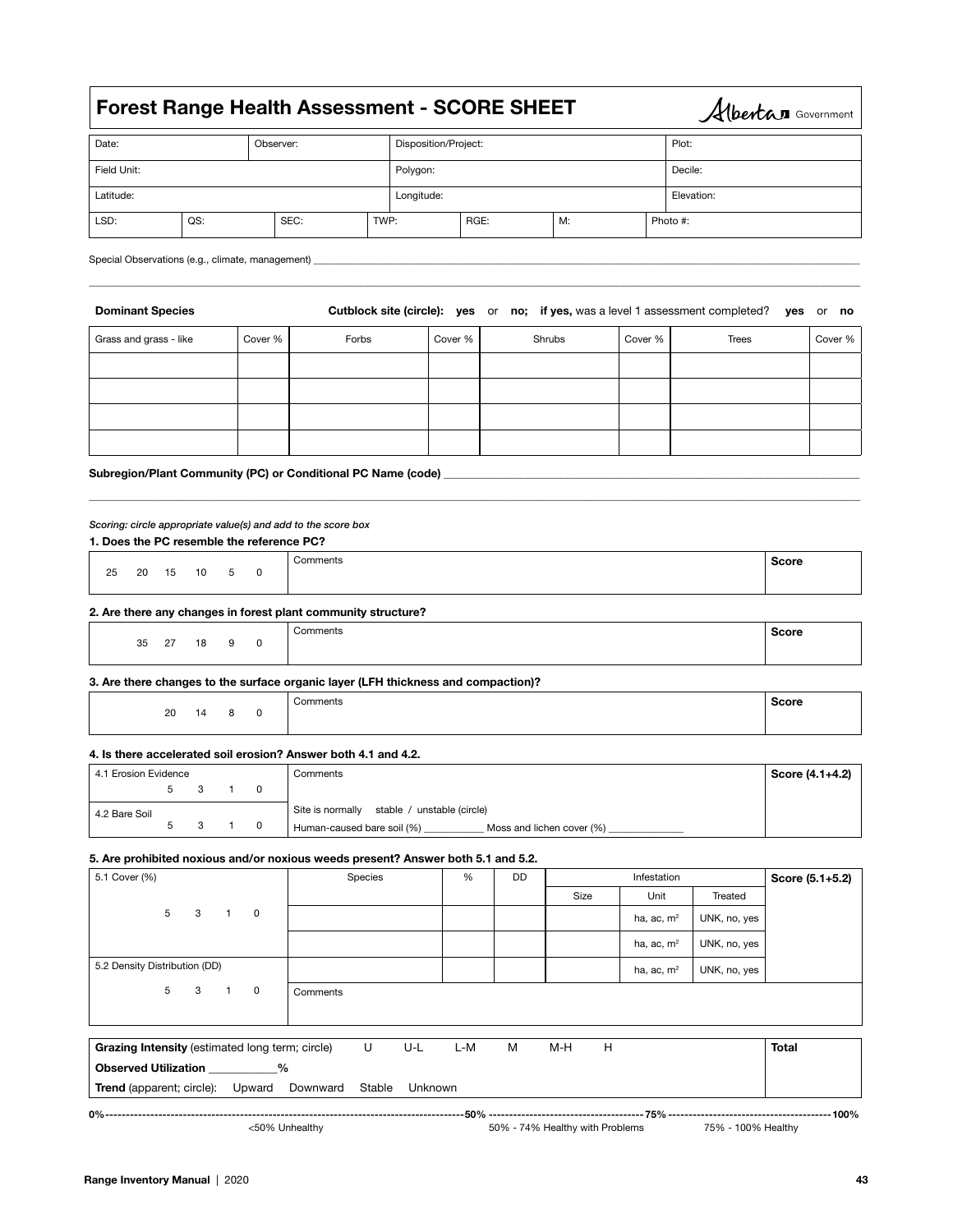# Forest Range Health Assessment - SCORE SHEET

Alberta Government

| Date: | | Observer: | | Disposition/Project: | | | Plot: |
|---|---|---|---|---|---|---|---|
| Field Unit: | | | | Polygon: | | | Decile: |
| Latitude: | | | | Longitude: | | | Elevation: |
| LSD: | QS: | SEC: | TWP: | RGE: | M: | | Photo #: |

Special Observations (e.g., climate, management) ____________________________________________

____________________________________________

**Dominant Species** **Cutblock site (circle): yes** or **no; if yes,** was a level 1 assessment completed? **yes** or **no**

| Grass and grass - like | Cover % | Forbs | Cover % | Shrubs | Cover % | Trees | Cover % |
|---|---|---|---|---|---|---|---|
| | | | | | | | |
| | | | | | | | |
| | | | | | | | |
| | | | | | | | |

**Subregion/Plant Community (PC) or Conditional PC Name (code)** ____________________________________________

____________________________________________

*Scoring: circle appropriate value(s) and add to the score box*

**1. Does the PC resemble the reference PC?**

| 25 20 15 10 5 0 | Comments | **Score** |
|---|---|---|

**2. Are there any changes in forest plant community structure?**

| 35 27 18 9 0 | Comments | **Score** |
|---|---|---|

**3. Are there changes to the surface organic layer (LFH thickness and compaction)?**

| 20 14 8 0 | Comments | **Score** |
|---|---|---|

**4. Is there accelerated soil erosion? Answer both 4.1 and 4.2.**

| 4.1 Erosion Evidence<br>5 3 1 0 | Comments | **Score (4.1+4.2)** |
|---|---|---|
| 4.2 Bare Soil<br>5 3 1 0 | Site is normally stable / unstable (circle)<br>Human-caused bare soil (%) ___________ Moss and lichen cover (%) _____________ | |

**5. Are prohibited noxious and/or noxious weeds present? Answer both 5.1 and 5.2.**

| 5.1 Cover (%) | Species | % | DD | Infestation | | | **Score (5.1+5.2)** |
|---|---|---|---|---|---|---|---|
| | | | | Size | Unit | Treated | |
| 5 3 1 0 | | | | | ha, ac, $m^2$ | UNK, no, yes | |
| | | | | | ha, ac, $m^2$ | UNK, no, yes | |
| 5.2 Density Distribution (DD) | | | | | ha, ac, $m^2$ | UNK, no, yes | |
| 5 3 1 0 | Comments | | | | | | |

| **Grazing Intensity** (estimated long term; circle) U U-L L-M M M-H H | **Total** |
|---|---|
| **Observed Utilization** ___________**%** | |
| **Trend** (apparent; circle): Upward Downward Stable Unknown | |

**0%**------------------------------------------**50%**--------------------**75%**--------------------**100%**

<50% Unhealthy | 50% - 74% Healthy with Problems | 75% - 100% Healthy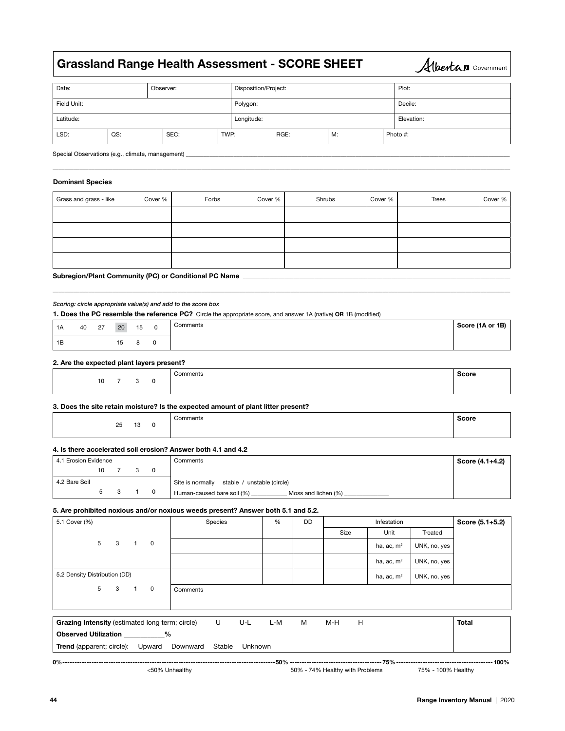# Grassland Range Health Assessment - SCORE SHEET

Alberta Government

| Date: | | Observer: | | Disposition/Project: | | | Plot: |
|---|---|---|---|---|---|---|---|
| Field Unit: | | | | Polygon: | | | Decile: |
| Latitude: | | | | Longitude: | | | Elevation: |
| LSD: | QS: | SEC: | TWP: | RGE: | M: | | Photo #: |

Special Observations (e.g., climate, management) ___________________________________________

___________________________________________

**Dominant Species**

| Grass and grass - like | Cover % | Forbs | Cover % | Shrubs | Cover % | Trees | Cover % |
|---|---|---|---|---|---|---|---|
| | | | | | | | |
| | | | | | | | |
| | | | | | | | |
| | | | | | | | |

**Subregion/Plant Community (PC) or Conditional PC Name** ___________________________________________

___________________________________________

*Scoring: circle appropriate value(s) and add to the score box*

**1. Does the PC resemble the reference PC?** Circle the appropriate score, and answer 1A (native) **OR** 1B (modified)

| | | | | | | Comments | Score (1A or 1B) |
|---|---|---|---|---|---|---|---|
| 1A | 40 | 27 | 20 | 15 | 0 | | |
| 1B | | | 15 | 8 | 0 | | |

**2. Are the expected plant layers present?**

| | Comments | Score |
|---|---|---|
| 10 7 3 0 | | |

**3. Does the site retain moisture? Is the expected amount of plant litter present?**

| | Comments | Score |
|---|---|---|
| 25 13 0 | | |

**4. Is there accelerated soil erosion? Answer both 4.1 and 4.2**

| | Comments | Score (4.1+4.2) |
|---|---|---|
| 4.1 Erosion Evidence<br>10 7 3 0 | | |
| 4.2 Bare Soil<br>5 3 1 0 | Site is normally stable / unstable (circle)<br>Human-caused bare soil (%) __________ Moss and lichen (%) __________ | |

**5. Are prohibited noxious and/or noxious weeds present? Answer both 5.1 and 5.2.**

| 5.1 Cover (%) | Species | % | DD | Infestation | | | Score (5.1+5.2) |
|---|---|---|---|---|---|---|---|
| | | | | Size | Unit | Treated | |
| 5 3 1 0 | | | | | ha, ac, m² | UNK, no, yes | |
| | | | | | ha, ac, m² | UNK, no, yes | |
| 5.2 Density Distribution (DD) | | | | | ha, ac, m² | UNK, no, yes | |
| 5 3 1 0 | Comments | | | | | | |

| | Total |
|---|---|
| **Grazing Intensity** (estimated long term; circle) U U-L L-M M M-H H | |
| **Observed Utilization** __________% | |
| **Trend** (apparent; circle): Upward Downward Stable Unknown | |

0%----------------------------------------------50%----------------------75%----------------------100%

<50% Unhealthy | 50% - 74% Healthy with Problems | 75% - 100% Healthy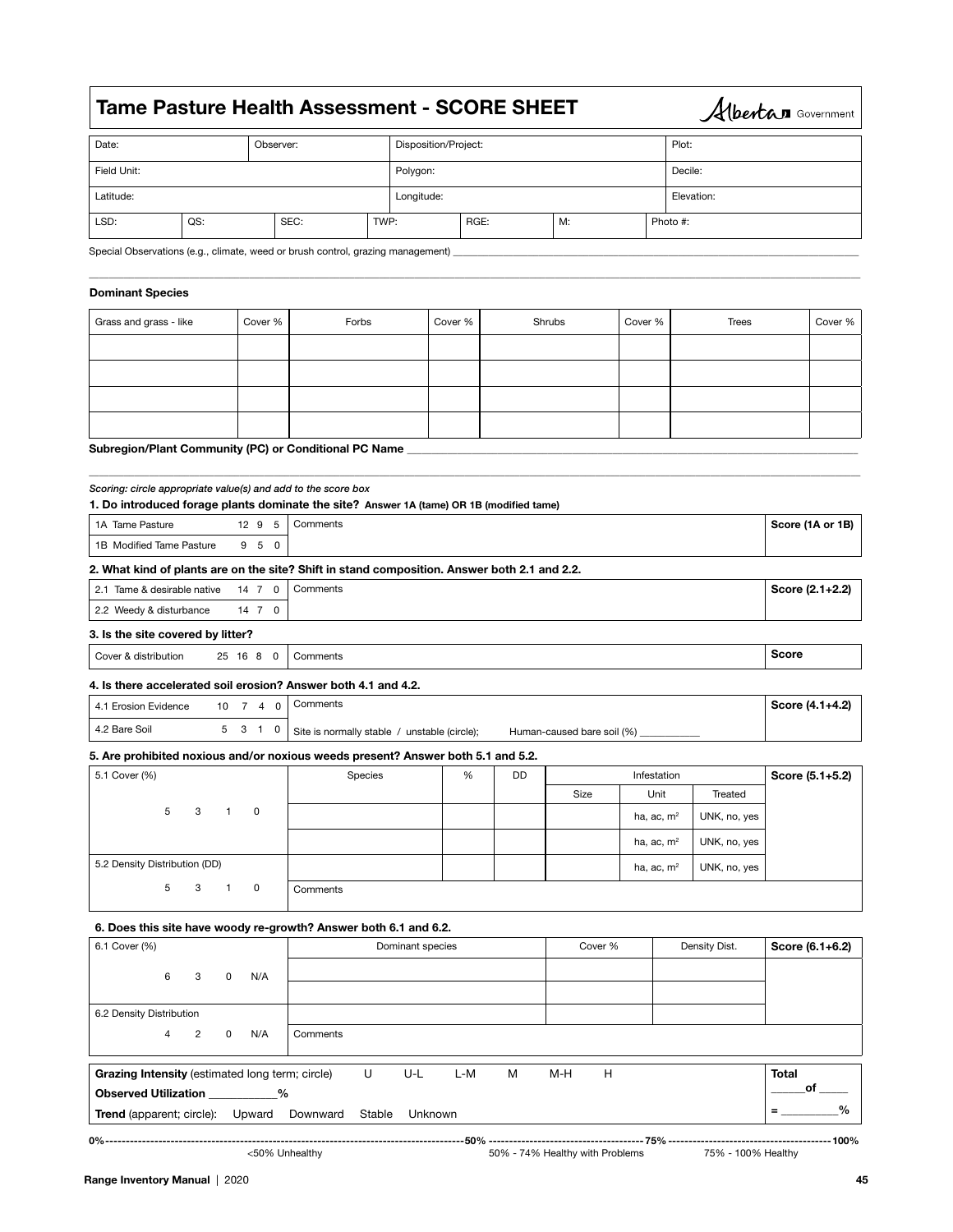# Tame Pasture Health Assessment - SCORE SHEET

Alberta Government

| Date: | | Observer: | | Disposition/Project: | | | Plot: |
|---|---|---|---|---|---|---|---|
| Field Unit: | | | | Polygon: | | | Decile: |
| Latitude: | | | | Longitude: | | | Elevation: |
| LSD: | QS: | SEC: | TWP: | RGE: | M: | | Photo #: |

Special Observations (e.g., climate, weed or brush control, grazing management) ______________________________

______________________________

**Dominant Species**

| Grass and grass - like | Cover % | Forbs | Cover % | Shrubs | Cover % | Trees | Cover % |
|---|---|---|---|---|---|---|---|
| | | | | | | | |
| | | | | | | | |
| | | | | | | | |
| | | | | | | | |

**Subregion/Plant Community (PC) or Conditional PC Name** ______________________________

______________________________

*Scoring: circle appropriate value(s) and add to the score box*

**1. Do introduced forage plants dominate the site? Answer 1A (tame) OR 1B (modified tame)**

| | | Comments | Score (1A or 1B) |
|---|---|---|---|
| 1A Tame Pasture | 12 9 5 | | |
| 1B Modified Tame Pasture | 9 5 0 | | |

**2. What kind of plants are on the site? Shift in stand composition. Answer both 2.1 and 2.2.**

| | | Comments | Score (2.1+2.2) |
|---|---|---|---|
| 2.1 Tame & desirable native | 14 7 0 | | |
| 2.2 Weedy & disturbance | 14 7 0 | | |

**3. Is the site covered by litter?**

| | | Comments | Score |
|---|---|---|---|
| Cover & distribution | 25 16 8 0 | | |

**4. Is there accelerated soil erosion? Answer both 4.1 and 4.2.**

| | | Comments | Score (4.1+4.2) |
|---|---|---|---|
| 4.1 Erosion Evidence | 10 7 4 0 | | |
| 4.2 Bare Soil | 5 3 1 0 | Site is normally stable / unstable (circle); Human-caused bare soil (%) ___________ | |

**5. Are prohibited noxious and/or noxious weeds present? Answer both 5.1 and 5.2.**

| 5.1 Cover (%) | Species | % | DD | Infestation Size | Unit | Treated | Score (5.1+5.2) |
|---|---|---|---|---|---|---|---|
| 5 3 1 0 | | | | | ha, ac, m² | UNK, no, yes | |
| | | | | | ha, ac, m² | UNK, no, yes | |
| 5.2 Density Distribution (DD) | | | | | ha, ac, m² | UNK, no, yes | |
| 5 3 1 0 | Comments | | | | | | |

**6. Does this site have woody re-growth? Answer both 6.1 and 6.2.**

| 6.1 Cover (%) | Dominant species | Cover % | Density Dist. | Score (6.1+6.2) |
|---|---|---|---|---|
| 6 3 0 N/A | | | | |
| | | | | |
| 6.2 Density Distribution | | | | |
| 4 2 0 N/A | Comments | | | |

| | |
|---|---|
| **Grazing Intensity** (estimated long term; circle) U U-L L-M M M-H H | **Total** ______of _____ |
| **Observed Utilization** ___________% | |
| **Trend** (apparent; circle): Upward Downward Stable Unknown | = _________% |

0%--------------------50%--------------------75%--------------------100%

<50% Unhealthy | 50% - 74% Healthy with Problems | 75% - 100% Healthy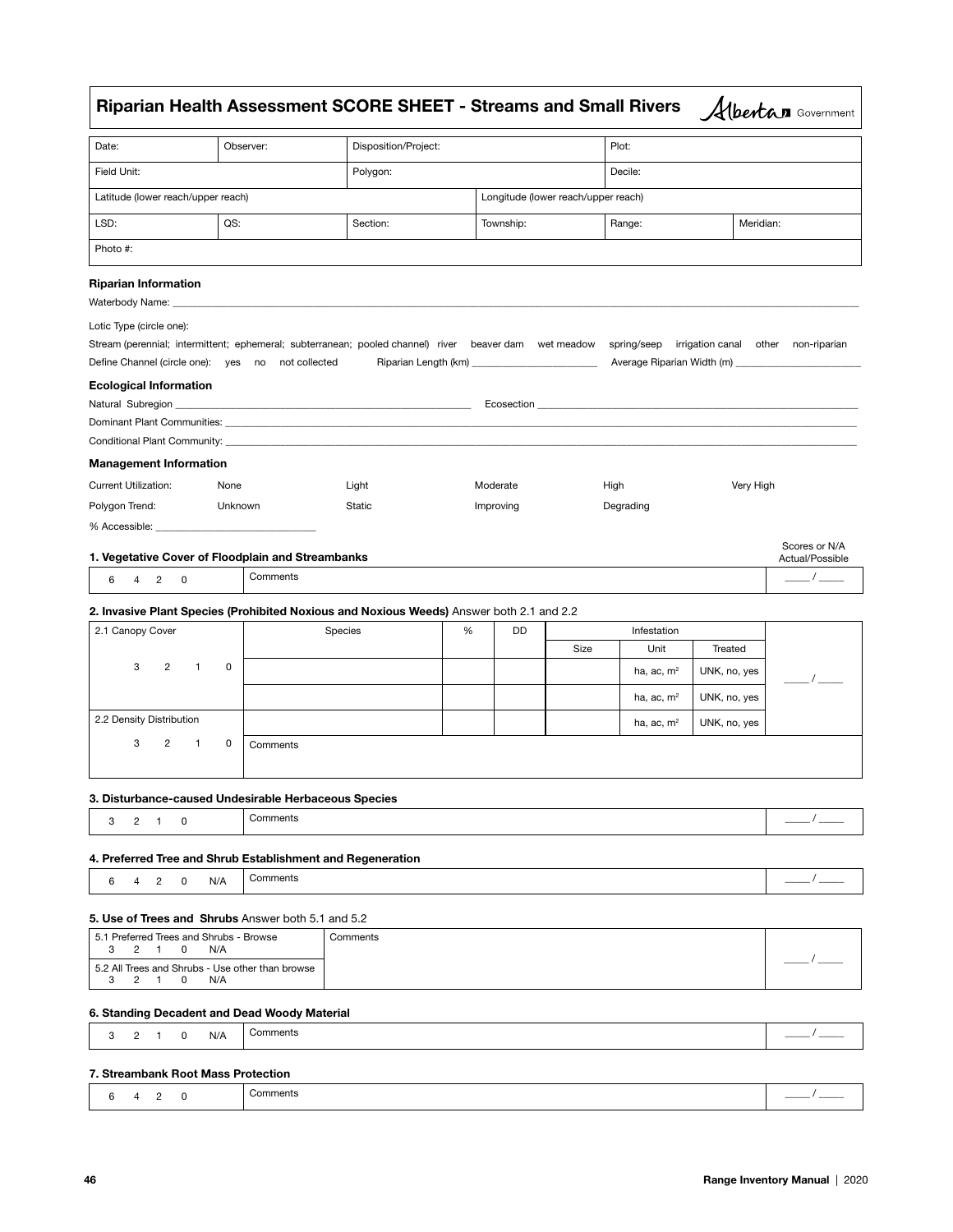# Riparian Health Assessment SCORE SHEET - Streams and Small Rivers

Alberta Government

| Date: | Observer: | Disposition/Project: | | Plot: | |
|---|---|---|---|---|---|
| Field Unit: | | Polygon: | | Decile: | |
| Latitude (lower reach/upper reach) | | | Longitude (lower reach/upper reach) | | |
| LSD: | QS: | Section: | Township: | Range: | Meridian: |
| Photo #: | | | | | |

**Riparian Information**

Waterbody Name: ____________________

Lotic Type (circle one):

Stream (perennial; intermittent; ephemeral; subterranean; pooled channel) river beaver dam wet meadow spring/seep irrigation canal other non-riparian

Define Channel (circle one): yes no not collected Riparian Length (km) ____________ Average Riparian Width (m) ____________

**Ecological Information**

Natural Subregion ____________________ Ecosection ____________________

Dominant Plant Communities: ____________________

Conditional Plant Community: ____________________

**Management Information**

| | | | | | |
|---|---|---|---|---|---|
| Current Utilization: | None | Light | Moderate | High | Very High |
| Polygon Trend: | Unknown | Static | Improving | Degrading | |

% Accessible: ____________

**1. Vegetative Cover of Floodplain and Streambanks**

| | | Scores or N/A Actual/Possible |
|---|---|---|
| 6 4 2 0 | Comments | ____ / ____ |

**2. Invasive Plant Species (Prohibited Noxious and Noxious Weeds)** Answer both 2.1 and 2.2

| 2.1 Canopy Cover | Species | % | DD | Infestation Size | Unit | Treated | |
|---|---|---|---|---|---|---|---|
| 3 2 1 0 | | | | | ha, ac, m² | UNK, no, yes | ____ / ____ |
| | | | | | ha, ac, m² | UNK, no, yes | |
| 2.2 Density Distribution | | | | | ha, ac, m² | UNK, no, yes | |
| 3 2 1 0 | Comments | | | | | | |

**3. Disturbance-caused Undesirable Herbaceous Species**

| | | |
|---|---|---|
| 3 2 1 0 | Comments | ____ / ____ |

**4. Preferred Tree and Shrub Establishment and Regeneration**

| | | |
|---|---|---|
| 6 4 2 0 N/A | Comments | ____ / ____ |

**5. Use of Trees and Shrubs** Answer both 5.1 and 5.2

| | | |
|---|---|---|
| 5.1 Preferred Trees and Shrubs - Browse<br>3 2 1 0 N/A | Comments | ____ / ____ |
| 5.2 All Trees and Shrubs - Use other than browse<br>3 2 1 0 N/A | | |

**6. Standing Decadent and Dead Woody Material**

| | | |
|---|---|---|
| 3 2 1 0 N/A | Comments | ____ / ____ |

**7. Streambank Root Mass Protection**

| | | |
|---|---|---|
| 6 4 2 0 | Comments | ____ / ____ |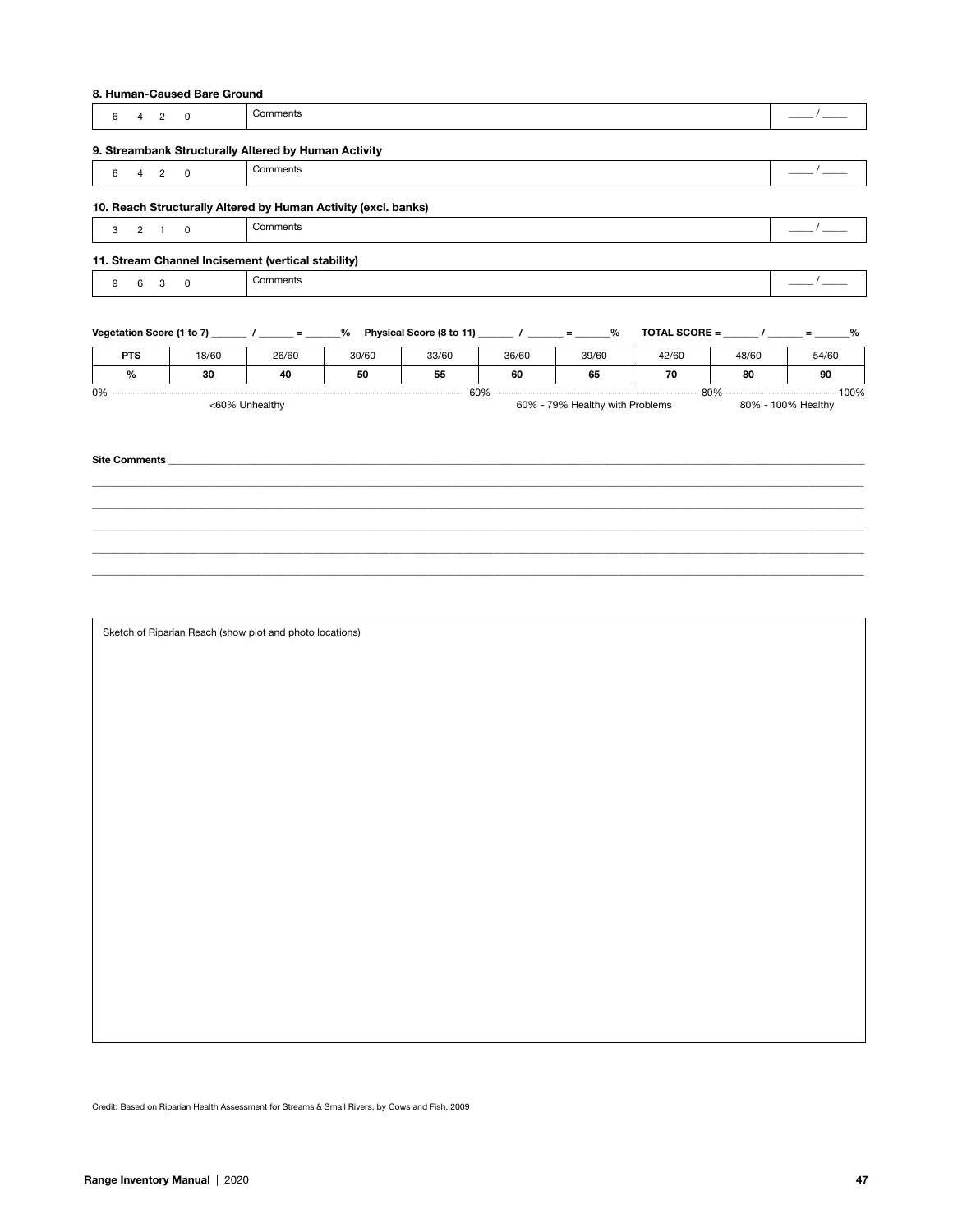**8. Human-Caused Bare Ground**

| 6 4 2 0 | Comments | ____ / ____ |
|---|---|---|

**9. Streambank Structurally Altered by Human Activity**

| 6 4 2 0 | Comments | ____ / ____ |
|---|---|---|

**10. Reach Structurally Altered by Human Activity (excl. banks)**

| 3 2 1 0 | Comments | ____ / ____ |
|---|---|---|

**11. Stream Channel Incisement (vertical stability)**

| 9 6 3 0 | Comments | ____ / ____ |
|---|---|---|

**Vegetation Score (1 to 7)** ______ **/** ______ **=** ______**%** **Physical Score (8 to 11)** ______ **/** ______ **=** ______**%** **TOTAL SCORE =** ______ **/** ______ **=** ______**%**

| PTS | 18/60 | 26/60 | 30/60 | 33/60 | 36/60 | 39/60 | 42/60 | 48/60 | 54/60 |
|---|---|---|---|---|---|---|---|---|---|
| **%** | **30** | **40** | **50** | **55** | **60** | **65** | **70** | **80** | **90** |

0% ............ 60% ............ 80% ............ 100%

<60% Unhealthy — 60% - 79% Healthy with Problems — 80% - 100% Healthy

**Site Comments** ____________________________________________

____________________________________________

____________________________________________

____________________________________________

____________________________________________

____________________________________________

Sketch of Riparian Reach (show plot and photo locations)

Credit: Based on Riparian Health Assessment for Streams & Small Rivers, by Cows and Fish, 2009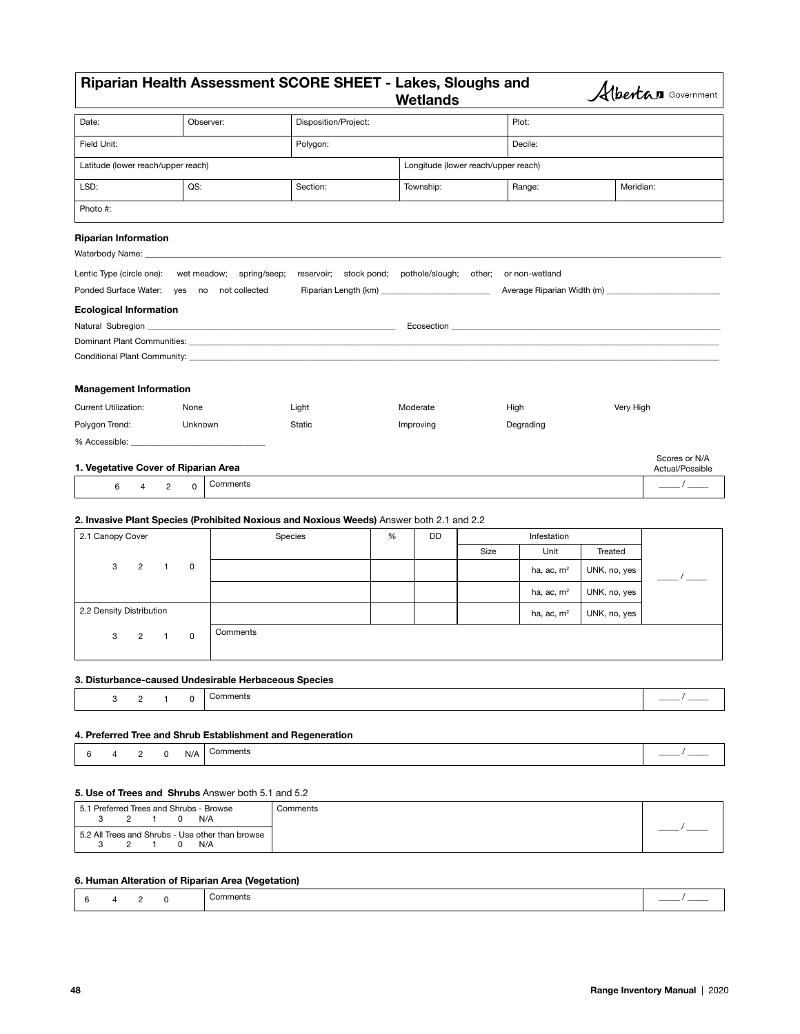# Riparian Health Assessment SCORE SHEET - Lakes, Sloughs and Wetlands

Alberta Government

| Date: | Observer: | Disposition/Project: | | Plot: | |
|---|---|---|---|---|---|
| Field Unit: | | Polygon: | | Decile: | |
| Latitude (lower reach/upper reach) | | | Longitude (lower reach/upper reach) | | |
| LSD: | QS: | Section: | Township: | Range: | Meridian: |
| Photo #: | | | | | |

### Riparian Information

Waterbody Name: ______________________________

Lentic Type (circle one): wet meadow; spring/seep; reservoir; stock pond; pothole/slough; other; or non-wetland

Ponded Surface Water: yes no not collected Riparian Length (km) ______________ Average Riparian Width (m) ______________

### Ecological Information

Natural Subregion ______________________________ Ecosection ______________________________

Dominant Plant Communities: ______________________________

Conditional Plant Community: ______________________________

### Management Information

| Current Utilization: | None | Light | Moderate | High | Very High |
|---|---|---|---|---|---|
| Polygon Trend: | Unknown | Static | Improving | Degrading | |

% Accessible: ______________

Scores or N/A Actual/Possible

### 1. Vegetative Cover of Riparian Area

| 6 4 2 0 | Comments | ____ / ____ |
|---|---|---|

### 2. Invasive Plant Species (Prohibited Noxious and Noxious Weeds) Answer both 2.1 and 2.2

| 2.1 Canopy Cover | Species | % | DD | Infestation | | | |
|---|---|---|---|---|---|---|---|
| | | | | Size | Unit | Treated | |
| 3 2 1 0 | | | | | ha, ac, m² | UNK, no, yes | ____ / ____ |
| | | | | | ha, ac, m² | UNK, no, yes | |
| 2.2 Density Distribution | | | | | ha, ac, m² | UNK, no, yes | |
| 3 2 1 0 | Comments | | | | | | |

### 3. Disturbance-caused Undesirable Herbaceous Species

| 3 2 1 0 | Comments | ____ / ____ |
|---|---|---|

### 4. Preferred Tree and Shrub Establishment and Regeneration

| 6 4 2 0 N/A | Comments | ____ / ____ |
|---|---|---|

### 5. Use of Trees and Shrubs Answer both 5.1 and 5.2

| 5.1 Preferred Trees and Shrubs - Browse<br>3 2 1 0 N/A | Comments | ____ / ____ |
|---|---|---|
| 5.2 All Trees and Shrubs - Use other than browse<br>3 2 1 0 N/A | | |

### 6. Human Alteration of Riparian Area (Vegetation)

| 6 4 2 0 | Comments | ____ / ____ |
|---|---|---|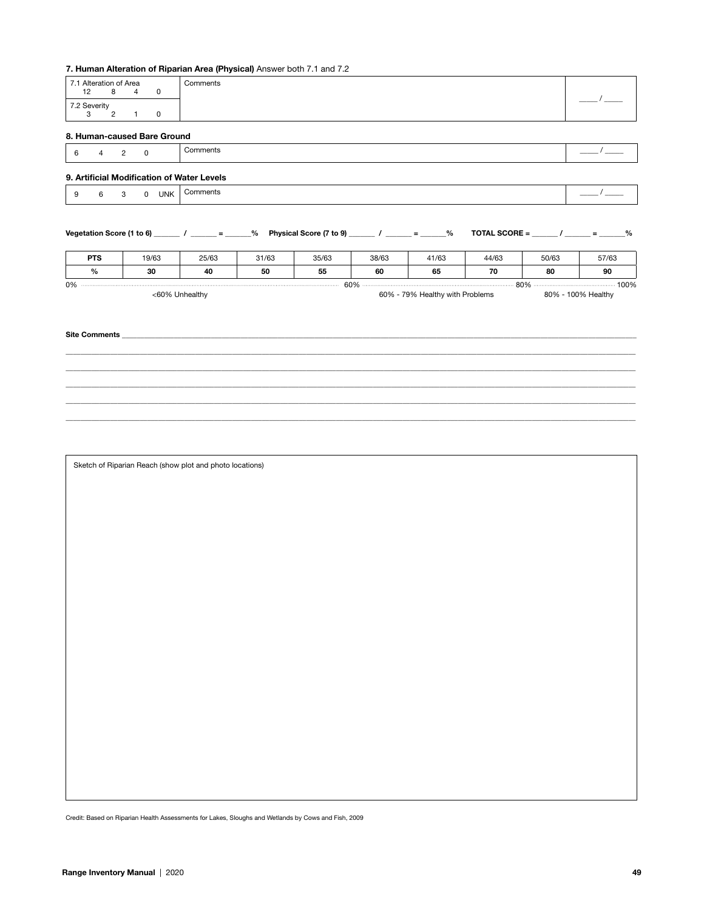### 7. Human Alteration of Riparian Area (Physical) Answer both 7.1 and 7.2

| 7.1 Alteration of Area<br>12 8 4 0 | Comments | ____ / ____ |
|---|---|---|
| 7.2 Severity<br>3 2 1 0 | | |

### 8. Human-caused Bare Ground

| 6 4 2 0 | Comments | ____ / ____ |
|---|---|---|

### 9. Artificial Modification of Water Levels

| 9 6 3 0 UNK | Comments | ____ / ____ |
|---|---|---|

**Vegetation Score (1 to 6)** ______ **/** ______ **=** ______**%** **Physical Score (7 to 9)** ______ **/** ______ **=** ______**%** **TOTAL SCORE =** ______ **/** ______ **=** ______**%**

| PTS | 19/63 | 25/63 | 31/63 | 35/63 | 38/63 | 41/63 | 44/63 | 50/63 | 57/63 |
|---|---|---|---|---|---|---|---|---|---|
| **%** | **30** | **40** | **50** | **55** | **60** | **65** | **70** | **80** | **90** |

0% ........ 60% ........ 80% ........ 100%

<60% Unhealthy | 60% - 79% Healthy with Problems | 80% - 100% Healthy

**Site Comments** ________________________________________________

________________________________________________

________________________________________________

________________________________________________

________________________________________________

________________________________________________

Sketch of Riparian Reach (show plot and photo locations)

Credit: Based on Riparian Health Assessments for Lakes, Sloughs and Wetlands by Cows and Fish, 2009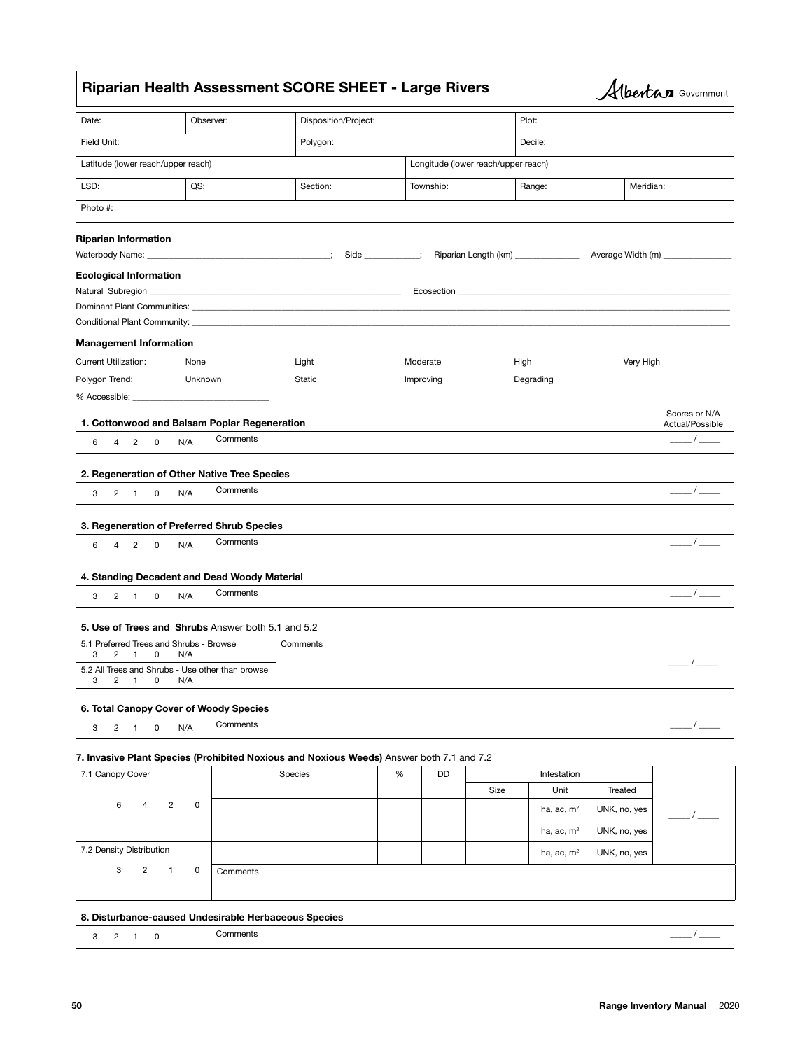## Riparian Health Assessment SCORE SHEET - Large Rivers

Alberta Government

| Date: | Observer: | Disposition/Project: | | Plot: | |
|---|---|---|---|---|---|
| Field Unit: | | Polygon: | | Decile: | |
| Latitude (lower reach/upper reach) | | | Longitude (lower reach/upper reach) | | |
| LSD: | QS: | Section: | Township: | Range: | Meridian: |
| Photo #: | | | | | |

**Riparian Information**

Waterbody Name: ______________________; Side __________; Riparian Length (km) ____________ Average Width (m) ____________

**Ecological Information**

Natural Subregion ______________________ Ecosection ______________________

Dominant Plant Communities: ______________________

Conditional Plant Community: ______________________

**Management Information**

| Current Utilization: | None | Light | Moderate | High | Very High |
|---|---|---|---|---|---|
| Polygon Trend: | Unknown | Static | Improving | Degrading | |

% Accessible: ____________

Scores or N/A Actual/Possible

**1. Cottonwood and Balsam Poplar Regeneration**

| 6 4 2 0 N/A | Comments | ___ / ___ |
|---|---|---|

**2. Regeneration of Other Native Tree Species**

| 3 2 1 0 N/A | Comments | ___ / ___ |
|---|---|---|

**3. Regeneration of Preferred Shrub Species**

| 6 4 2 0 N/A | Comments | ___ / ___ |
|---|---|---|

**4. Standing Decadent and Dead Woody Material**

| 3 2 1 0 N/A | Comments | ___ / ___ |
|---|---|---|

**5. Use of Trees and Shrubs** Answer both 5.1 and 5.2

| 5.1 Preferred Trees and Shrubs - Browse<br>3 2 1 0 N/A | Comments | ___ / ___ |
|---|---|---|
| 5.2 All Trees and Shrubs - Use other than browse<br>3 2 1 0 N/A | | |

**6. Total Canopy Cover of Woody Species**

| 3 2 1 0 N/A | Comments | ___ / ___ |
|---|---|---|

**7. Invasive Plant Species (Prohibited Noxious and Noxious Weeds)** Answer both 7.1 and 7.2

| 7.1 Canopy Cover | Species | % | DD | Infestation | | | |
|---|---|---|---|---|---|---|---|
| | | | | Size | Unit | Treated | |
| 6 4 2 0 | | | | | ha, ac, m² | UNK, no, yes | ___ / ___ |
| | | | | | ha, ac, m² | UNK, no, yes | |
| 7.2 Density Distribution | | | | | ha, ac, m² | UNK, no, yes | |
| 3 2 1 0 | Comments | | | | | | |

**8. Disturbance-caused Undesirable Herbaceous Species**

| 3 2 1 0 | Comments | ___ / ___ |
|---|---|---|

Range Inventory Manual | 2020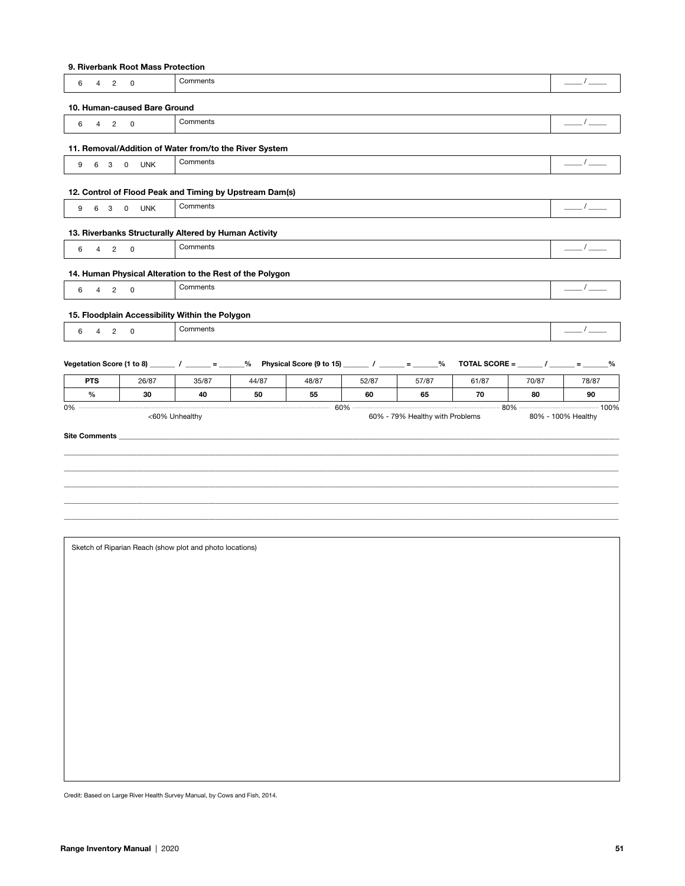**9. Riverbank Root Mass Protection**

| 6 4 2 0 | Comments | ____ / ____ |
|---|---|---|

**10. Human-caused Bare Ground**

| 6 4 2 0 | Comments | ____ / ____ |
|---|---|---|

**11. Removal/Addition of Water from/to the River System**

| 9 6 3 0 UNK | Comments | ____ / ____ |
|---|---|---|

**12. Control of Flood Peak and Timing by Upstream Dam(s)**

| 9 6 3 0 UNK | Comments | ____ / ____ |
|---|---|---|

**13. Riverbanks Structurally Altered by Human Activity**

| 6 4 2 0 | Comments | ____ / ____ |
|---|---|---|

**14. Human Physical Alteration to the Rest of the Polygon**

| 6 4 2 0 | Comments | ____ / ____ |
|---|---|---|

**15. Floodplain Accessibility Within the Polygon**

| 6 4 2 0 | Comments | ____ / ____ |
|---|---|---|

**Vegetation Score (1 to 8)** ______ **/** ______ **=** ______**%** **Physical Score (9 to 15)** ______ **/** ______ **=** ______**%** **TOTAL SCORE =** ______ **/** ______ **=** ______**%**

| PTS | 26/87 | 35/87 | 44/87 | 48/87 | 52/87 | 57/87 | 61/87 | 70/87 | 78/87 |
|---|---|---|---|---|---|---|---|---|---|
| % | 30 | 40 | 50 | 55 | 60 | 65 | 70 | 80 | 90 |

0% ........ 60% ........ 80% ........ 100%

<60% Unhealthy | 60% - 79% Healthy with Problems | 80% - 100% Healthy

**Site Comments** ____________________________________________

____________________________________________

____________________________________________

____________________________________________

____________________________________________

____________________________________________

Sketch of Riparian Reach (show plot and photo locations)

Credit: Based on Large River Health Survey Manual, by Cows and Fish, 2014.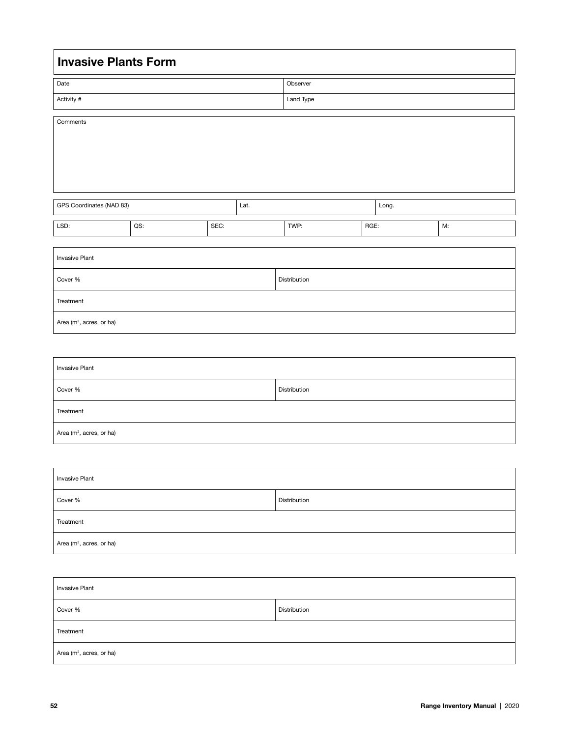# Invasive Plants Form

| Date | Observer |
| --- | --- |
| Activity # | Land Type |

| Comments |
| --- |
| |

| GPS Coordinates (NAD 83) | Lat. | Long. |
| --- | --- | --- |

| LSD: | QS: | SEC: | TWP: | RGE: | M: |
| --- | --- | --- | --- | --- | --- |

| Invasive Plant | |
| --- | --- |
| Cover % | Distribution |
| Treatment | |
| Area ($m^2$, acres, or ha) | |

| Invasive Plant | |
| --- | --- |
| Cover % | Distribution |
| Treatment | |
| Area ($m^2$, acres, or ha) | |

| Invasive Plant | |
| --- | --- |
| Cover % | Distribution |
| Treatment | |
| Area ($m^2$, acres, or ha) | |

| Invasive Plant | |
| --- | --- |
| Cover % | Distribution |
| Treatment | |
| Area ($m^2$, acres, or ha) | |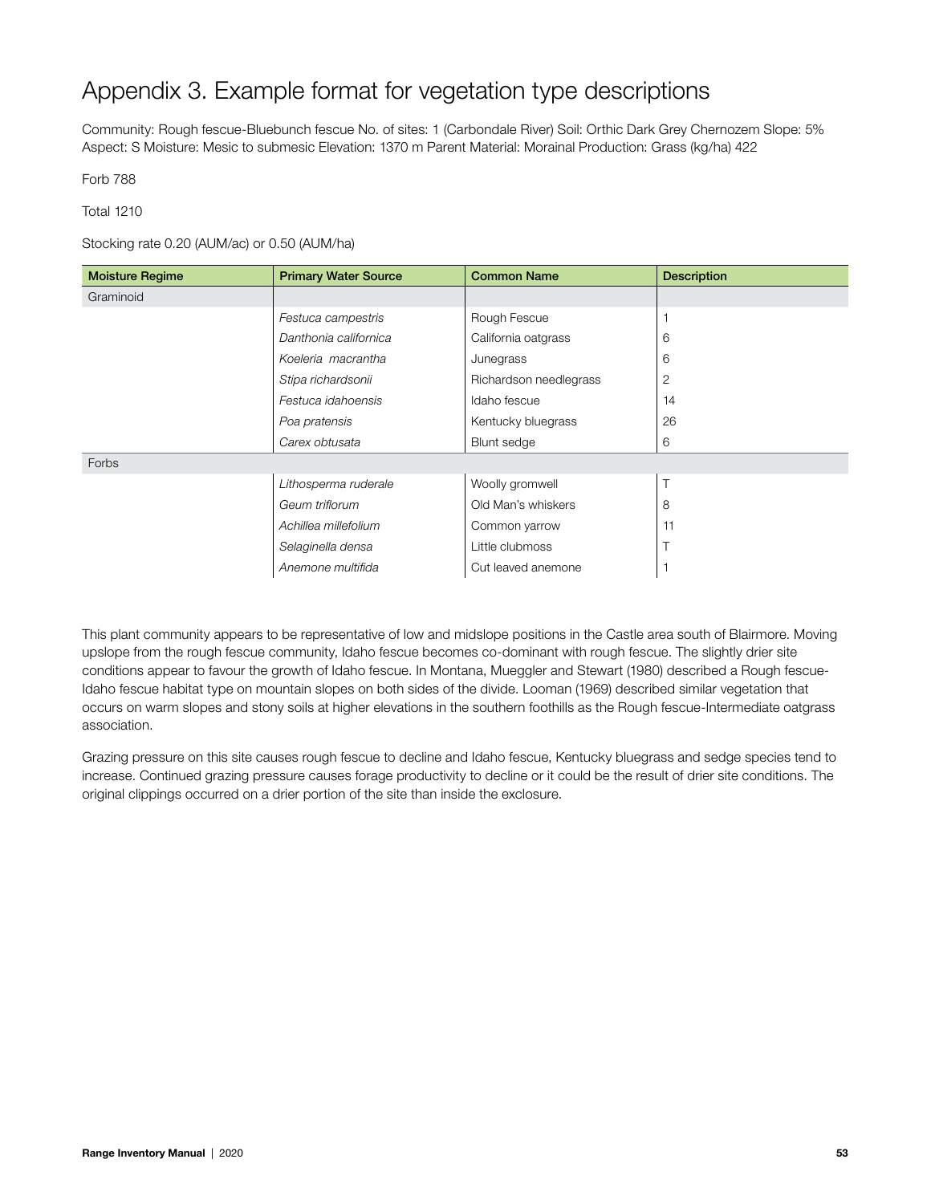# Appendix 3. Example format for vegetation type descriptions

Community: Rough fescue-Bluebunch fescue No. of sites: 1 (Carbondale River) Soil: Orthic Dark Grey Chernozem Slope: 5% Aspect: S Moisture: Mesic to submesic Elevation: 1370 m Parent Material: Morainal Production: Grass (kg/ha) 422

Forb 788

Total 1210

Stocking rate 0.20 (AUM/ac) or 0.50 (AUM/ha)

| Moisture Regime | Primary Water Source | Common Name | Description |
|---|---|---|---|
| Graminoid | | | |
| | *Festuca campestris* | Rough Fescue | 1 |
| | *Danthonia californica* | California oatgrass | 6 |
| | *Koeleria macrantha* | Junegrass | 6 |
| | *Stipa richardsonii* | Richardson needlegrass | 2 |
| | *Festuca idahoensis* | Idaho fescue | 14 |
| | *Poa pratensis* | Kentucky bluegrass | 26 |
| | *Carex obtusata* | Blunt sedge | 6 |
| Forbs | | | |
| | *Lithosperma ruderale* | Woolly gromwell | T |
| | *Geum triflorum* | Old Man's whiskers | 8 |
| | *Achillea millefolium* | Common yarrow | 11 |
| | *Selaginella densa* | Little clubmoss | T |
| | *Anemone multifida* | Cut leaved anemone | 1 |

This plant community appears to be representative of low and midslope positions in the Castle area south of Blairmore. Moving upslope from the rough fescue community, Idaho fescue becomes co-dominant with rough fescue. The slightly drier site conditions appear to favour the growth of Idaho fescue. In Montana, Mueggler and Stewart (1980) described a Rough fescue-Idaho fescue habitat type on mountain slopes on both sides of the divide. Looman (1969) described similar vegetation that occurs on warm slopes and stony soils at higher elevations in the southern foothills as the Rough fescue-Intermediate oatgrass association.

Grazing pressure on this site causes rough fescue to decline and Idaho fescue, Kentucky bluegrass and sedge species tend to increase. Continued grazing pressure causes forage productivity to decline or it could be the result of drier site conditions. The original clippings occurred on a drier portion of the site than inside the exclosure.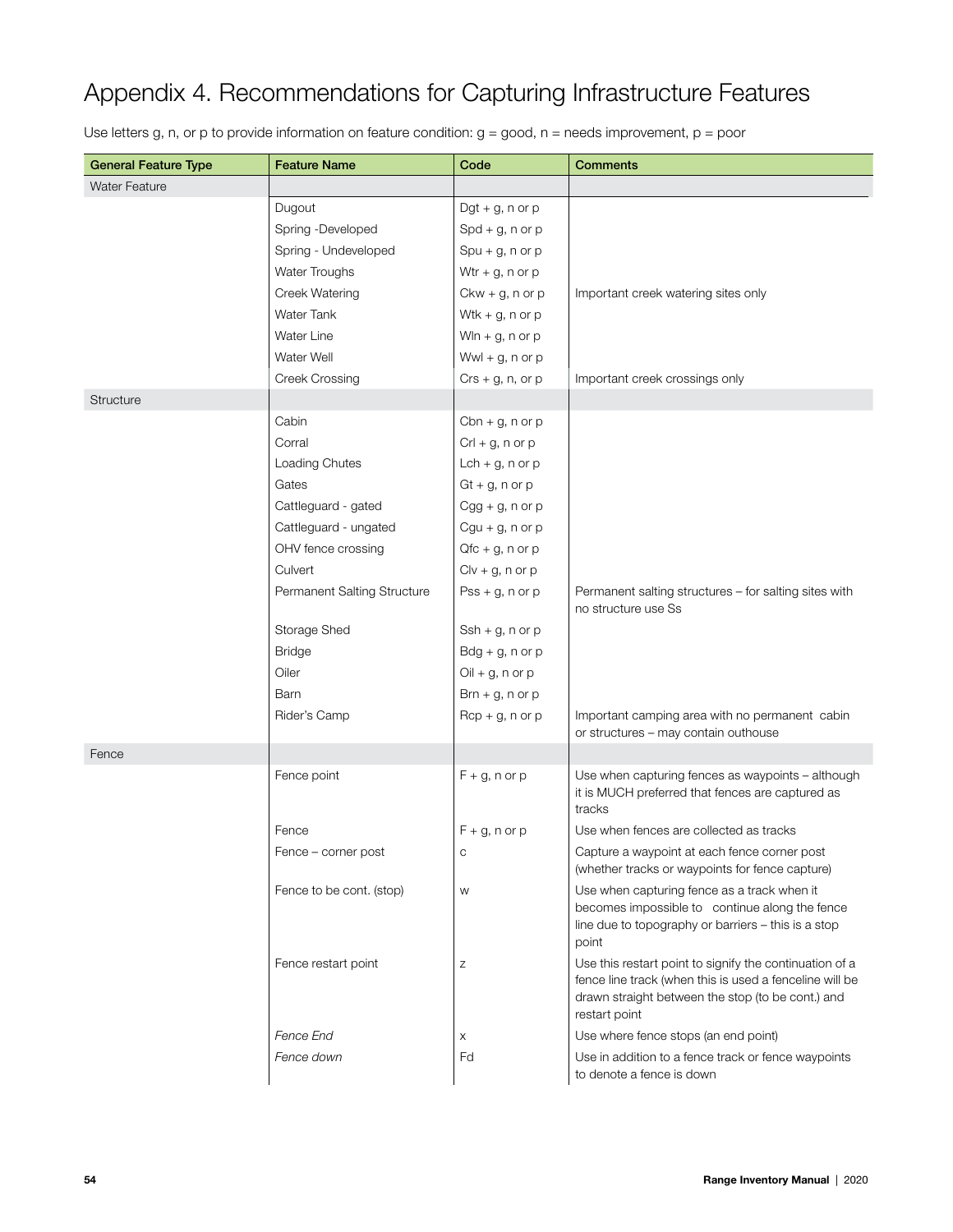# Appendix 4. Recommendations for Capturing Infrastructure Features

Use letters g, n, or p to provide information on feature condition: g = good, n = needs improvement, p = poor

| General Feature Type | Feature Name | Code | Comments |
| --- | --- | --- | --- |
| Water Feature | | | |
| | Dugout | Dgt + g, n or p | |
| | Spring -Developed | Spd + g, n or p | |
| | Spring - Undeveloped | Spu + g, n or p | |
| | Water Troughs | Wtr + g, n or p | |
| | Creek Watering | Ckw + g, n or p | Important creek watering sites only |
| | Water Tank | Wtk + g, n or p | |
| | Water Line | Wln + g, n or p | |
| | Water Well | Wwl + g, n or p | |
| | Creek Crossing | Crs + g, n, or p | Important creek crossings only |
| Structure | | | |
| | Cabin | Cbn + g, n or p | |
| | Corral | Crl + g, n or p | |
| | Loading Chutes | Lch + g, n or p | |
| | Gates | Gt + g, n or p | |
| | Cattleguard - gated | Cgg + g, n or p | |
| | Cattleguard - ungated | Cgu + g, n or p | |
| | OHV fence crossing | Qfc + g, n or p | |
| | Culvert | Clv + g, n or p | |
| | Permanent Salting Structure | Pss + g, n or p | Permanent salting structures – for salting sites with no structure use Ss |
| | Storage Shed | Ssh + g, n or p | |
| | Bridge | Bdg + g, n or p | |
| | Oiler | Oil + g, n or p | |
| | Barn | Brn + g, n or p | |
| | Rider's Camp | Rcp + g, n or p | Important camping area with no permanent cabin or structures – may contain outhouse |
| Fence | | | |
| | Fence point | F + g, n or p | Use when capturing fences as waypoints – although it is MUCH preferred that fences are captured as tracks |
| | Fence | F + g, n or p | Use when fences are collected as tracks |
| | Fence – corner post | c | Capture a waypoint at each fence corner post (whether tracks or waypoints for fence capture) |
| | Fence to be cont. (stop) | w | Use when capturing fence as a track when it becomes impossible to continue along the fence line due to topography or barriers – this is a stop point |
| | Fence restart point | z | Use this restart point to signify the continuation of a fence line track (when this is used a fenceline will be drawn straight between the stop (to be cont.) and restart point |
| | *Fence End* | x | Use where fence stops (an end point) |
| | *Fence down* | Fd | Use in addition to a fence track or fence waypoints to denote a fence is down |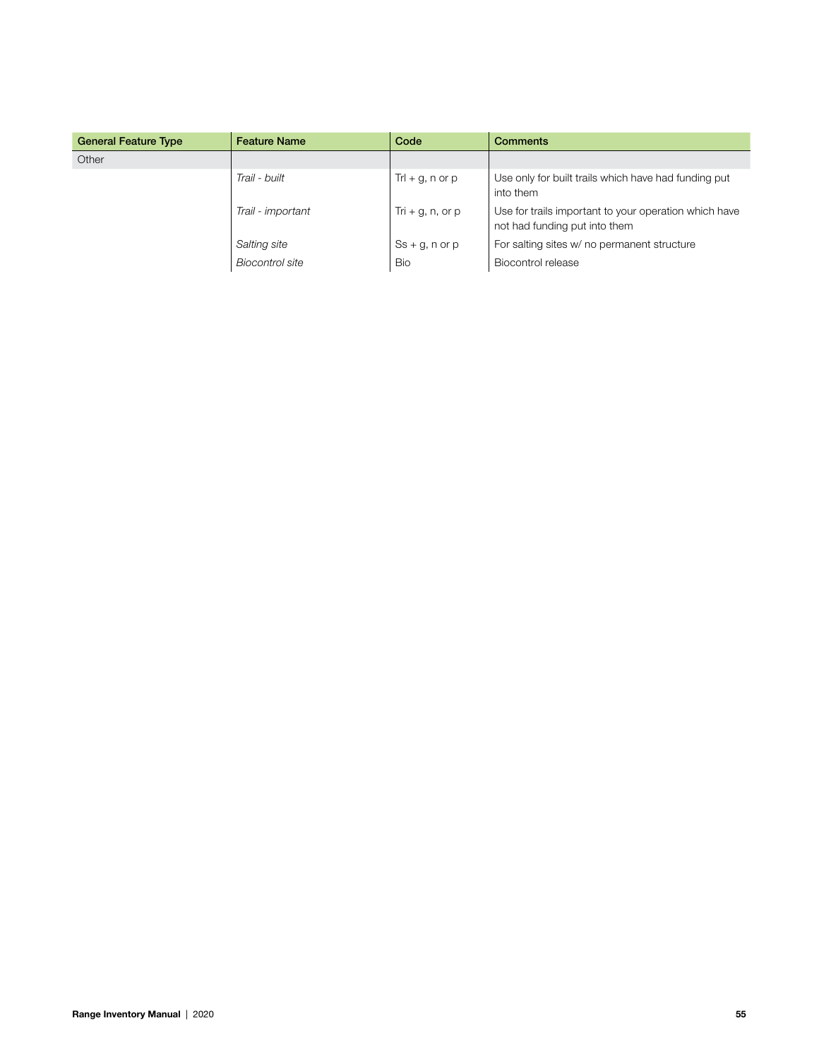| General Feature Type | Feature Name | Code | Comments |
| --- | --- | --- | --- |
| Other | | | |
| | *Trail - built* | Trl + g, n or p | Use only for built trails which have had funding put into them |
| | *Trail - important* | Tri + g, n, or p | Use for trails important to your operation which have not had funding put into them |
| | *Salting site* | Ss + g, n or p | For salting sites w/ no permanent structure |
| | *Biocontrol site* | Bio | Biocontrol release |